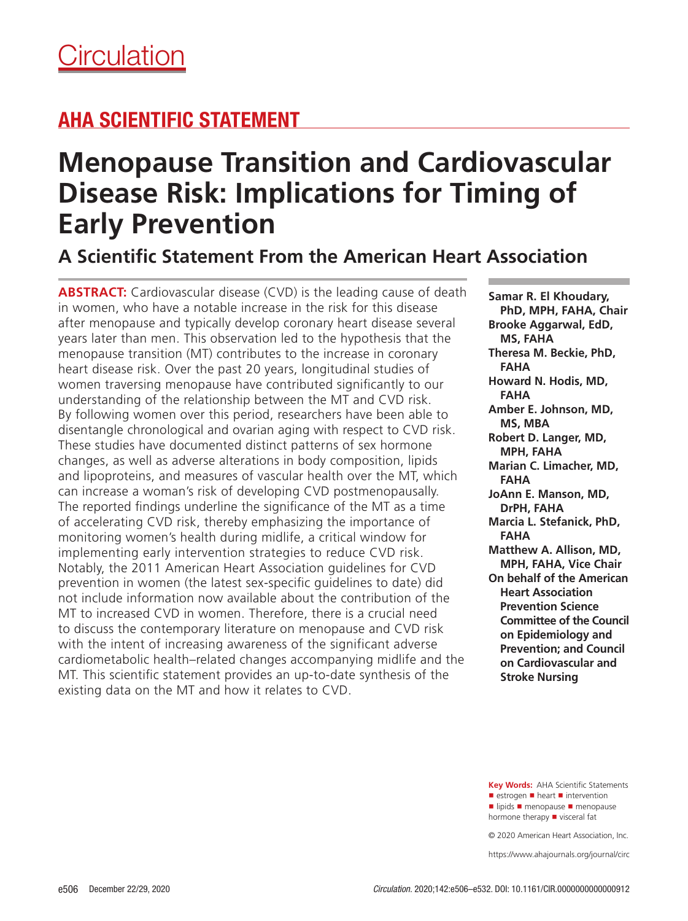Circulation

## AHA SCIENTIFIC STATEMENT

# Menopause Transition and Cardiovascular Disease Risk: Implications for Timing of Early Prevention

## A Scientific Statement From the American Heart Association

**ABSTRACT:** Cardiovascular disease (CVD) is the leading cause of death in women, who have a notable increase in the risk for this disease after menopause and typically develop coronary heart disease several years later than men. This observation led to the hypothesis that the menopause transition (MT) contributes to the increase in coronary heart disease risk. Over the past 20 years, longitudinal studies of women traversing menopause have contributed significantly to our understanding of the relationship between the MT and CVD risk. By following women over this period, researchers have been able to disentangle chronological and ovarian aging with respect to CVD risk. These studies have documented distinct patterns of sex hormone changes, as well as adverse alterations in body composition, lipids and lipoproteins, and measures of vascular health over the MT, which can increase a woman's risk of developing CVD postmenopausally. The reported findings underline the significance of the MT as a time of accelerating CVD risk, thereby emphasizing the importance of monitoring women's health during midlife, a critical window for implementing early intervention strategies to reduce CVD risk. Notably, the 2011 American Heart Association guidelines for CVD prevention in women (the latest sex-specific guidelines to date) did not include information now available about the contribution of the MT to increased CVD in women. Therefore, there is a crucial need to discuss the contemporary literature on menopause and CVD risk with the intent of increasing awareness of the significant adverse cardiometabolic health–related changes accompanying midlife and the MT. This scientific statement provides an up-to-date synthesis of the existing data on the MT and how it relates to CVD.

**Samar R. El Khoudary, PhD, MPH, FAHA, Chair**
**Brooke Aggarwal, EdD, MS, FAHA**
**Theresa M. Beckie, PhD, FAHA**
**Howard N. Hodis, MD, FAHA**
**Amber E. Johnson, MD, MS, MBA**
**Robert D. Langer, MD, MPH, FAHA**
**Marian C. Limacher, MD, FAHA**
**JoAnn E. Manson, MD, DrPH, FAHA**
**Marcia L. Stefanick, PhD, FAHA**
**Matthew A. Allison, MD, MPH, FAHA, Vice Chair**
**On behalf of the American Heart Association Prevention Science Committee of the Council on Epidemiology and Prevention; and Council on Cardiovascular and Stroke Nursing**

**Key Words:** AHA Scientific Statements ■ estrogen ■ heart ■ intervention ■ lipids ■ menopause ■ menopause hormone therapy ■ visceral fat

© 2020 American Heart Association, Inc.

https://www.ahajournals.org/journal/circ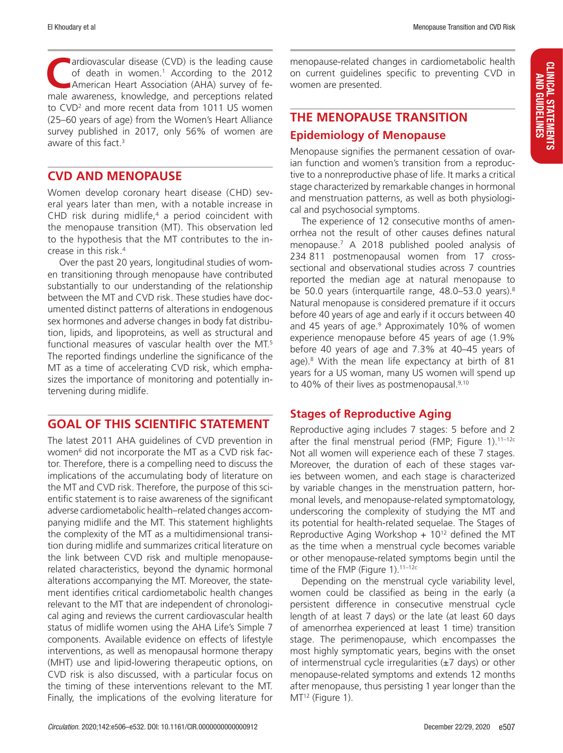Cardiovascular disease (CVD) is the leading cause of death in women.[1] According to the 2012 American Heart Association (AHA) survey of female awareness, knowledge, and perceptions related to CVD[2] and more recent data from 1011 US women (25–60 years of age) from the Women's Heart Alliance survey published in 2017, only 56% of women are aware of this fact.[3]

## CVD AND MENOPAUSE

Women develop coronary heart disease (CHD) several years later than men, with a notable increase in CHD risk during midlife,[4] a period coincident with the menopause transition (MT). This observation led to the hypothesis that the MT contributes to the increase in this risk.[4]

Over the past 20 years, longitudinal studies of women transitioning through menopause have contributed substantially to our understanding of the relationship between the MT and CVD risk. These studies have documented distinct patterns of alterations in endogenous sex hormones and adverse changes in body fat distribution, lipids, and lipoproteins, as well as structural and functional measures of vascular health over the MT.[5] The reported findings underline the significance of the MT as a time of accelerating CVD risk, which emphasizes the importance of monitoring and potentially intervening during midlife.

## GOAL OF THIS SCIENTIFIC STATEMENT

The latest 2011 AHA guidelines of CVD prevention in women[6] did not incorporate the MT as a CVD risk factor. Therefore, there is a compelling need to discuss the implications of the accumulating body of literature on the MT and CVD risk. Therefore, the purpose of this scientific statement is to raise awareness of the significant adverse cardiometabolic health–related changes accompanying midlife and the MT. This statement highlights the complexity of the MT as a multidimensional transition during midlife and summarizes critical literature on the link between CVD risk and multiple menopause-related characteristics, beyond the dynamic hormonal alterations accompanying the MT. Moreover, the statement identifies critical cardiometabolic health changes relevant to the MT that are independent of chronological aging and reviews the current cardiovascular health status of midlife women using the AHA Life's Simple 7 components. Available evidence on effects of lifestyle interventions, as well as menopausal hormone therapy (MHT) use and lipid-lowering therapeutic options, on CVD risk is also discussed, with a particular focus on the timing of these interventions relevant to the MT. Finally, the implications of the evolving literature for menopause-related changes in cardiometabolic health on current guidelines specific to preventing CVD in women are presented.

## THE MENOPAUSE TRANSITION

### Epidemiology of Menopause

Menopause signifies the permanent cessation of ovarian function and women's transition from a reproductive to a nonreproductive phase of life. It marks a critical stage characterized by remarkable changes in hormonal and menstruation patterns, as well as both physiological and psychosocial symptoms.

The experience of 12 consecutive months of amenorrhea not the result of other causes defines natural menopause.[7] A 2018 published pooled analysis of 234 811 postmenopausal women from 17 cross-sectional and observational studies across 7 countries reported the median age at natural menopause to be 50.0 years (interquartile range, 48.0–53.0 years).[8] Natural menopause is considered premature if it occurs before 40 years of age and early if it occurs between 40 and 45 years of age.[9] Approximately 10% of women experience menopause before 45 years of age (1.9% before 40 years of age and 7.3% at 40–45 years of age).[8] With the mean life expectancy at birth of 81 years for a US woman, many US women will spend up to 40% of their lives as postmenopausal.[9,10]

### Stages of Reproductive Aging

Reproductive aging includes 7 stages: 5 before and 2 after the final menstrual period (FMP; Figure 1).[11–12c] Not all women will experience each of these 7 stages. Moreover, the duration of each of these stages varies between women, and each stage is characterized by variable changes in the menstruation pattern, hormonal levels, and menopause-related symptomatology, underscoring the complexity of studying the MT and its potential for health-related sequelae. The Stages of Reproductive Aging Workshop + 10[12] defined the MT as the time when a menstrual cycle becomes variable or other menopause-related symptoms begin until the time of the FMP (Figure 1).[11–12c]

Depending on the menstrual cycle variability level, women could be classified as being in the early (a persistent difference in consecutive menstrual cycle length of at least 7 days) or the late (at least 60 days of amenorrhea experienced at least 1 time) transition stage. The perimenopause, which encompasses the most highly symptomatic years, begins with the onset of intermenstrual cycle irregularities (±7 days) or other menopause-related symptoms and extends 12 months after menopause, thus persisting 1 year longer than the MT[12] (Figure 1).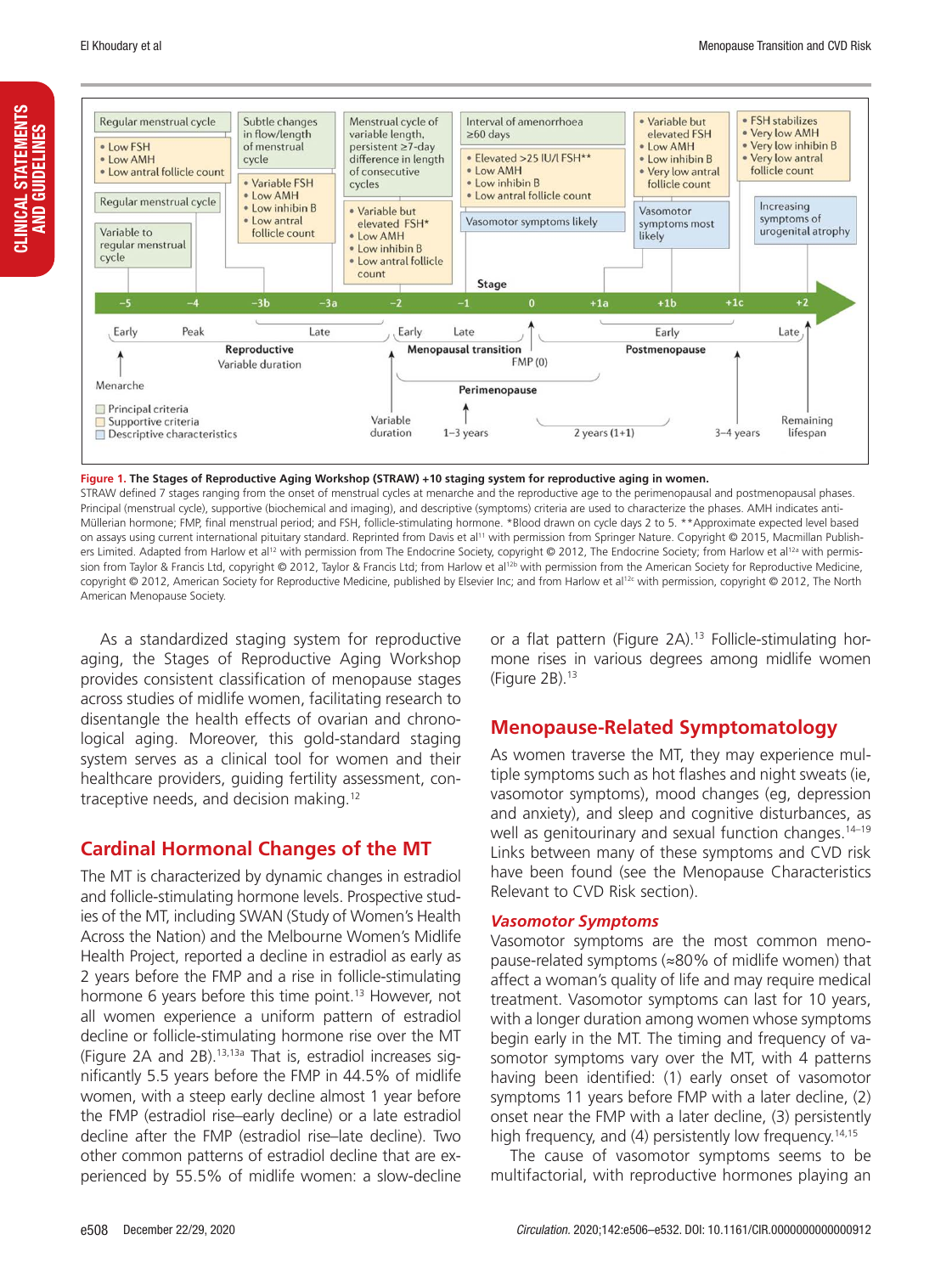| Stage | −5 | −4 | −3b | −3a | −2 | −1 | +1a | +1b | +1c | +2 |
|---|---|---|---|---|---|---|---|---|---|---|
| Terminology | Reproductive | | | | Menopausal transition | | Postmenopause | | | |
| | Early | Peak | Late | | Early | Late | Early | | | Late |
| | | | | | Perimenopause | | | | | |
| Duration | Variable | | | | Variable | 1–3 years | 2 years (1+1) | | 3–4 years | Remaining lifespan |
| **Principal criteria** | | | | | | | | | | |
| Menstrual cycle | Variable to regular menstrual cycle | Regular menstrual cycle | Regular menstrual cycle | Subtle changes in flow/length of menstrual cycle | Menstrual cycle of variable length, persistent ≥7-day difference in length of consecutive cycles | Interval of amenorrhoea ≥60 days | | | | |
| **Supportive criteria** | | | | | | | | | | |
| Endocrine / antral follicle count | | | • Low FSH<br>• Low AMH<br>• Low antral follicle count | • Variable FSH<br>• Low AMH<br>• Low inhibin B<br>• Low antral follicle count | • Variable but elevated FSH*<br>• Low AMH<br>• Low inhibin B<br>• Low antral follicle count | • Elevated >25 IU/l FSH**<br>• Low AMH<br>• Low inhibin B<br>• Low antral follicle count | • Variable but elevated FSH<br>• Low AMH<br>• Low inhibin B<br>• Very low antral follicle count | | • FSH stabilizes<br>• Very low AMH<br>• Very low inhibin B<br>• Very low antral follicle count | |
| **Descriptive characteristics** | | | | | | | | | | |
| Symptoms | | | | | | Vasomotor symptoms likely | Vasomotor symptoms most likely | | | Increasing symptoms of urogenital atrophy |

Menarche precedes stage −5; FMP (0) marks stage 0.

Principal criteria; Supportive criteria; Descriptive characteristics.

**Figure 1. The Stages of Reproductive Aging Workshop (STRAW) +10 staging system for reproductive aging in women.**
STRAW defined 7 stages ranging from the onset of menstrual cycles at menarche and the reproductive age to the perimenopausal and postmenopausal phases. Principal (menstrual cycle), supportive (biochemical and imaging), and descriptive (symptoms) criteria are used to characterize the phases. AMH indicates anti-Müllerian hormone; FMP, final menstrual period; and FSH, follicle-stimulating hormone. *Blood drawn on cycle days 2 to 5. **Approximate expected level based on assays using current international pituitary standard. Reprinted from Davis et al[11] with permission from Springer Nature. Copyright © 2015, Macmillan Publishers Limited. Adapted from Harlow et al[12] with permission from The Endocrine Society, copyright © 2012, The Endocrine Society; from Harlow et al[12a] with permission from Taylor & Francis Ltd, copyright © 2012, Taylor & Francis Ltd; from Harlow et al[12b] with permission from the American Society for Reproductive Medicine, copyright © 2012, American Society for Reproductive Medicine, published by Elsevier Inc; and from Harlow et al[12c] with permission, copyright © 2012, The North American Menopause Society.

As a standardized staging system for reproductive aging, the Stages of Reproductive Aging Workshop provides consistent classification of menopause stages across studies of midlife women, facilitating research to disentangle the health effects of ovarian and chronological aging. Moreover, this gold-standard staging system serves as a clinical tool for women and their healthcare providers, guiding fertility assessment, contraceptive needs, and decision making.[12]

## Cardinal Hormonal Changes of the MT

The MT is characterized by dynamic changes in estradiol and follicle-stimulating hormone levels. Prospective studies of the MT, including SWAN (Study of Women's Health Across the Nation) and the Melbourne Women's Midlife Health Project, reported a decline in estradiol as early as 2 years before the FMP and a rise in follicle-stimulating hormone 6 years before this time point.[13] However, not all women experience a uniform pattern of estradiol decline or follicle-stimulating hormone rise over the MT (Figure 2A and 2B).[13,13a] That is, estradiol increases significantly 5.5 years before the FMP in 44.5% of midlife women, with a steep early decline almost 1 year before the FMP (estradiol rise–early decline) or a late estradiol decline after the FMP (estradiol rise–late decline). Two other common patterns of estradiol decline that are experienced by 55.5% of midlife women: a slow-decline or a flat pattern (Figure 2A).[13] Follicle-stimulating hormone rises in various degrees among midlife women (Figure 2B).[13]

## Menopause-Related Symptomatology

As women traverse the MT, they may experience multiple symptoms such as hot flashes and night sweats (ie, vasomotor symptoms), mood changes (eg, depression and anxiety), and sleep and cognitive disturbances, as well as genitourinary and sexual function changes.[14–19] Links between many of these symptoms and CVD risk have been found (see the Menopause Characteristics Relevant to CVD Risk section).

### *Vasomotor Symptoms*

Vasomotor symptoms are the most common menopause-related symptoms (≈80% of midlife women) that affect a woman's quality of life and may require medical treatment. Vasomotor symptoms can last for 10 years, with a longer duration among women whose symptoms begin early in the MT. The timing and frequency of vasomotor symptoms vary over the MT, with 4 patterns having been identified: (1) early onset of vasomotor symptoms 11 years before FMP with a later decline, (2) onset near the FMP with a later decline, (3) persistently high frequency, and (4) persistently low frequency.[14,15]

The cause of vasomotor symptoms seems to be multifactorial, with reproductive hormones playing an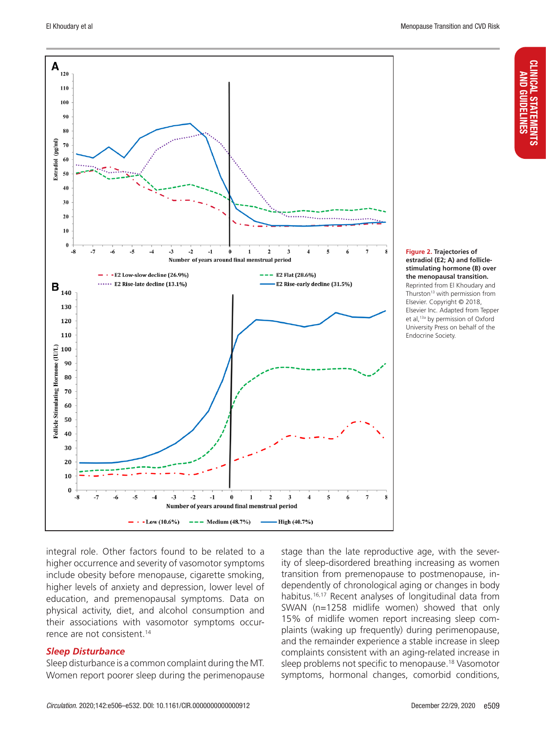**Figure 2. Trajectories of estradiol (E2; A) and follicle-stimulating hormone (B) over the menopausal transition.** Reprinted from El Khoudary and Thurston[13] with permission from Elsevier. Copyright © 2018, Elsevier Inc. Adapted from Tepper et al,[13a] by permission of Oxford University Press on behalf of the Endocrine Society.

integral role. Other factors found to be related to a higher occurrence and severity of vasomotor symptoms include obesity before menopause, cigarette smoking, higher levels of anxiety and depression, lower level of education, and premenopausal symptoms. Data on physical activity, diet, and alcohol consumption and their associations with vasomotor symptoms occurrence are not consistent.[14]

### *Sleep Disturbance*

Sleep disturbance is a common complaint during the MT. Women report poorer sleep during the perimenopause stage than the late reproductive age, with the severity of sleep-disordered breathing increasing as women transition from premenopause to postmenopause, independently of chronological aging or changes in body habitus.[16,17] Recent analyses of longitudinal data from SWAN (n=1258 midlife women) showed that only 15% of midlife women report increasing sleep complaints (waking up frequently) during perimenopause, and the remainder experience a stable increase in sleep complaints consistent with an aging-related increase in sleep problems not specific to menopause.[18] Vasomotor symptoms, hormonal changes, comorbid conditions,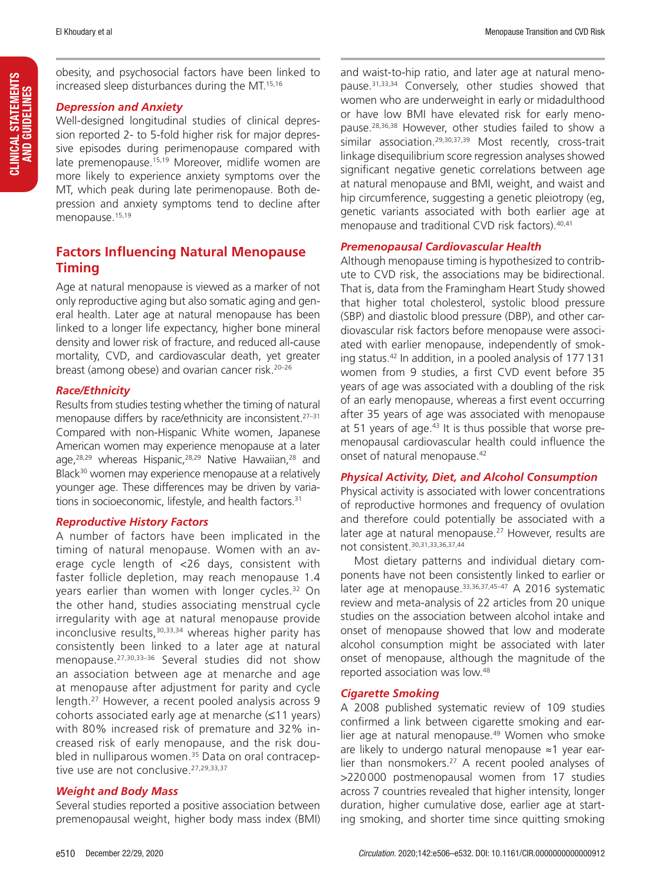obesity, and psychosocial factors have been linked to increased sleep disturbances during the MT.[15,16]

### Depression and Anxiety

Well-designed longitudinal studies of clinical depression reported 2- to 5-fold higher risk for major depressive episodes during perimenopause compared with late premenopause.[15,19] Moreover, midlife women are more likely to experience anxiety symptoms over the MT, which peak during late perimenopause. Both depression and anxiety symptoms tend to decline after menopause.[15,19]

## Factors Influencing Natural Menopause Timing

Age at natural menopause is viewed as a marker of not only reproductive aging but also somatic aging and general health. Later age at natural menopause has been linked to a longer life expectancy, higher bone mineral density and lower risk of fracture, and reduced all-cause mortality, CVD, and cardiovascular death, yet greater breast (among obese) and ovarian cancer risk.[20–26]

### Race/Ethnicity

Results from studies testing whether the timing of natural menopause differs by race/ethnicity are inconsistent.[27–31] Compared with non-Hispanic White women, Japanese American women may experience menopause at a later age,[28,29] whereas Hispanic,[28,29] Native Hawaiian,[28] and Black[30] women may experience menopause at a relatively younger age. These differences may be driven by variations in socioeconomic, lifestyle, and health factors.[31]

### Reproductive History Factors

A number of factors have been implicated in the timing of natural menopause. Women with an average cycle length of <26 days, consistent with faster follicle depletion, may reach menopause 1.4 years earlier than women with longer cycles.[32] On the other hand, studies associating menstrual cycle irregularity with age at natural menopause provide inconclusive results,[30,33,34] whereas higher parity has consistently been linked to a later age at natural menopause.[27,30,33–36] Several studies did not show an association between age at menarche and age at menopause after adjustment for parity and cycle length.[27] However, a recent pooled analysis across 9 cohorts associated early age at menarche (≤11 years) with 80% increased risk of premature and 32% increased risk of early menopause, and the risk doubled in nulliparous women.[35] Data on oral contraceptive use are not conclusive.[27,29,33,37]

### Weight and Body Mass

Several studies reported a positive association between premenopausal weight, higher body mass index (BMI) and waist-to-hip ratio, and later age at natural menopause.[31,33,34] Conversely, other studies showed that women who are underweight in early or midadulthood or have low BMI have elevated risk for early menopause.[28,36,38] However, other studies failed to show a similar association.[29,30,37,39] Most recently, cross-trait linkage disequilibrium score regression analyses showed significant negative genetic correlations between age at natural menopause and BMI, weight, and waist and hip circumference, suggesting a genetic pleiotropy (eg, genetic variants associated with both earlier age at menopause and traditional CVD risk factors).[40,41]

### Premenopausal Cardiovascular Health

Although menopause timing is hypothesized to contribute to CVD risk, the associations may be bidirectional. That is, data from the Framingham Heart Study showed that higher total cholesterol, systolic blood pressure (SBP) and diastolic blood pressure (DBP), and other cardiovascular risk factors before menopause were associated with earlier menopause, independently of smoking status.[42] In addition, in a pooled analysis of 177 131 women from 9 studies, a first CVD event before 35 years of age was associated with a doubling of the risk of an early menopause, whereas a first event occurring after 35 years of age was associated with menopause at 51 years of age.[43] It is thus possible that worse premenopausal cardiovascular health could influence the onset of natural menopause.[42]

### Physical Activity, Diet, and Alcohol Consumption

Physical activity is associated with lower concentrations of reproductive hormones and frequency of ovulation and therefore could potentially be associated with a later age at natural menopause.[27] However, results are not consistent.[30,31,33,36,37,44]

Most dietary patterns and individual dietary components have not been consistently linked to earlier or later age at menopause.[33,36,37,45–47] A 2016 systematic review and meta-analysis of 22 articles from 20 unique studies on the association between alcohol intake and onset of menopause showed that low and moderate alcohol consumption might be associated with later onset of menopause, although the magnitude of the reported association was low.[48]

### Cigarette Smoking

A 2008 published systematic review of 109 studies confirmed a link between cigarette smoking and earlier age at natural menopause.[49] Women who smoke are likely to undergo natural menopause ≈1 year earlier than nonsmokers.[27] A recent pooled analyses of >220 000 postmenopausal women from 17 studies across 7 countries revealed that higher intensity, longer duration, higher cumulative dose, earlier age at starting smoking, and shorter time since quitting smoking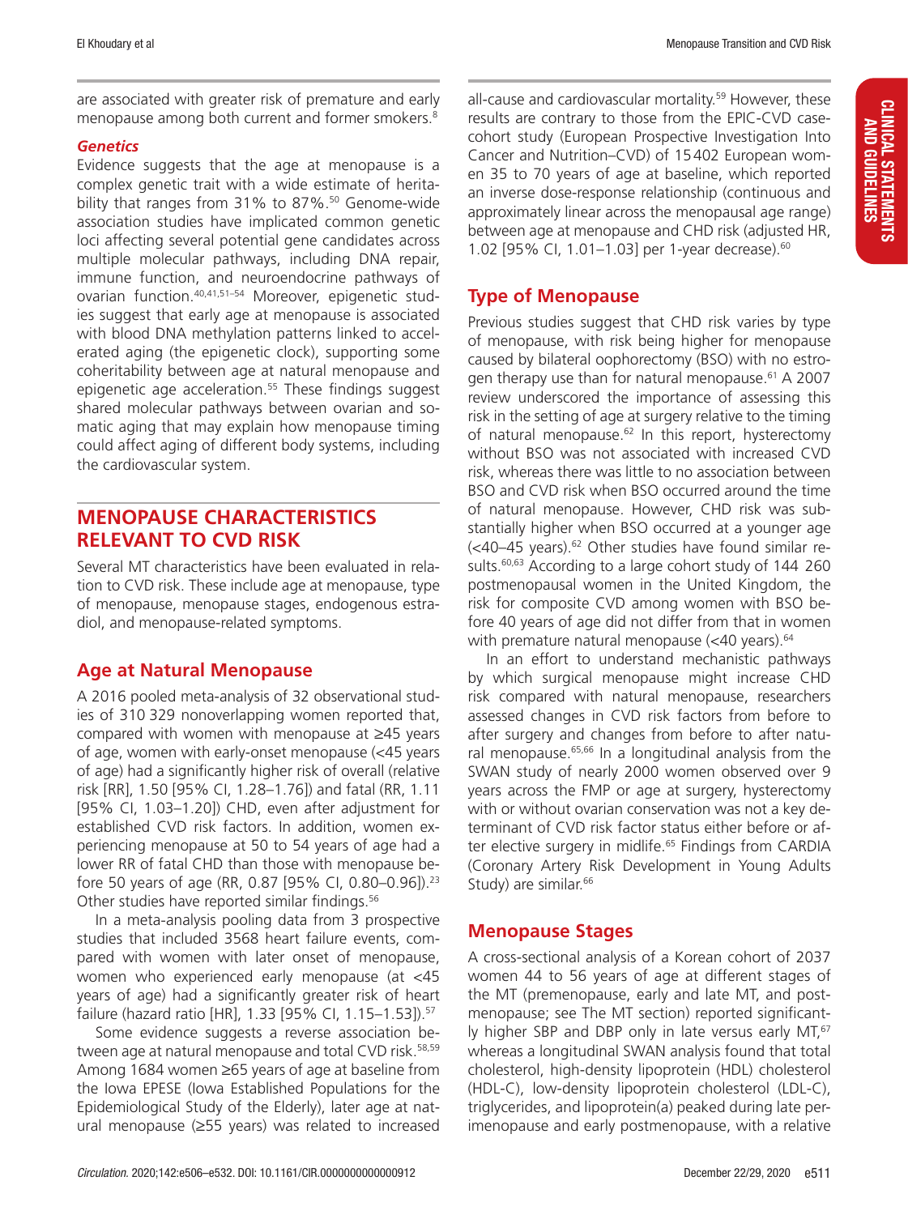are associated with greater risk of premature and early menopause among both current and former smokers.[8]

### *Genetics*

Evidence suggests that the age at menopause is a complex genetic trait with a wide estimate of heritability that ranges from 31% to 87%.[50] Genome-wide association studies have implicated common genetic loci affecting several potential gene candidates across multiple molecular pathways, including DNA repair, immune function, and neuroendocrine pathways of ovarian function.[40,41,51–54] Moreover, epigenetic studies suggest that early age at menopause is associated with blood DNA methylation patterns linked to accelerated aging (the epigenetic clock), supporting some coheritability between age at natural menopause and epigenetic age acceleration.[55] These findings suggest shared molecular pathways between ovarian and somatic aging that may explain how menopause timing could affect aging of different body systems, including the cardiovascular system.

## MENOPAUSE CHARACTERISTICS RELEVANT TO CVD RISK

Several MT characteristics have been evaluated in relation to CVD risk. These include age at menopause, type of menopause, menopause stages, endogenous estradiol, and menopause-related symptoms.

### Age at Natural Menopause

A 2016 pooled meta-analysis of 32 observational studies of 310 329 nonoverlapping women reported that, compared with women with menopause at ≥45 years of age, women with early-onset menopause (<45 years of age) had a significantly higher risk of overall (relative risk [RR], 1.50 [95% CI, 1.28–1.76]) and fatal (RR, 1.11 [95% CI, 1.03–1.20]) CHD, even after adjustment for established CVD risk factors. In addition, women experiencing menopause at 50 to 54 years of age had a lower RR of fatal CHD than those with menopause before 50 years of age (RR, 0.87 [95% CI, 0.80–0.96]).[23] Other studies have reported similar findings.[56]

In a meta-analysis pooling data from 3 prospective studies that included 3568 heart failure events, compared with women with later onset of menopause, women who experienced early menopause (at <45 years of age) had a significantly greater risk of heart failure (hazard ratio [HR], 1.33 [95% CI, 1.15–1.53]).[57]

Some evidence suggests a reverse association between age at natural menopause and total CVD risk.[58,59] Among 1684 women ≥65 years of age at baseline from the Iowa EPESE (Iowa Established Populations for the Epidemiological Study of the Elderly), later age at natural menopause (≥55 years) was related to increased all-cause and cardiovascular mortality.[59] However, these results are contrary to those from the EPIC-CVD case-cohort study (European Prospective Investigation Into Cancer and Nutrition–CVD) of 15 402 European women 35 to 70 years of age at baseline, which reported an inverse dose-response relationship (continuous and approximately linear across the menopausal age range) between age at menopause and CHD risk (adjusted HR, 1.02 [95% CI, 1.01–1.03] per 1-year decrease).[60]

### Type of Menopause

Previous studies suggest that CHD risk varies by type of menopause, with risk being higher for menopause caused by bilateral oophorectomy (BSO) with no estrogen therapy use than for natural menopause.[61] A 2007 review underscored the importance of assessing this risk in the setting of age at surgery relative to the timing of natural menopause.[62] In this report, hysterectomy without BSO was not associated with increased CVD risk, whereas there was little to no association between BSO and CVD risk when BSO occurred around the time of natural menopause. However, CHD risk was substantially higher when BSO occurred at a younger age (<40–45 years).[62] Other studies have found similar results.[60,63] According to a large cohort study of 144 260 postmenopausal women in the United Kingdom, the risk for composite CVD among women with BSO before 40 years of age did not differ from that in women with premature natural menopause (<40 years).[64]

In an effort to understand mechanistic pathways by which surgical menopause might increase CHD risk compared with natural menopause, researchers assessed changes in CVD risk factors from before to after surgery and changes from before to after natural menopause.[65,66] In a longitudinal analysis from the SWAN study of nearly 2000 women observed over 9 years across the FMP or age at surgery, hysterectomy with or without ovarian conservation was not a key determinant of CVD risk factor status either before or after elective surgery in midlife.[65] Findings from CARDIA (Coronary Artery Risk Development in Young Adults Study) are similar.[66]

### Menopause Stages

A cross-sectional analysis of a Korean cohort of 2037 women 44 to 56 years of age at different stages of the MT (premenopause, early and late MT, and postmenopause; see The MT section) reported significantly higher SBP and DBP only in late versus early MT,[67] whereas a longitudinal SWAN analysis found that total cholesterol, high-density lipoprotein (HDL) cholesterol (HDL-C), low-density lipoprotein cholesterol (LDL-C), triglycerides, and lipoprotein(a) peaked during late perimenopause and early postmenopause, with a relative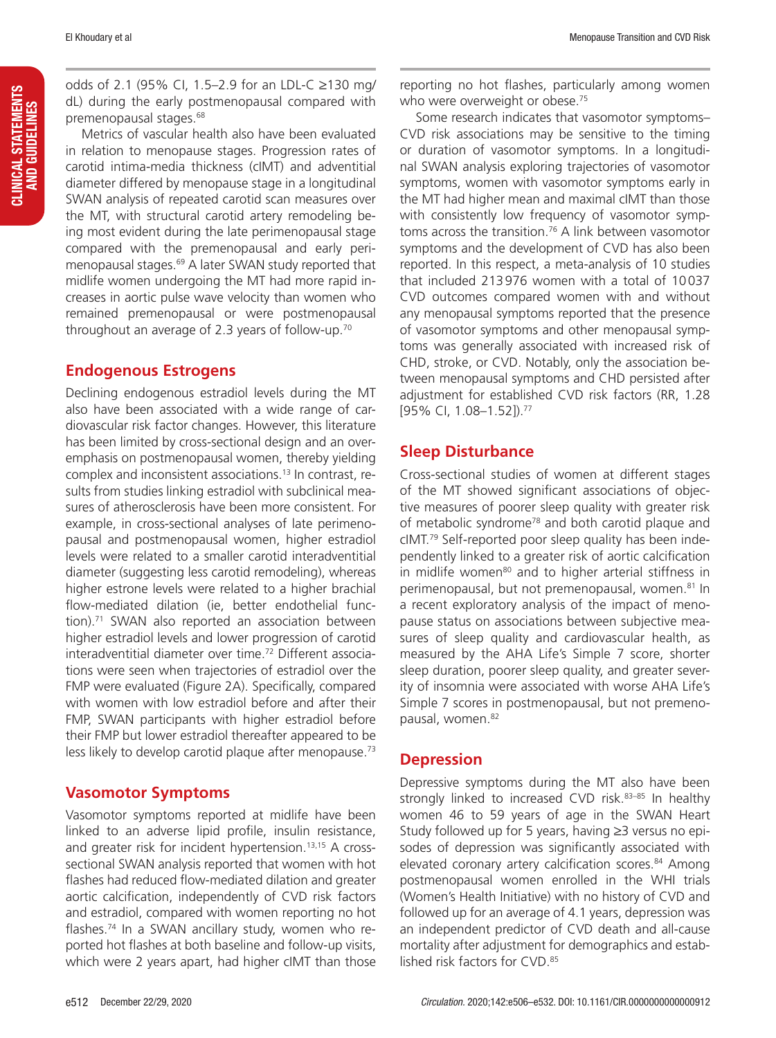odds of 2.1 (95% CI, 1.5–2.9 for an LDL-C ≥130 mg/dL) during the early postmenopausal compared with premenopausal stages.[68]

Metrics of vascular health also have been evaluated in relation to menopause stages. Progression rates of carotid intima-media thickness (cIMT) and adventitial diameter differed by menopause stage in a longitudinal SWAN analysis of repeated carotid scan measures over the MT, with structural carotid artery remodeling being most evident during the late perimenopausal stage compared with the premenopausal and early perimenopausal stages.[69] A later SWAN study reported that midlife women undergoing the MT had more rapid increases in aortic pulse wave velocity than women who remained premenopausal or were postmenopausal throughout an average of 2.3 years of follow-up.[70]

## Endogenous Estrogens

Declining endogenous estradiol levels during the MT also have been associated with a wide range of cardiovascular risk factor changes. However, this literature has been limited by cross-sectional design and an overemphasis on postmenopausal women, thereby yielding complex and inconsistent associations.[13] In contrast, results from studies linking estradiol with subclinical measures of atherosclerosis have been more consistent. For example, in cross-sectional analyses of late perimenopausal and postmenopausal women, higher estradiol levels were related to a smaller carotid interadventitial diameter (suggesting less carotid remodeling), whereas higher estrone levels were related to a higher brachial flow-mediated dilation (ie, better endothelial function).[71] SWAN also reported an association between higher estradiol levels and lower progression of carotid interadventitial diameter over time.[72] Different associations were seen when trajectories of estradiol over the FMP were evaluated (Figure 2A). Specifically, compared with women with low estradiol before and after their FMP, SWAN participants with higher estradiol before their FMP but lower estradiol thereafter appeared to be less likely to develop carotid plaque after menopause.[73]

## Vasomotor Symptoms

Vasomotor symptoms reported at midlife have been linked to an adverse lipid profile, insulin resistance, and greater risk for incident hypertension.[13,15] A cross-sectional SWAN analysis reported that women with hot flashes had reduced flow-mediated dilation and greater aortic calcification, independently of CVD risk factors and estradiol, compared with women reporting no hot flashes.[74] In a SWAN ancillary study, women who reported hot flashes at both baseline and follow-up visits, which were 2 years apart, had higher cIMT than those reporting no hot flashes, particularly among women who were overweight or obese.[75]

Some research indicates that vasomotor symptoms–CVD risk associations may be sensitive to the timing or duration of vasomotor symptoms. In a longitudinal SWAN analysis exploring trajectories of vasomotor symptoms, women with vasomotor symptoms early in the MT had higher mean and maximal cIMT than those with consistently low frequency of vasomotor symptoms across the transition.[76] A link between vasomotor symptoms and the development of CVD has also been reported. In this respect, a meta-analysis of 10 studies that included 213976 women with a total of 10037 CVD outcomes compared women with and without any menopausal symptoms reported that the presence of vasomotor symptoms and other menopausal symptoms was generally associated with increased risk of CHD, stroke, or CVD. Notably, only the association between menopausal symptoms and CHD persisted after adjustment for established CVD risk factors (RR, 1.28 [95% CI, 1.08–1.52]).[77]

## Sleep Disturbance

Cross-sectional studies of women at different stages of the MT showed significant associations of objective measures of poorer sleep quality with greater risk of metabolic syndrome[78] and both carotid plaque and cIMT.[79] Self-reported poor sleep quality has been independently linked to a greater risk of aortic calcification in midlife women[80] and to higher arterial stiffness in perimenopausal, but not premenopausal, women.[81] In a recent exploratory analysis of the impact of menopause status on associations between subjective measures of sleep quality and cardiovascular health, as measured by the AHA Life's Simple 7 score, shorter sleep duration, poorer sleep quality, and greater severity of insomnia were associated with worse AHA Life's Simple 7 scores in postmenopausal, but not premenopausal, women.[82]

## Depression

Depressive symptoms during the MT also have been strongly linked to increased CVD risk.[83–85] In healthy women 46 to 59 years of age in the SWAN Heart Study followed up for 5 years, having ≥3 versus no episodes of depression was significantly associated with elevated coronary artery calcification scores.[84] Among postmenopausal women enrolled in the WHI trials (Women's Health Initiative) with no history of CVD and followed up for an average of 4.1 years, depression was an independent predictor of CVD death and all-cause mortality after adjustment for demographics and established risk factors for CVD.[85]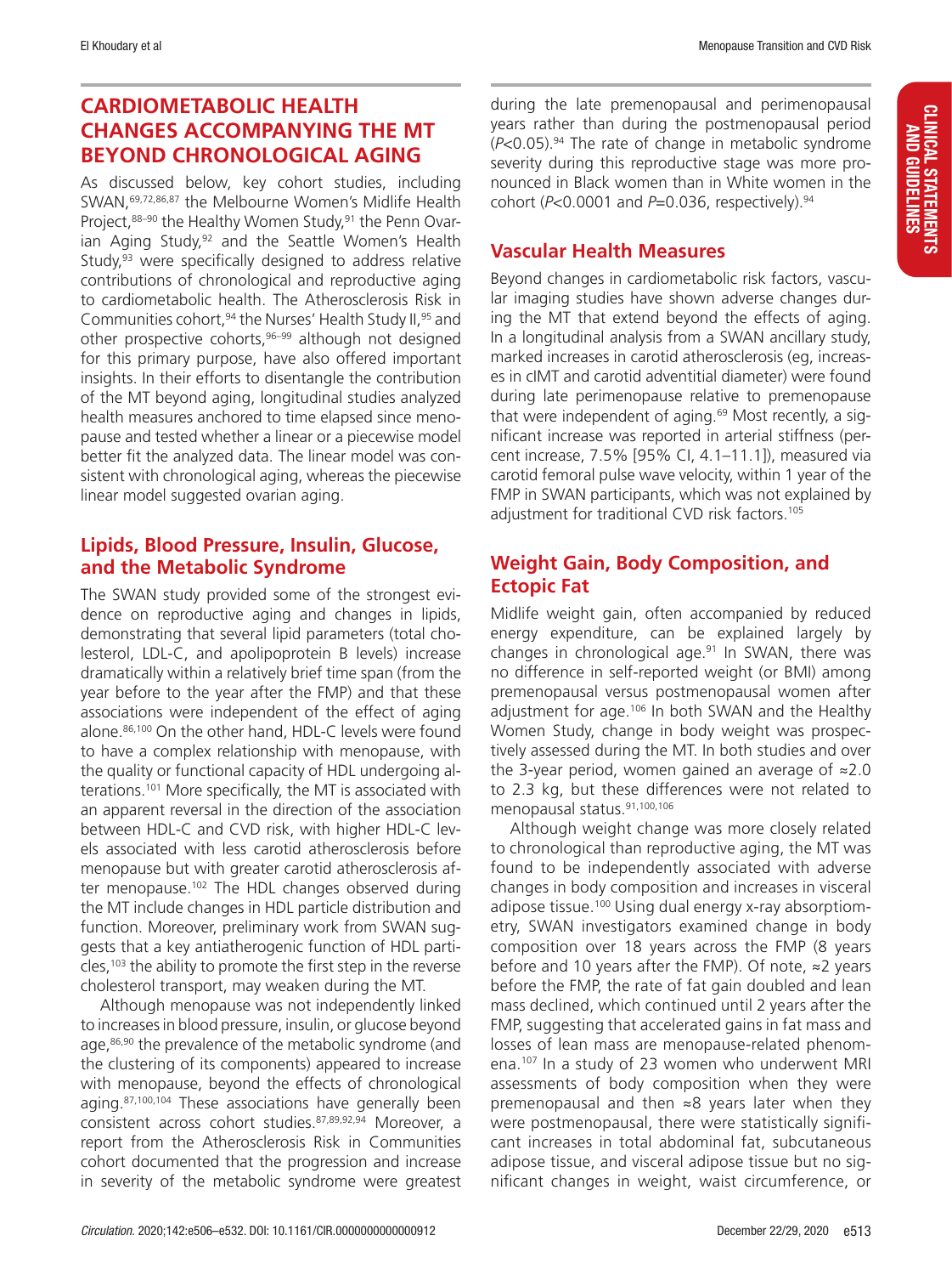## CARDIOMETABOLIC HEALTH CHANGES ACCOMPANYING THE MT BEYOND CHRONOLOGICAL AGING

As discussed below, key cohort studies, including SWAN,[69,72,86,87] the Melbourne Women's Midlife Health Project,[88–90] the Healthy Women Study,[91] the Penn Ovarian Aging Study,[92] and the Seattle Women's Health Study,[93] were specifically designed to address relative contributions of chronological and reproductive aging to cardiometabolic health. The Atherosclerosis Risk in Communities cohort,[94] the Nurses' Health Study II,[95] and other prospective cohorts,[96–99] although not designed for this primary purpose, have also offered important insights. In their efforts to disentangle the contribution of the MT beyond aging, longitudinal studies analyzed health measures anchored to time elapsed since menopause and tested whether a linear or a piecewise model better fit the analyzed data. The linear model was consistent with chronological aging, whereas the piecewise linear model suggested ovarian aging.

### Lipids, Blood Pressure, Insulin, Glucose, and the Metabolic Syndrome

The SWAN study provided some of the strongest evidence on reproductive aging and changes in lipids, demonstrating that several lipid parameters (total cholesterol, LDL-C, and apolipoprotein B levels) increase dramatically within a relatively brief time span (from the year before to the year after the FMP) and that these associations were independent of the effect of aging alone.[86,100] On the other hand, HDL-C levels were found to have a complex relationship with menopause, with the quality or functional capacity of HDL undergoing alterations.[101] More specifically, the MT is associated with an apparent reversal in the direction of the association between HDL-C and CVD risk, with higher HDL-C levels associated with less carotid atherosclerosis before menopause but with greater carotid atherosclerosis after menopause.[102] The HDL changes observed during the MT include changes in HDL particle distribution and function. Moreover, preliminary work from SWAN suggests that a key antiatherogenic function of HDL particles,[103] the ability to promote the first step in the reverse cholesterol transport, may weaken during the MT.

Although menopause was not independently linked to increases in blood pressure, insulin, or glucose beyond age,[86,90] the prevalence of the metabolic syndrome (and the clustering of its components) appeared to increase with menopause, beyond the effects of chronological aging.[87,100,104] These associations have generally been consistent across cohort studies.[87,89,92,94] Moreover, a report from the Atherosclerosis Risk in Communities cohort documented that the progression and increase in severity of the metabolic syndrome were greatest during the late premenopausal and perimenopausal years rather than during the postmenopausal period ($P<0.05$).[94] The rate of change in metabolic syndrome severity during this reproductive stage was more pronounced in Black women than in White women in the cohort ($P<0.0001$ and $P=0.036$, respectively).[94]

### Vascular Health Measures

Beyond changes in cardiometabolic risk factors, vascular imaging studies have shown adverse changes during the MT that extend beyond the effects of aging. In a longitudinal analysis from a SWAN ancillary study, marked increases in carotid atherosclerosis (eg, increases in cIMT and carotid adventitial diameter) were found during late perimenopause relative to premenopause that were independent of aging.[69] Most recently, a significant increase was reported in arterial stiffness (percent increase, 7.5% [95% CI, 4.1–11.1]), measured via carotid femoral pulse wave velocity, within 1 year of the FMP in SWAN participants, which was not explained by adjustment for traditional CVD risk factors.[105]

### Weight Gain, Body Composition, and Ectopic Fat

Midlife weight gain, often accompanied by reduced energy expenditure, can be explained largely by changes in chronological age.[91] In SWAN, there was no difference in self-reported weight (or BMI) among premenopausal versus postmenopausal women after adjustment for age.[106] In both SWAN and the Healthy Women Study, change in body weight was prospectively assessed during the MT. In both studies and over the 3-year period, women gained an average of ≈2.0 to 2.3 kg, but these differences were not related to menopausal status.[91,100,106]

Although weight change was more closely related to chronological than reproductive aging, the MT was found to be independently associated with adverse changes in body composition and increases in visceral adipose tissue.[100] Using dual energy x-ray absorptiometry, SWAN investigators examined change in body composition over 18 years across the FMP (8 years before and 10 years after the FMP). Of note, ≈2 years before the FMP, the rate of fat gain doubled and lean mass declined, which continued until 2 years after the FMP, suggesting that accelerated gains in fat mass and losses of lean mass are menopause-related phenomena.[107] In a study of 23 women who underwent MRI assessments of body composition when they were premenopausal and then ≈8 years later when they were postmenopausal, there were statistically significant increases in total abdominal fat, subcutaneous adipose tissue, and visceral adipose tissue but no significant changes in weight, waist circumference, or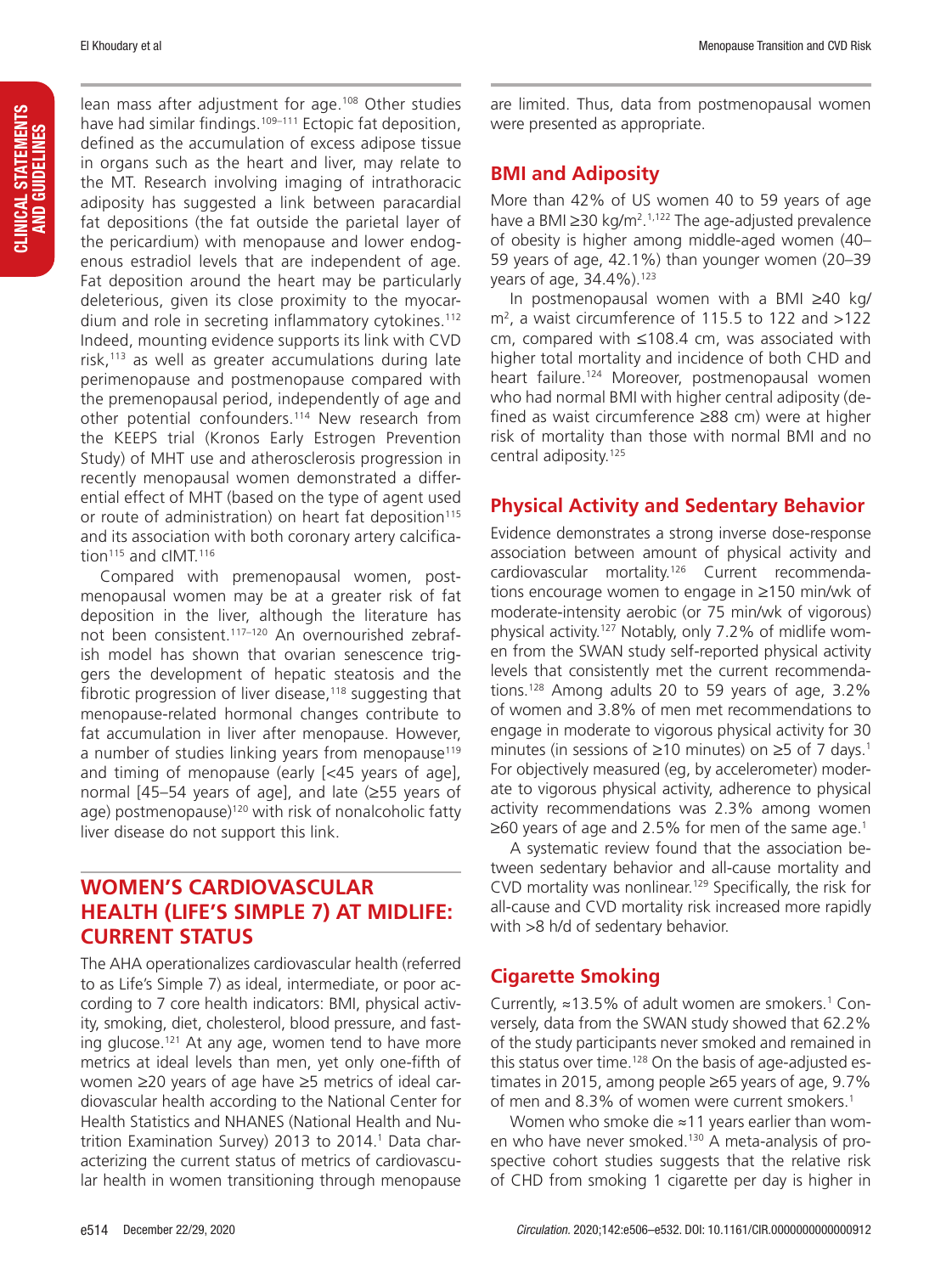lean mass after adjustment for age.[108] Other studies have had similar findings.[109–111] Ectopic fat deposition, defined as the accumulation of excess adipose tissue in organs such as the heart and liver, may relate to the MT. Research involving imaging of intrathoracic adiposity has suggested a link between paracardial fat depositions (the fat outside the parietal layer of the pericardium) with menopause and lower endogenous estradiol levels that are independent of age. Fat deposition around the heart may be particularly deleterious, given its close proximity to the myocardium and role in secreting inflammatory cytokines.[112] Indeed, mounting evidence supports its link with CVD risk,[113] as well as greater accumulations during late perimenopause and postmenopause compared with the premenopausal period, independently of age and other potential confounders.[114] New research from the KEEPS trial (Kronos Early Estrogen Prevention Study) of MHT use and atherosclerosis progression in recently menopausal women demonstrated a differential effect of MHT (based on the type of agent used or route of administration) on heart fat deposition[115] and its association with both coronary artery calcification[115] and cIMT.[116]

Compared with premenopausal women, postmenopausal women may be at a greater risk of fat deposition in the liver, although the literature has not been consistent.[117–120] An overnourished zebrafish model has shown that ovarian senescence triggers the development of hepatic steatosis and the fibrotic progression of liver disease,[118] suggesting that menopause-related hormonal changes contribute to fat accumulation in liver after menopause. However, a number of studies linking years from menopause[119] and timing of menopause (early [<45 years of age], normal [45–54 years of age], and late (≥55 years of age) postmenopause)[120] with risk of nonalcoholic fatty liver disease do not support this link.

## WOMEN'S CARDIOVASCULAR HEALTH (LIFE'S SIMPLE 7) AT MIDLIFE: CURRENT STATUS

The AHA operationalizes cardiovascular health (referred to as Life's Simple 7) as ideal, intermediate, or poor according to 7 core health indicators: BMI, physical activity, smoking, diet, cholesterol, blood pressure, and fasting glucose.[121] At any age, women tend to have more metrics at ideal levels than men, yet only one-fifth of women ≥20 years of age have ≥5 metrics of ideal cardiovascular health according to the National Center for Health Statistics and NHANES (National Health and Nutrition Examination Survey) 2013 to 2014.[1] Data characterizing the current status of metrics of cardiovascular health in women transitioning through menopause are limited. Thus, data from postmenopausal women were presented as appropriate.

### BMI and Adiposity

More than 42% of US women 40 to 59 years of age have a BMI ≥30 kg/m$^2$.[1,122] The age-adjusted prevalence of obesity is higher among middle-aged women (40–59 years of age, 42.1%) than younger women (20–39 years of age, 34.4%).[123]

In postmenopausal women with a BMI ≥40 kg/m$^2$, a waist circumference of 115.5 to 122 and >122 cm, compared with ≤108.4 cm, was associated with higher total mortality and incidence of both CHD and heart failure.[124] Moreover, postmenopausal women who had normal BMI with higher central adiposity (defined as waist circumference ≥88 cm) were at higher risk of mortality than those with normal BMI and no central adiposity.[125]

### Physical Activity and Sedentary Behavior

Evidence demonstrates a strong inverse dose-response association between amount of physical activity and cardiovascular mortality.[126] Current recommendations encourage women to engage in ≥150 min/wk of moderate-intensity aerobic (or 75 min/wk of vigorous) physical activity.[127] Notably, only 7.2% of midlife women from the SWAN study self-reported physical activity levels that consistently met the current recommendations.[128] Among adults 20 to 59 years of age, 3.2% of women and 3.8% of men met recommendations to engage in moderate to vigorous physical activity for 30 minutes (in sessions of ≥10 minutes) on ≥5 of 7 days.[1] For objectively measured (eg, by accelerometer) moderate to vigorous physical activity, adherence to physical activity recommendations was 2.3% among women ≥60 years of age and 2.5% for men of the same age.[1]

A systematic review found that the association between sedentary behavior and all-cause mortality and CVD mortality was nonlinear.[129] Specifically, the risk for all-cause and CVD mortality risk increased more rapidly with >8 h/d of sedentary behavior.

### Cigarette Smoking

Currently, ≈13.5% of adult women are smokers.[1] Conversely, data from the SWAN study showed that 62.2% of the study participants never smoked and remained in this status over time.[128] On the basis of age-adjusted estimates in 2015, among people ≥65 years of age, 9.7% of men and 8.3% of women were current smokers.[1]

Women who smoke die ≈11 years earlier than women who have never smoked.[130] A meta-analysis of prospective cohort studies suggests that the relative risk of CHD from smoking 1 cigarette per day is higher in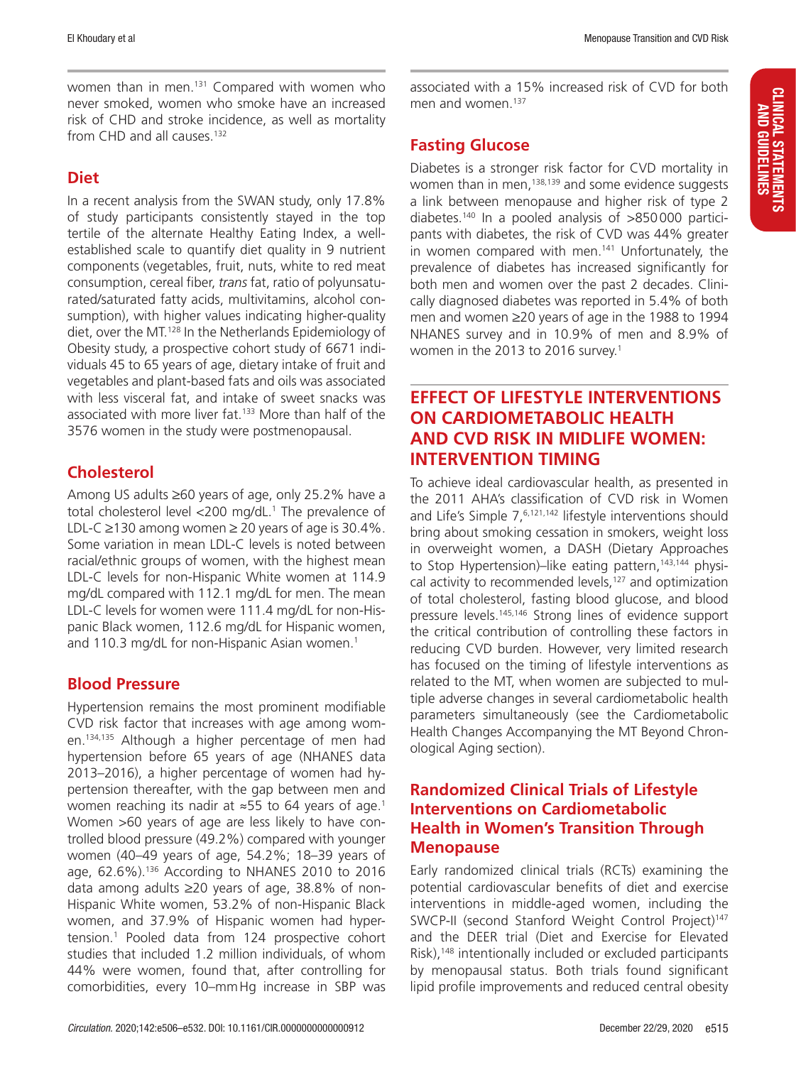women than in men.[131] Compared with women who never smoked, women who smoke have an increased risk of CHD and stroke incidence, as well as mortality from CHD and all causes.[132]

## Diet

In a recent analysis from the SWAN study, only 17.8% of study participants consistently stayed in the top tertile of the alternate Healthy Eating Index, a well-established scale to quantify diet quality in 9 nutrient components (vegetables, fruit, nuts, white to red meat consumption, cereal fiber, *trans* fat, ratio of polyunsaturated/saturated fatty acids, multivitamins, alcohol consumption), with higher values indicating higher-quality diet, over the MT.[128] In the Netherlands Epidemiology of Obesity study, a prospective cohort study of 6671 individuals 45 to 65 years of age, dietary intake of fruit and vegetables and plant-based fats and oils was associated with less visceral fat, and intake of sweet snacks was associated with more liver fat.[133] More than half of the 3576 women in the study were postmenopausal.

## Cholesterol

Among US adults ≥60 years of age, only 25.2% have a total cholesterol level <200 mg/dL.[1] The prevalence of LDL-C ≥130 among women ≥ 20 years of age is 30.4%. Some variation in mean LDL-C levels is noted between racial/ethnic groups of women, with the highest mean LDL-C levels for non-Hispanic White women at 114.9 mg/dL compared with 112.1 mg/dL for men. The mean LDL-C levels for women were 111.4 mg/dL for non-Hispanic Black women, 112.6 mg/dL for Hispanic women, and 110.3 mg/dL for non-Hispanic Asian women.[1]

## Blood Pressure

Hypertension remains the most prominent modifiable CVD risk factor that increases with age among women.[134,135] Although a higher percentage of men had hypertension before 65 years of age (NHANES data 2013–2016), a higher percentage of women had hypertension thereafter, with the gap between men and women reaching its nadir at ≈55 to 64 years of age.[1] Women >60 years of age are less likely to have controlled blood pressure (49.2%) compared with younger women (40–49 years of age, 54.2%; 18–39 years of age, 62.6%).[136] According to NHANES 2010 to 2016 data among adults ≥20 years of age, 38.8% of non-Hispanic White women, 53.2% of non-Hispanic Black women, and 37.9% of Hispanic women had hypertension.[1] Pooled data from 124 prospective cohort studies that included 1.2 million individuals, of whom 44% were women, found that, after controlling for comorbidities, every 10–mm Hg increase in SBP was associated with a 15% increased risk of CVD for both men and women.[137]

## Fasting Glucose

Diabetes is a stronger risk factor for CVD mortality in women than in men,[138,139] and some evidence suggests a link between menopause and higher risk of type 2 diabetes.[140] In a pooled analysis of >850 000 participants with diabetes, the risk of CVD was 44% greater in women compared with men.[141] Unfortunately, the prevalence of diabetes has increased significantly for both men and women over the past 2 decades. Clinically diagnosed diabetes was reported in 5.4% of both men and women ≥20 years of age in the 1988 to 1994 NHANES survey and in 10.9% of men and 8.9% of women in the 2013 to 2016 survey.[1]

# EFFECT OF LIFESTYLE INTERVENTIONS ON CARDIOMETABOLIC HEALTH AND CVD RISK IN MIDLIFE WOMEN: INTERVENTION TIMING

To achieve ideal cardiovascular health, as presented in the 2011 AHA's classification of CVD risk in Women and Life's Simple 7,[6,121,142] lifestyle interventions should bring about smoking cessation in smokers, weight loss in overweight women, a DASH (Dietary Approaches to Stop Hypertension)–like eating pattern,[143,144] physical activity to recommended levels,[127] and optimization of total cholesterol, fasting blood glucose, and blood pressure levels.[145,146] Strong lines of evidence support the critical contribution of controlling these factors in reducing CVD burden. However, very limited research has focused on the timing of lifestyle interventions as related to the MT, when women are subjected to multiple adverse changes in several cardiometabolic health parameters simultaneously (see the Cardiometabolic Health Changes Accompanying the MT Beyond Chronological Aging section).

## Randomized Clinical Trials of Lifestyle Interventions on Cardiometabolic Health in Women's Transition Through Menopause

Early randomized clinical trials (RCTs) examining the potential cardiovascular benefits of diet and exercise interventions in middle-aged women, including the SWCP-II (second Stanford Weight Control Project)[147] and the DEER trial (Diet and Exercise for Elevated Risk),[148] intentionally included or excluded participants by menopausal status. Both trials found significant lipid profile improvements and reduced central obesity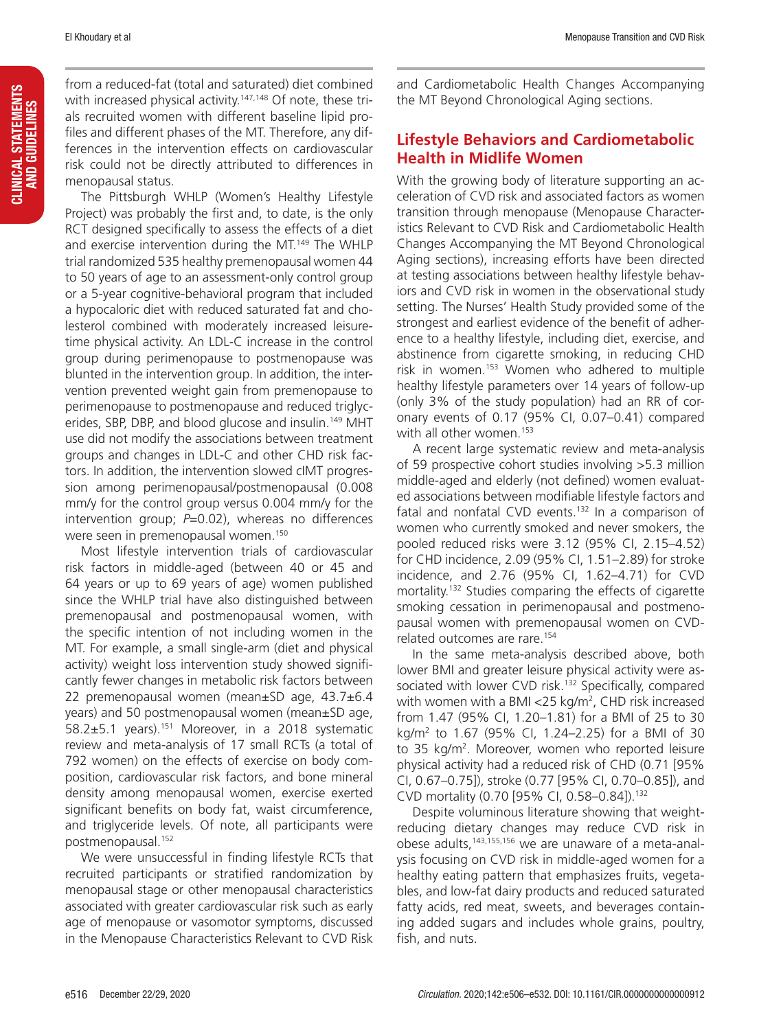from a reduced-fat (total and saturated) diet combined with increased physical activity.[147,148] Of note, these trials recruited women with different baseline lipid profiles and different phases of the MT. Therefore, any differences in the intervention effects on cardiovascular risk could not be directly attributed to differences in menopausal status.

The Pittsburgh WHLP (Women's Healthy Lifestyle Project) was probably the first and, to date, is the only RCT designed specifically to assess the effects of a diet and exercise intervention during the MT.[149] The WHLP trial randomized 535 healthy premenopausal women 44 to 50 years of age to an assessment-only control group or a 5-year cognitive-behavioral program that included a hypocaloric diet with reduced saturated fat and cholesterol combined with moderately increased leisure-time physical activity. An LDL-C increase in the control group during perimenopause to postmenopause was blunted in the intervention group. In addition, the intervention prevented weight gain from premenopause to perimenopause to postmenopause and reduced triglycerides, SBP, DBP, and blood glucose and insulin.[149] MHT use did not modify the associations between treatment groups and changes in LDL-C and other CHD risk factors. In addition, the intervention slowed cIMT progression among perimenopausal/postmenopausal (0.008 mm/y for the control group versus 0.004 mm/y for the intervention group; $P$=0.02), whereas no differences were seen in premenopausal women.[150]

Most lifestyle intervention trials of cardiovascular risk factors in middle-aged (between 40 or 45 and 64 years or up to 69 years of age) women published since the WHLP trial have also distinguished between premenopausal and postmenopausal women, with the specific intention of not including women in the MT. For example, a small single-arm (diet and physical activity) weight loss intervention study showed significantly fewer changes in metabolic risk factors between 22 premenopausal women (mean±SD age, 43.7±6.4 years) and 50 postmenopausal women (mean±SD age, 58.2±5.1 years).[151] Moreover, in a 2018 systematic review and meta-analysis of 17 small RCTs (a total of 792 women) on the effects of exercise on body composition, cardiovascular risk factors, and bone mineral density among menopausal women, exercise exerted significant benefits on body fat, waist circumference, and triglyceride levels. Of note, all participants were postmenopausal.[152]

We were unsuccessful in finding lifestyle RCTs that recruited participants or stratified randomization by menopausal stage or other menopausal characteristics associated with greater cardiovascular risk such as early age of menopause or vasomotor symptoms, discussed in the Menopause Characteristics Relevant to CVD Risk and Cardiometabolic Health Changes Accompanying the MT Beyond Chronological Aging sections.

## Lifestyle Behaviors and Cardiometabolic Health in Midlife Women

With the growing body of literature supporting an acceleration of CVD risk and associated factors as women transition through menopause (Menopause Characteristics Relevant to CVD Risk and Cardiometabolic Health Changes Accompanying the MT Beyond Chronological Aging sections), increasing efforts have been directed at testing associations between healthy lifestyle behaviors and CVD risk in women in the observational study setting. The Nurses' Health Study provided some of the strongest and earliest evidence of the benefit of adherence to a healthy lifestyle, including diet, exercise, and abstinence from cigarette smoking, in reducing CHD risk in women.[153] Women who adhered to multiple healthy lifestyle parameters over 14 years of follow-up (only 3% of the study population) had an RR of coronary events of 0.17 (95% CI, 0.07–0.41) compared with all other women.[153]

A recent large systematic review and meta-analysis of 59 prospective cohort studies involving >5.3 million middle-aged and elderly (not defined) women evaluated associations between modifiable lifestyle factors and fatal and nonfatal CVD events.[132] In a comparison of women who currently smoked and never smokers, the pooled reduced risks were 3.12 (95% CI, 2.15–4.52) for CHD incidence, 2.09 (95% CI, 1.51–2.89) for stroke incidence, and 2.76 (95% CI, 1.62–4.71) for CVD mortality.[132] Studies comparing the effects of cigarette smoking cessation in perimenopausal and postmenopausal women with premenopausal women on CVD-related outcomes are rare.[154]

In the same meta-analysis described above, both lower BMI and greater leisure physical activity were associated with lower CVD risk.[132] Specifically, compared with women with a BMI <25 kg/m$^2$, CHD risk increased from 1.47 (95% CI, 1.20–1.81) for a BMI of 25 to 30 kg/m$^2$ to 1.67 (95% CI, 1.24–2.25) for a BMI of 30 to 35 kg/m$^2$. Moreover, women who reported leisure physical activity had a reduced risk of CHD (0.71 [95% CI, 0.67–0.75]), stroke (0.77 [95% CI, 0.70–0.85]), and CVD mortality (0.70 [95% CI, 0.58–0.84]).[132]

Despite voluminous literature showing that weight-reducing dietary changes may reduce CVD risk in obese adults,[143,155,156] we are unaware of a meta-analysis focusing on CVD risk in middle-aged women for a healthy eating pattern that emphasizes fruits, vegetables, and low-fat dairy products and reduced saturated fatty acids, red meat, sweets, and beverages containing added sugars and includes whole grains, poultry, fish, and nuts.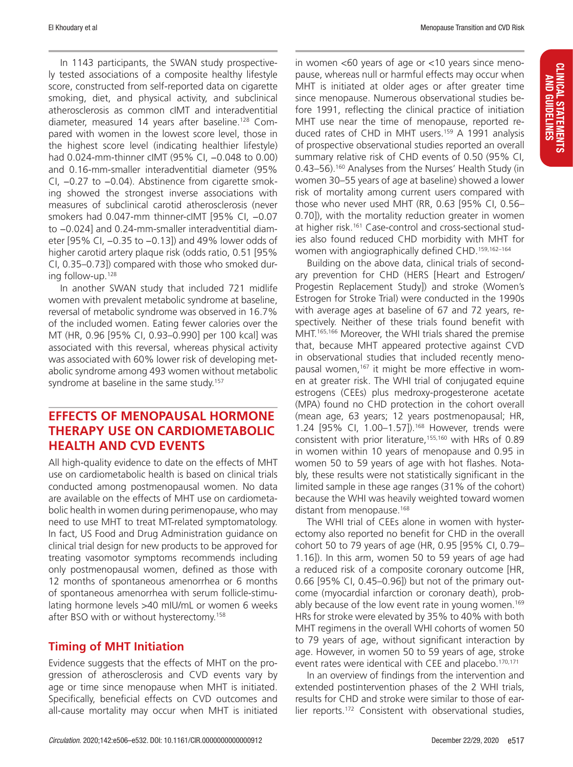In 1143 participants, the SWAN study prospectively tested associations of a composite healthy lifestyle score, constructed from self-reported data on cigarette smoking, diet, and physical activity, and subclinical atherosclerosis as common cIMT and interadventitial diameter, measured 14 years after baseline.[128] Compared with women in the lowest score level, those in the highest score level (indicating healthier lifestyle) had 0.024-mm-thinner cIMT (95% CI, −0.048 to 0.00) and 0.16-mm-smaller interadventitial diameter (95% CI, −0.27 to −0.04). Abstinence from cigarette smoking showed the strongest inverse associations with measures of subclinical carotid atherosclerosis (never smokers had 0.047-mm thinner-cIMT [95% CI, −0.07 to −0.024] and 0.24-mm-smaller interadventitial diameter [95% CI, −0.35 to −0.13]) and 49% lower odds of higher carotid artery plaque risk (odds ratio, 0.51 [95% CI, 0.35–0.73]) compared with those who smoked during follow-up.[128]

In another SWAN study that included 721 midlife women with prevalent metabolic syndrome at baseline, reversal of metabolic syndrome was observed in 16.7% of the included women. Eating fewer calories over the MT (HR, 0.96 [95% CI, 0.93–0.990] per 100 kcal] was associated with this reversal, whereas physical activity was associated with 60% lower risk of developing metabolic syndrome among 493 women without metabolic syndrome at baseline in the same study.[157]

## EFFECTS OF MENOPAUSAL HORMONE THERAPY USE ON CARDIOMETABOLIC HEALTH AND CVD EVENTS

All high-quality evidence to date on the effects of MHT use on cardiometabolic health is based on clinical trials conducted among postmenopausal women. No data are available on the effects of MHT use on cardiometabolic health in women during perimenopause, who may need to use MHT to treat MT-related symptomatology. In fact, US Food and Drug Administration guidance on clinical trial design for new products to be approved for treating vasomotor symptoms recommends including only postmenopausal women, defined as those with 12 months of spontaneous amenorrhea or 6 months of spontaneous amenorrhea with serum follicle-stimulating hormone levels >40 mIU/mL or women 6 weeks after BSO with or without hysterectomy.[158]

### Timing of MHT Initiation

Evidence suggests that the effects of MHT on the progression of atherosclerosis and CVD events vary by age or time since menopause when MHT is initiated. Specifically, beneficial effects on CVD outcomes and all-cause mortality may occur when MHT is initiated in women <60 years of age or <10 years since menopause, whereas null or harmful effects may occur when MHT is initiated at older ages or after greater time since menopause. Numerous observational studies before 1991, reflecting the clinical practice of initiation MHT use near the time of menopause, reported reduced rates of CHD in MHT users.[159] A 1991 analysis of prospective observational studies reported an overall summary relative risk of CHD events of 0.50 (95% CI, 0.43–56).[160] Analyses from the Nurses' Health Study (in women 30–55 years of age at baseline) showed a lower risk of mortality among current users compared with those who never used MHT (RR, 0.63 [95% CI, 0.56–0.70]), with the mortality reduction greater in women at higher risk.[161] Case-control and cross-sectional studies also found reduced CHD morbidity with MHT for women with angiographically defined CHD.[159,162–164]

Building on the above data, clinical trials of secondary prevention for CHD (HERS [Heart and Estrogen/Progestin Replacement Study]) and stroke (Women's Estrogen for Stroke Trial) were conducted in the 1990s with average ages at baseline of 67 and 72 years, respectively. Neither of these trials found benefit with MHT.[165,166] Moreover, the WHI trials shared the premise that, because MHT appeared protective against CVD in observational studies that included recently menopausal women,[167] it might be more effective in women at greater risk. The WHI trial of conjugated equine estrogens (CEEs) plus medroxy-progesterone acetate (MPA) found no CHD protection in the cohort overall (mean age, 63 years; 12 years postmenopausal; HR, 1.24 [95% CI, 1.00–1.57]).[168] However, trends were consistent with prior literature,[155,160] with HRs of 0.89 in women within 10 years of menopause and 0.95 in women 50 to 59 years of age with hot flashes. Notably, these results were not statistically significant in the limited sample in these age ranges (31% of the cohort) because the WHI was heavily weighted toward women distant from menopause.[168]

The WHI trial of CEEs alone in women with hysterectomy also reported no benefit for CHD in the overall cohort 50 to 79 years of age (HR, 0.95 [95% CI, 0.79–1.16]). In this arm, women 50 to 59 years of age had a reduced risk of a composite coronary outcome [HR, 0.66 [95% CI, 0.45–0.96]) but not of the primary outcome (myocardial infarction or coronary death), probably because of the low event rate in young women.[169] HRs for stroke were elevated by 35% to 40% with both MHT regimens in the overall WHI cohorts of women 50 to 79 years of age, without significant interaction by age. However, in women 50 to 59 years of age, stroke event rates were identical with CEE and placebo.[170,171]

In an overview of findings from the intervention and extended postintervention phases of the 2 WHI trials, results for CHD and stroke were similar to those of earlier reports.[172] Consistent with observational studies,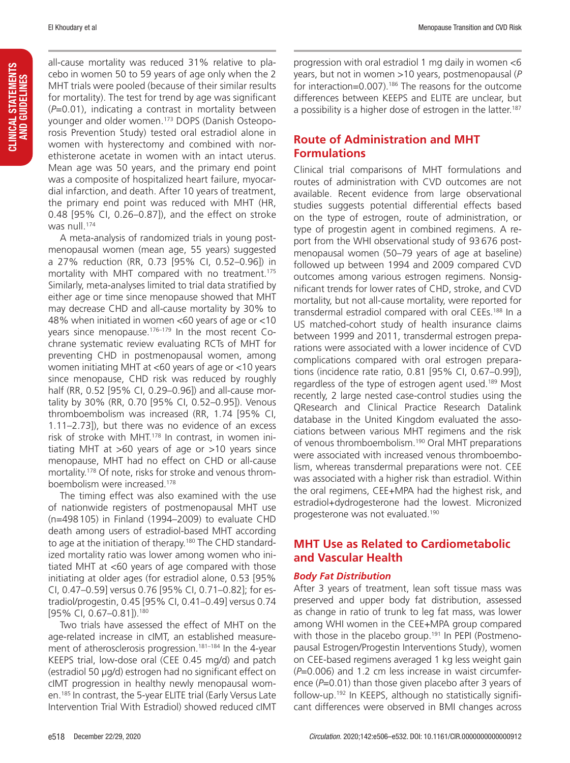all-cause mortality was reduced 31% relative to placebo in women 50 to 59 years of age only when the 2 MHT trials were pooled (because of their similar results for mortality). The test for trend by age was significant (*P*=0.01), indicating a contrast in mortality between younger and older women.[173] DOPS (Danish Osteoporosis Prevention Study) tested oral estradiol alone in women with hysterectomy and combined with norethisterone acetate in women with an intact uterus. Mean age was 50 years, and the primary end point was a composite of hospitalized heart failure, myocardial infarction, and death. After 10 years of treatment, the primary end point was reduced with MHT (HR, 0.48 [95% CI, 0.26–0.87]), and the effect on stroke was null.[174]

A meta-analysis of randomized trials in young postmenopausal women (mean age, 55 years) suggested a 27% reduction (RR, 0.73 [95% CI, 0.52–0.96]) in mortality with MHT compared with no treatment.[175] Similarly, meta-analyses limited to trial data stratified by either age or time since menopause showed that MHT may decrease CHD and all-cause mortality by 30% to 48% when initiated in women <60 years of age or <10 years since menopause.[176–179] In the most recent Cochrane systematic review evaluating RCTs of MHT for preventing CHD in postmenopausal women, among women initiating MHT at <60 years of age or <10 years since menopause, CHD risk was reduced by roughly half (RR, 0.52 [95% CI, 0.29–0.96]) and all-cause mortality by 30% (RR, 0.70 [95% CI, 0.52–0.95]). Venous thromboembolism was increased (RR, 1.74 [95% CI, 1.11–2.73]), but there was no evidence of an excess risk of stroke with MHT.[178] In contrast, in women initiating MHT at >60 years of age or >10 years since menopause, MHT had no effect on CHD or all-cause mortality.[178] Of note, risks for stroke and venous thromboembolism were increased.[178]

The timing effect was also examined with the use of nationwide registers of postmenopausal MHT use (n=498 105) in Finland (1994–2009) to evaluate CHD death among users of estradiol-based MHT according to age at the initiation of therapy.[180] The CHD standardized mortality ratio was lower among women who initiated MHT at <60 years of age compared with those initiating at older ages (for estradiol alone, 0.53 [95% CI, 0.47–0.59] versus 0.76 [95% CI, 0.71–0.82]; for estradiol/progestin, 0.45 [95% CI, 0.41–0.49] versus 0.74 [95% CI, 0.67–0.81]).[180]

Two trials have assessed the effect of MHT on the age-related increase in cIMT, an established measurement of atherosclerosis progression.[181–184] In the 4-year KEEPS trial, low-dose oral (CEE 0.45 mg/d) and patch (estradiol 50 μg/d) estrogen had no significant effect on cIMT progression in healthy newly menopausal women.[185] In contrast, the 5-year ELITE trial (Early Versus Late Intervention Trial With Estradiol) showed reduced cIMT progression with oral estradiol 1 mg daily in women <6 years, but not in women >10 years, postmenopausal (*P* for interaction=0.007).[186] The reasons for the outcome differences between KEEPS and ELITE are unclear, but a possibility is a higher dose of estrogen in the latter.[187]

## Route of Administration and MHT Formulations

Clinical trial comparisons of MHT formulations and routes of administration with CVD outcomes are not available. Recent evidence from large observational studies suggests potential differential effects based on the type of estrogen, route of administration, or type of progestin agent in combined regimens. A report from the WHI observational study of 93 676 postmenopausal women (50–79 years of age at baseline) followed up between 1994 and 2009 compared CVD outcomes among various estrogen regimens. Nonsignificant trends for lower rates of CHD, stroke, and CVD mortality, but not all-cause mortality, were reported for transdermal estradiol compared with oral CEEs.[188] In a US matched-cohort study of health insurance claims between 1999 and 2011, transdermal estrogen preparations were associated with a lower incidence of CVD complications compared with oral estrogen preparations (incidence rate ratio, 0.81 [95% CI, 0.67–0.99]), regardless of the type of estrogen agent used.[189] Most recently, 2 large nested case-control studies using the QResearch and Clinical Practice Research Datalink database in the United Kingdom evaluated the associations between various MHT regimens and the risk of venous thromboembolism.[190] Oral MHT preparations were associated with increased venous thromboembolism, whereas transdermal preparations were not. CEE was associated with a higher risk than estradiol. Within the oral regimens, CEE+MPA had the highest risk, and estradiol+dydrogesterone had the lowest. Micronized progesterone was not evaluated.[190]

## MHT Use as Related to Cardiometabolic and Vascular Health

### *Body Fat Distribution*

After 3 years of treatment, lean soft tissue mass was preserved and upper body fat distribution, assessed as change in ratio of trunk to leg fat mass, was lower among WHI women in the CEE+MPA group compared with those in the placebo group.[191] In PEPI (Postmenopausal Estrogen/Progestin Interventions Study), women on CEE-based regimens averaged 1 kg less weight gain (*P*=0.006) and 1.2 cm less increase in waist circumference (*P*=0.01) than those given placebo after 3 years of follow-up.[192] In KEEPS, although no statistically significant differences were observed in BMI changes across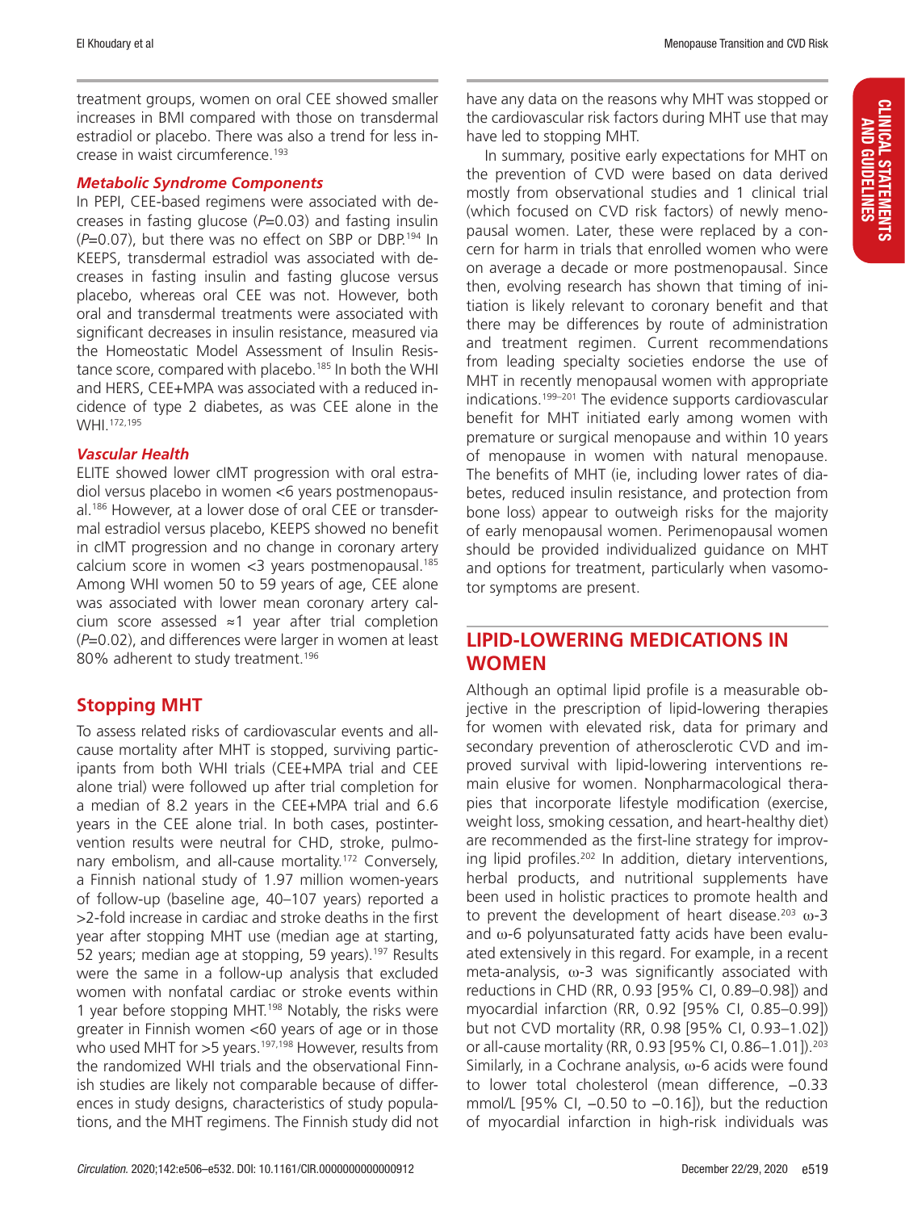treatment groups, women on oral CEE showed smaller increases in BMI compared with those on transdermal estradiol or placebo. There was also a trend for less increase in waist circumference.[193]

### *Metabolic Syndrome Components*

In PEPI, CEE-based regimens were associated with decreases in fasting glucose ($P$=0.03) and fasting insulin ($P$=0.07), but there was no effect on SBP or DBP.[194] In KEEPS, transdermal estradiol was associated with decreases in fasting insulin and fasting glucose versus placebo, whereas oral CEE was not. However, both oral and transdermal treatments were associated with significant decreases in insulin resistance, measured via the Homeostatic Model Assessment of Insulin Resistance score, compared with placebo.[185] In both the WHI and HERS, CEE+MPA was associated with a reduced incidence of type 2 diabetes, as was CEE alone in the WHI.[172,195]

### *Vascular Health*

ELITE showed lower cIMT progression with oral estradiol versus placebo in women <6 years postmenopausal.[186] However, at a lower dose of oral CEE or transdermal estradiol versus placebo, KEEPS showed no benefit in cIMT progression and no change in coronary artery calcium score in women <3 years postmenopausal.[185] Among WHI women 50 to 59 years of age, CEE alone was associated with lower mean coronary artery calcium score assessed ≈1 year after trial completion ($P$=0.02), and differences were larger in women at least 80% adherent to study treatment.[196]

## Stopping MHT

To assess related risks of cardiovascular events and all-cause mortality after MHT is stopped, surviving participants from both WHI trials (CEE+MPA trial and CEE alone trial) were followed up after trial completion for a median of 8.2 years in the CEE+MPA trial and 6.6 years in the CEE alone trial. In both cases, postintervention results were neutral for CHD, stroke, pulmonary embolism, and all-cause mortality.[172] Conversely, a Finnish national study of 1.97 million women-years of follow-up (baseline age, 40–107 years) reported a >2-fold increase in cardiac and stroke deaths in the first year after stopping MHT use (median age at starting, 52 years; median age at stopping, 59 years).[197] Results were the same in a follow-up analysis that excluded women with nonfatal cardiac or stroke events within 1 year before stopping MHT.[198] Notably, the risks were greater in Finnish women <60 years of age or in those who used MHT for >5 years.[197,198] However, results from the randomized WHI trials and the observational Finnish studies are likely not comparable because of differences in study designs, characteristics of study populations, and the MHT regimens. The Finnish study did not have any data on the reasons why MHT was stopped or the cardiovascular risk factors during MHT use that may have led to stopping MHT.

In summary, positive early expectations for MHT on the prevention of CVD were based on data derived mostly from observational studies and 1 clinical trial (which focused on CVD risk factors) of newly menopausal women. Later, these were replaced by a concern for harm in trials that enrolled women who were on average a decade or more postmenopausal. Since then, evolving research has shown that timing of initiation is likely relevant to coronary benefit and that there may be differences by route of administration and treatment regimen. Current recommendations from leading specialty societies endorse the use of MHT in recently menopausal women with appropriate indications.[199–201] The evidence supports cardiovascular benefit for MHT initiated early among women with premature or surgical menopause and within 10 years of menopause in women with natural menopause. The benefits of MHT (ie, including lower rates of diabetes, reduced insulin resistance, and protection from bone loss) appear to outweigh risks for the majority of early menopausal women. Perimenopausal women should be provided individualized guidance on MHT and options for treatment, particularly when vasomotor symptoms are present.

## LIPID-LOWERING MEDICATIONS IN WOMEN

Although an optimal lipid profile is a measurable objective in the prescription of lipid-lowering therapies for women with elevated risk, data for primary and secondary prevention of atherosclerotic CVD and improved survival with lipid-lowering interventions remain elusive for women. Nonpharmacological therapies that incorporate lifestyle modification (exercise, weight loss, smoking cessation, and heart-healthy diet) are recommended as the first-line strategy for improving lipid profiles.[202] In addition, dietary interventions, herbal products, and nutritional supplements have been used in holistic practices to promote health and to prevent the development of heart disease.[203] ω-3 and ω-6 polyunsaturated fatty acids have been evaluated extensively in this regard. For example, in a recent meta-analysis, ω-3 was significantly associated with reductions in CHD (RR, 0.93 [95% CI, 0.89–0.98]) and myocardial infarction (RR, 0.92 [95% CI, 0.85–0.99]) but not CVD mortality (RR, 0.98 [95% CI, 0.93–1.02]) or all-cause mortality (RR, 0.93 [95% CI, 0.86–1.01]).[203] Similarly, in a Cochrane analysis, ω-6 acids were found to lower total cholesterol (mean difference, −0.33 mmol/L [95% CI, −0.50 to −0.16]), but the reduction of myocardial infarction in high-risk individuals was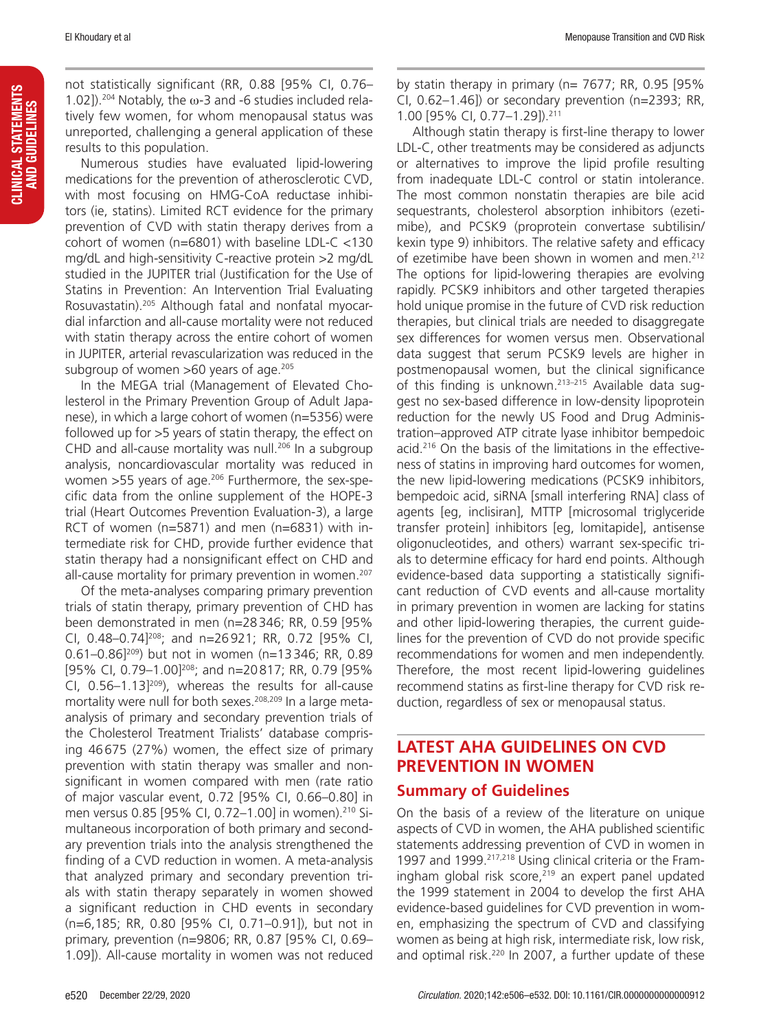not statistically significant (RR, 0.88 [95% CI, 0.76–1.02]).[204] Notably, the ω-3 and -6 studies included relatively few women, for whom menopausal status was unreported, challenging a general application of these results to this population.

Numerous studies have evaluated lipid-lowering medications for the prevention of atherosclerotic CVD, with most focusing on HMG-CoA reductase inhibitors (ie, statins). Limited RCT evidence for the primary prevention of CVD with statin therapy derives from a cohort of women (n=6801) with baseline LDL-C <130 mg/dL and high-sensitivity C-reactive protein >2 mg/dL studied in the JUPITER trial (Justification for the Use of Statins in Prevention: An Intervention Trial Evaluating Rosuvastatin).[205] Although fatal and nonfatal myocardial infarction and all-cause mortality were not reduced with statin therapy across the entire cohort of women in JUPITER, arterial revascularization was reduced in the subgroup of women >60 years of age.[205]

In the MEGA trial (Management of Elevated Cholesterol in the Primary Prevention Group of Adult Japanese), in which a large cohort of women (n=5356) were followed up for >5 years of statin therapy, the effect on CHD and all-cause mortality was null.[206] In a subgroup analysis, noncardiovascular mortality was reduced in women >55 years of age.[206] Furthermore, the sex-specific data from the online supplement of the HOPE-3 trial (Heart Outcomes Prevention Evaluation-3), a large RCT of women (n=5871) and men (n=6831) with intermediate risk for CHD, provide further evidence that statin therapy had a nonsignificant effect on CHD and all-cause mortality for primary prevention in women.[207]

Of the meta-analyses comparing primary prevention trials of statin therapy, primary prevention of CHD has been demonstrated in men (n=28 346; RR, 0.59 [95% CI, 0.48–0.74][208]; and n=26 921; RR, 0.72 [95% CI, 0.61–0.86][209]) but not in women (n=13 346; RR, 0.89 [95% CI, 0.79–1.00][208]; and n=20 817; RR, 0.79 [95% CI, 0.56–1.13][209]), whereas the results for all-cause mortality were null for both sexes.[208,209] In a large meta-analysis of primary and secondary prevention trials of the Cholesterol Treatment Trialists' database comprising 46 675 (27%) women, the effect size of primary prevention with statin therapy was smaller and nonsignificant in women compared with men (rate ratio of major vascular event, 0.72 [95% CI, 0.66–0.80] in men versus 0.85 [95% CI, 0.72–1.00] in women).[210] Simultaneous incorporation of both primary and secondary prevention trials into the analysis strengthened the finding of a CVD reduction in women. A meta-analysis that analyzed primary and secondary prevention trials with statin therapy separately in women showed a significant reduction in CHD events in secondary (n=6,185; RR, 0.80 [95% CI, 0.71–0.91]), but not in primary, prevention (n=9806; RR, 0.87 [95% CI, 0.69–1.09]). All-cause mortality in women was not reduced by statin therapy in primary (n= 7677; RR, 0.95 [95% CI, 0.62–1.46]) or secondary prevention (n=2393; RR, 1.00 [95% CI, 0.77–1.29]).[211]

Although statin therapy is first-line therapy to lower LDL-C, other treatments may be considered as adjuncts or alternatives to improve the lipid profile resulting from inadequate LDL-C control or statin intolerance. The most common nonstatin therapies are bile acid sequestrants, cholesterol absorption inhibitors (ezetimibe), and PCSK9 (proprotein convertase subtilisin/kexin type 9) inhibitors. The relative safety and efficacy of ezetimibe have been shown in women and men.[212] The options for lipid-lowering therapies are evolving rapidly. PCSK9 inhibitors and other targeted therapies hold unique promise in the future of CVD risk reduction therapies, but clinical trials are needed to disaggregate sex differences for women versus men. Observational data suggest that serum PCSK9 levels are higher in postmenopausal women, but the clinical significance of this finding is unknown.[213–215] Available data suggest no sex-based difference in low-density lipoprotein reduction for the newly US Food and Drug Administration–approved ATP citrate lyase inhibitor bempedoic acid.[216] On the basis of the limitations in the effectiveness of statins in improving hard outcomes for women, the new lipid-lowering medications (PCSK9 inhibitors, bempedoic acid, siRNA [small interfering RNA] class of agents [eg, inclisiran], MTTP [microsomal triglyceride transfer protein] inhibitors [eg, lomitapide], antisense oligonucleotides, and others) warrant sex-specific trials to determine efficacy for hard end points. Although evidence-based data supporting a statistically significant reduction of CVD events and all-cause mortality in primary prevention in women are lacking for statins and other lipid-lowering therapies, the current guidelines for the prevention of CVD do not provide specific recommendations for women and men independently. Therefore, the most recent lipid-lowering guidelines recommend statins as first-line therapy for CVD risk reduction, regardless of sex or menopausal status.

## LATEST AHA GUIDELINES ON CVD PREVENTION IN WOMEN

### Summary of Guidelines

On the basis of a review of the literature on unique aspects of CVD in women, the AHA published scientific statements addressing prevention of CVD in women in 1997 and 1999.[217,218] Using clinical criteria or the Framingham global risk score,[219] an expert panel updated the 1999 statement in 2004 to develop the first AHA evidence-based guidelines for CVD prevention in women, emphasizing the spectrum of CVD and classifying women as being at high risk, intermediate risk, low risk, and optimal risk.[220] In 2007, a further update of these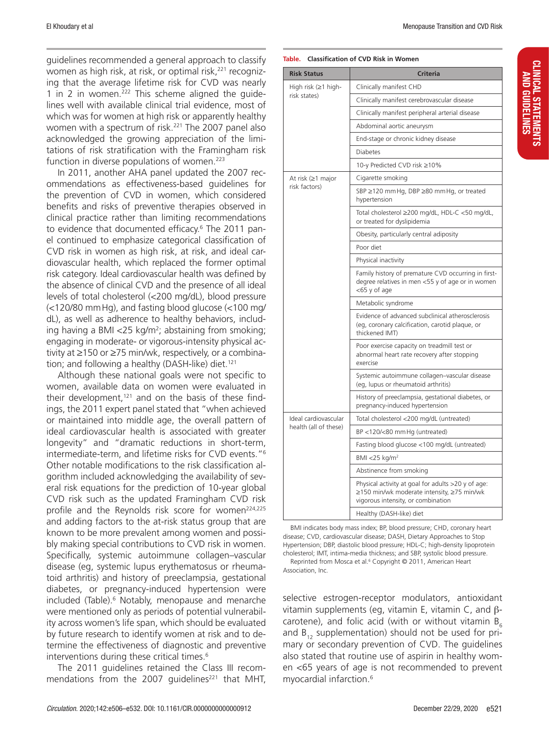guidelines recommended a general approach to classify women as high risk, at risk, or optimal risk,[221] recognizing that the average lifetime risk for CVD was nearly 1 in 2 in women.[222] This scheme aligned the guidelines well with available clinical trial evidence, most of which was for women at high risk or apparently healthy women with a spectrum of risk.[221] The 2007 panel also acknowledged the growing appreciation of the limitations of risk stratification with the Framingham risk function in diverse populations of women.[223]

In 2011, another AHA panel updated the 2007 recommendations as effectiveness-based guidelines for the prevention of CVD in women, which considered benefits and risks of preventive therapies observed in clinical practice rather than limiting recommendations to evidence that documented efficacy.[6] The 2011 panel continued to emphasize categorical classification of CVD risk in women as high risk, at risk, and ideal cardiovascular health, which replaced the former optimal risk category. Ideal cardiovascular health was defined by the absence of clinical CVD and the presence of all ideal levels of total cholesterol (<200 mg/dL), blood pressure (<120/80 mm Hg), and fasting blood glucose (<100 mg/dL), as well as adherence to healthy behaviors, including having a BMI <25 kg/m$^2$; abstaining from smoking; engaging in moderate- or vigorous-intensity physical activity at ≥150 or ≥75 min/wk, respectively, or a combination; and following a healthy (DASH-like) diet.[121]

Although these national goals were not specific to women, available data on women were evaluated in their development,[121] and on the basis of these findings, the 2011 expert panel stated that "when achieved or maintained into middle age, the overall pattern of ideal cardiovascular health is associated with greater longevity" and "dramatic reductions in short-term, intermediate-term, and lifetime risks for CVD events."[6] Other notable modifications to the risk classification algorithm included acknowledging the availability of several risk equations for the prediction of 10-year global CVD risk such as the updated Framingham CVD risk profile and the Reynolds risk score for women[224,225] and adding factors to the at-risk status group that are known to be more prevalent among women and possibly making special contributions to CVD risk in women. Specifically, systemic autoimmune collagen–vascular disease (eg, systemic lupus erythematosus or rheumatoid arthritis) and history of preeclampsia, gestational diabetes, or pregnancy-induced hypertension were included (Table).[6] Notably, menopause and menarche were mentioned only as periods of potential vulnerability across women's life span, which should be evaluated by future research to identify women at risk and to determine the effectiveness of diagnostic and preventive interventions during these critical times.[6]

The 2011 guidelines retained the Class III recommendations from the 2007 guidelines[221] that MHT, selective estrogen-receptor modulators, antioxidant vitamin supplements (eg, vitamin E, vitamin C, and β-carotene), and folic acid (with or without vitamin $B_6$ and $B_{12}$ supplementation) should not be used for primary or secondary prevention of CVD. The guidelines also stated that routine use of aspirin in healthy women <65 years of age is not recommended to prevent myocardial infarction.[6]

**Table. Classification of CVD Risk in Women**

| Risk Status | Criteria |
|---|---|
| High risk (≥1 high-risk states) | Clinically manifest CHD |
| | Clinically manifest cerebrovascular disease |
| | Clinically manifest peripheral arterial disease |
| | Abdominal aortic aneurysm |
| | End-stage or chronic kidney disease |
| | Diabetes |
| | 10-y Predicted CVD risk ≥10% |
| At risk (≥1 major risk factors) | Cigarette smoking |
| | SBP ≥120 mm Hg, DBP ≥80 mm Hg, or treated hypertension |
| | Total cholesterol ≥200 mg/dL, HDL-C <50 mg/dL, or treated for dyslipidemia |
| | Obesity, particularly central adiposity |
| | Poor diet |
| | Physical inactivity |
| | Family history of premature CVD occurring in first-degree relatives in men <55 y of age or in women <65 y of age |
| | Metabolic syndrome |
| | Evidence of advanced subclinical atherosclerosis (eg, coronary calcification, carotid plaque, or thickened IMT) |
| | Poor exercise capacity on treadmill test or abnormal heart rate recovery after stopping exercise |
| | Systemic autoimmune collagen–vascular disease (eg, lupus or rheumatoid arthritis) |
| | History of preeclampsia, gestational diabetes, or pregnancy-induced hypertension |
| Ideal cardiovascular health (all of these) | Total cholesterol <200 mg/dL (untreated) |
| | BP <120/<80 mm Hg (untreated) |
| | Fasting blood glucose <100 mg/dL (untreated) |
| | BMI <25 kg/m$^2$ |
| | Abstinence from smoking |
| | Physical activity at goal for adults >20 y of age: ≥150 min/wk moderate intensity, ≥75 min/wk vigorous intensity, or combination |
| | Healthy (DASH-like) diet |

BMI indicates body mass index; BP, blood pressure; CHD, coronary heart disease; CVD, cardiovascular disease; DASH, Dietary Approaches to Stop Hypertension; DBP, diastolic blood pressure; HDL-C; high-density lipoprotein cholesterol; IMT, intima-media thickness; and SBP, systolic blood pressure.

Reprinted from Mosca et al.[6] Copyright © 2011, American Heart Association, Inc.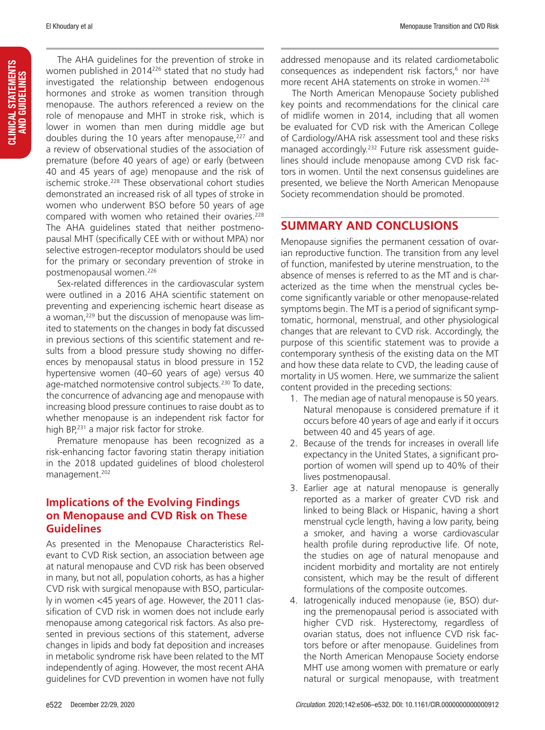The AHA guidelines for the prevention of stroke in women published in 2014[226] stated that no study had investigated the relationship between endogenous hormones and stroke as women transition through menopause. The authors referenced a review on the role of menopause and MHT in stroke risk, which is lower in women than men during middle age but doubles during the 10 years after menopause,[227] and a review of observational studies of the association of premature (before 40 years of age) or early (between 40 and 45 years of age) menopause and the risk of ischemic stroke.[228] These observational cohort studies demonstrated an increased risk of all types of stroke in women who underwent BSO before 50 years of age compared with women who retained their ovaries.[228] The AHA guidelines stated that neither postmenopausal MHT (specifically CEE with or without MPA) nor selective estrogen-receptor modulators should be used for the primary or secondary prevention of stroke in postmenopausal women.[226]

Sex-related differences in the cardiovascular system were outlined in a 2016 AHA scientific statement on preventing and experiencing ischemic heart disease as a woman,[229] but the discussion of menopause was limited to statements on the changes in body fat discussed in previous sections of this scientific statement and results from a blood pressure study showing no differences by menopausal status in blood pressure in 152 hypertensive women (40–60 years of age) versus 40 age-matched normotensive control subjects.[230] To date, the concurrence of advancing age and menopause with increasing blood pressure continues to raise doubt as to whether menopause is an independent risk factor for high BP,[231] a major risk factor for stroke.

Premature menopause has been recognized as a risk-enhancing factor favoring statin therapy initiation in the 2018 updated guidelines of blood cholesterol management.[202]

### Implications of the Evolving Findings on Menopause and CVD Risk on These Guidelines

As presented in the Menopause Characteristics Relevant to CVD Risk section, an association between age at natural menopause and CVD risk has been observed in many, but not all, population cohorts, as has a higher CVD risk with surgical menopause with BSO, particularly in women <45 years of age. However, the 2011 classification of CVD risk in women does not include early menopause among categorical risk factors. As also presented in previous sections of this statement, adverse changes in lipids and body fat deposition and increases in metabolic syndrome risk have been related to the MT independently of aging. However, the most recent AHA guidelines for CVD prevention in women have not fully addressed menopause and its related cardiometabolic consequences as independent risk factors,[6] nor have more recent AHA statements on stroke in women.[226]

The North American Menopause Society published key points and recommendations for the clinical care of midlife women in 2014, including that all women be evaluated for CVD risk with the American College of Cardiology/AHA risk assessment tool and these risks managed accordingly.[232] Future risk assessment guidelines should include menopause among CVD risk factors in women. Until the next consensus guidelines are presented, we believe the North American Menopause Society recommendation should be promoted.

## SUMMARY AND CONCLUSIONS

Menopause signifies the permanent cessation of ovarian reproductive function. The transition from any level of function, manifested by uterine menstruation, to the absence of menses is referred to as the MT and is characterized as the time when the menstrual cycles become significantly variable or other menopause-related symptoms begin. The MT is a period of significant symptomatic, hormonal, menstrual, and other physiological changes that are relevant to CVD risk. Accordingly, the purpose of this scientific statement was to provide a contemporary synthesis of the existing data on the MT and how these data relate to CVD, the leading cause of mortality in US women. Here, we summarize the salient content provided in the preceding sections:

1. The median age of natural menopause is 50 years. Natural menopause is considered premature if it occurs before 40 years of age and early if it occurs between 40 and 45 years of age.
2. Because of the trends for increases in overall life expectancy in the United States, a significant proportion of women will spend up to 40% of their lives postmenopausal.
3. Earlier age at natural menopause is generally reported as a marker of greater CVD risk and linked to being Black or Hispanic, having a short menstrual cycle length, having a low parity, being a smoker, and having a worse cardiovascular health profile during reproductive life. Of note, the studies on age of natural menopause and incident morbidity and mortality are not entirely consistent, which may be the result of different formulations of the composite outcomes.
4. Iatrogenically induced menopause (ie, BSO) during the premenopausal period is associated with higher CVD risk. Hysterectomy, regardless of ovarian status, does not influence CVD risk factors before or after menopause. Guidelines from the North American Menopause Society endorse MHT use among women with premature or early natural or surgical menopause, with treatment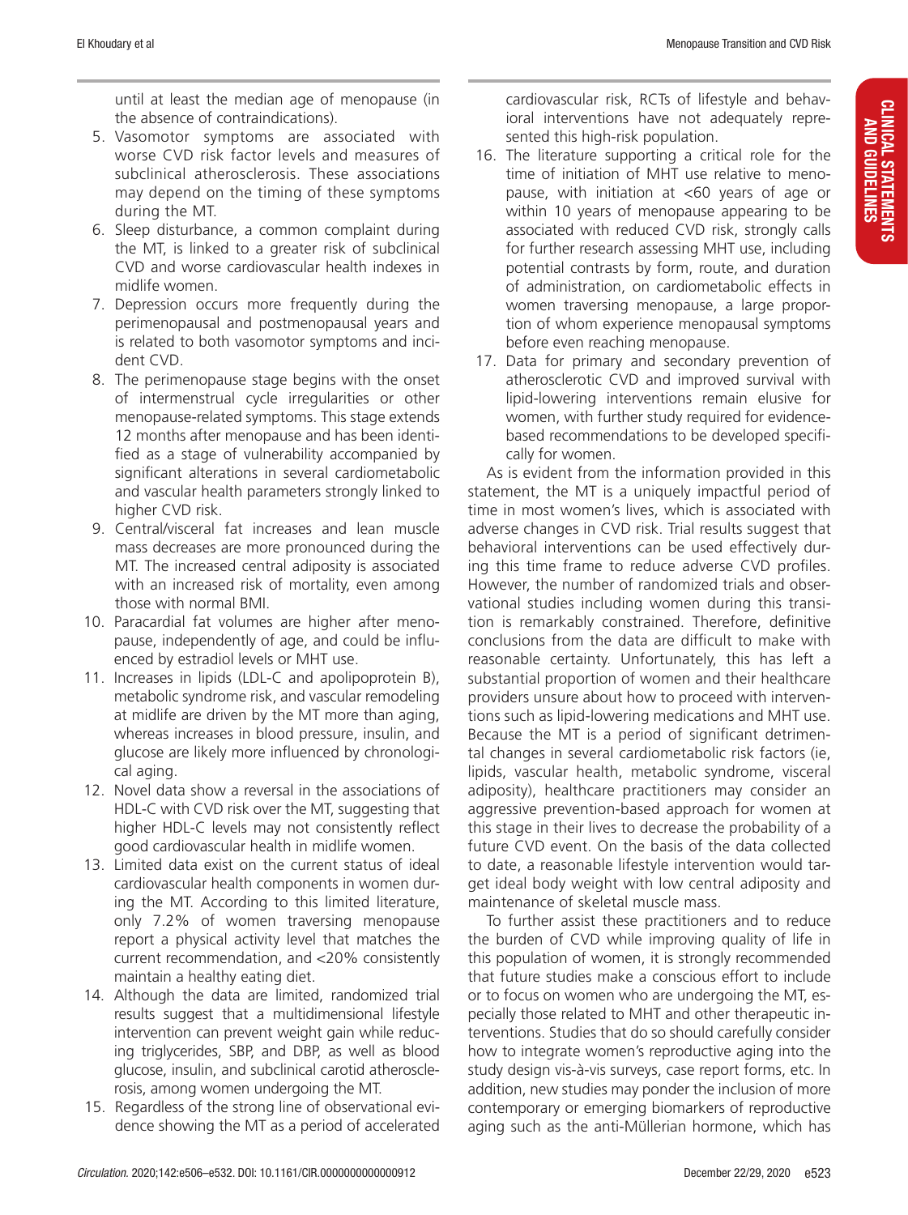until at least the median age of menopause (in the absence of contraindications).

5. Vasomotor symptoms are associated with worse CVD risk factor levels and measures of subclinical atherosclerosis. These associations may depend on the timing of these symptoms during the MT.
6. Sleep disturbance, a common complaint during the MT, is linked to a greater risk of subclinical CVD and worse cardiovascular health indexes in midlife women.
7. Depression occurs more frequently during the perimenopausal and postmenopausal years and is related to both vasomotor symptoms and incident CVD.
8. The perimenopause stage begins with the onset of intermenstrual cycle irregularities or other menopause-related symptoms. This stage extends 12 months after menopause and has been identified as a stage of vulnerability accompanied by significant alterations in several cardiometabolic and vascular health parameters strongly linked to higher CVD risk.
9. Central/visceral fat increases and lean muscle mass decreases are more pronounced during the MT. The increased central adiposity is associated with an increased risk of mortality, even among those with normal BMI.
10. Paracardial fat volumes are higher after menopause, independently of age, and could be influenced by estradiol levels or MHT use.
11. Increases in lipids (LDL-C and apolipoprotein B), metabolic syndrome risk, and vascular remodeling at midlife are driven by the MT more than aging, whereas increases in blood pressure, insulin, and glucose are likely more influenced by chronological aging.
12. Novel data show a reversal in the associations of HDL-C with CVD risk over the MT, suggesting that higher HDL-C levels may not consistently reflect good cardiovascular health in midlife women.
13. Limited data exist on the current status of ideal cardiovascular health components in women during the MT. According to this limited literature, only 7.2% of women traversing menopause report a physical activity level that matches the current recommendation, and <20% consistently maintain a healthy eating diet.
14. Although the data are limited, randomized trial results suggest that a multidimensional lifestyle intervention can prevent weight gain while reducing triglycerides, SBP, and DBP, as well as blood glucose, insulin, and subclinical carotid atherosclerosis, among women undergoing the MT.
15. Regardless of the strong line of observational evidence showing the MT as a period of accelerated cardiovascular risk, RCTs of lifestyle and behavioral interventions have not adequately represented this high-risk population.
16. The literature supporting a critical role for the time of initiation of MHT use relative to menopause, with initiation at <60 years of age or within 10 years of menopause appearing to be associated with reduced CVD risk, strongly calls for further research assessing MHT use, including potential contrasts by form, route, and duration of administration, on cardiometabolic effects in women traversing menopause, a large proportion of whom experience menopausal symptoms before even reaching menopause.
17. Data for primary and secondary prevention of atherosclerotic CVD and improved survival with lipid-lowering interventions remain elusive for women, with further study required for evidence-based recommendations to be developed specifically for women.

As is evident from the information provided in this statement, the MT is a uniquely impactful period of time in most women's lives, which is associated with adverse changes in CVD risk. Trial results suggest that behavioral interventions can be used effectively during this time frame to reduce adverse CVD profiles. However, the number of randomized trials and observational studies including women during this transition is remarkably constrained. Therefore, definitive conclusions from the data are difficult to make with reasonable certainty. Unfortunately, this has left a substantial proportion of women and their healthcare providers unsure about how to proceed with interventions such as lipid-lowering medications and MHT use. Because the MT is a period of significant detrimental changes in several cardiometabolic risk factors (ie, lipids, vascular health, metabolic syndrome, visceral adiposity), healthcare practitioners may consider an aggressive prevention-based approach for women at this stage in their lives to decrease the probability of a future CVD event. On the basis of the data collected to date, a reasonable lifestyle intervention would target ideal body weight with low central adiposity and maintenance of skeletal muscle mass.

To further assist these practitioners and to reduce the burden of CVD while improving quality of life in this population of women, it is strongly recommended that future studies make a conscious effort to include or to focus on women who are undergoing the MT, especially those related to MHT and other therapeutic interventions. Studies that do so should carefully consider how to integrate women's reproductive aging into the study design vis-à-vis surveys, case report forms, etc. In addition, new studies may ponder the inclusion of more contemporary or emerging biomarkers of reproductive aging such as the anti-Müllerian hormone, which has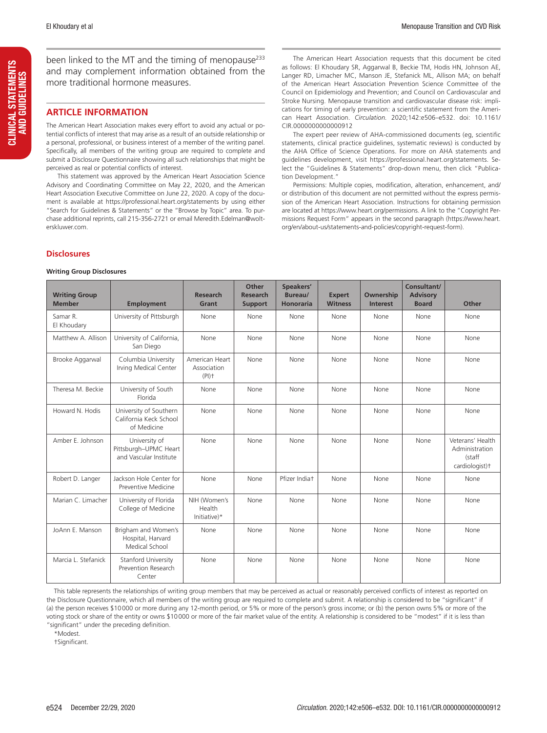been linked to the MT and the timing of menopause[233] and may complement information obtained from the more traditional hormone measures.

## ARTICLE INFORMATION

The American Heart Association makes every effort to avoid any actual or potential conflicts of interest that may arise as a result of an outside relationship or a personal, professional, or business interest of a member of the writing panel. Specifically, all members of the writing group are required to complete and submit a Disclosure Questionnaire showing all such relationships that might be perceived as real or potential conflicts of interest.

This statement was approved by the American Heart Association Science Advisory and Coordinating Committee on May 22, 2020, and the American Heart Association Executive Committee on June 22, 2020. A copy of the document is available at https://professional.heart.org/statements by using either "Search for Guidelines & Statements" or the "Browse by Topic" area. To purchase additional reprints, call 215-356-2721 or email Meredith.Edelman@wolterskluwer.com.

The American Heart Association requests that this document be cited as follows: El Khoudary SR, Aggarwal B, Beckie TM, Hodis HN, Johnson AE, Langer RD, Limacher MC, Manson JE, Stefanick ML, Allison MA; on behalf of the American Heart Association Prevention Science Committee of the Council on Epidemiology and Prevention; and Council on Cardiovascular and Stroke Nursing. Menopause transition and cardiovascular disease risk: implications for timing of early prevention: a scientific statement from the American Heart Association. *Circulation*. 2020;142:e506–e532. doi: 10.1161/CIR.0000000000000912

The expert peer review of AHA-commissioned documents (eg, scientific statements, clinical practice guidelines, systematic reviews) is conducted by the AHA Office of Science Operations. For more on AHA statements and guidelines development, visit https://professional.heart.org/statements. Select the "Guidelines & Statements" drop-down menu, then click "Publication Development."

Permissions: Multiple copies, modification, alteration, enhancement, and/or distribution of this document are not permitted without the express permission of the American Heart Association. Instructions for obtaining permission are located at https://www.heart.org/permissions. A link to the "Copyright Permissions Request Form" appears in the second paragraph (https://www.heart.org/en/about-us/statements-and-policies/copyright-request-form).

### Disclosures

**Writing Group Disclosures**

| Writing Group Member | Employment | Research Grant | Other Research Support | Speakers' Bureau/ Honoraria | Expert Witness | Ownership Interest | Consultant/ Advisory Board | Other |
|---|---|---|---|---|---|---|---|---|
| Samar R. El Khoudary | University of Pittsburgh | None | None | None | None | None | None | None |
| Matthew A. Allison | University of California, San Diego | None | None | None | None | None | None | None |
| Brooke Aggarwal | Columbia University Irving Medical Center | American Heart Association (PI)† | None | None | None | None | None | None |
| Theresa M. Beckie | University of South Florida | None | None | None | None | None | None | None |
| Howard N. Hodis | University of Southern California Keck School of Medicine | None | None | None | None | None | None | None |
| Amber E. Johnson | University of Pittsburgh–UPMC Heart and Vascular Institute | None | None | None | None | None | None | Veterans' Health Administration (staff cardiologist)† |
| Robert D. Langer | Jackson Hole Center for Preventive Medicine | None | None | Pfizer India† | None | None | None | None |
| Marian C. Limacher | University of Florida College of Medicine | NIH (Women's Health Initiative)* | None | None | None | None | None | None |
| JoAnn E. Manson | Brigham and Women's Hospital, Harvard Medical School | None | None | None | None | None | None | None |
| Marcia L. Stefanick | Stanford University Prevention Research Center | None | None | None | None | None | None | None |

This table represents the relationships of writing group members that may be perceived as actual or reasonably perceived conflicts of interest as reported on the Disclosure Questionnaire, which all members of the writing group are required to complete and submit. A relationship is considered to be "significant" if (a) the person receives $10 000 or more during any 12-month period, or 5% or more of the person's gross income; or (b) the person owns 5% or more of the voting stock or share of the entity or owns $10 000 or more of the fair market value of the entity. A relationship is considered to be "modest" if it is less than "significant" under the preceding definition.

*Modest.

†Significant.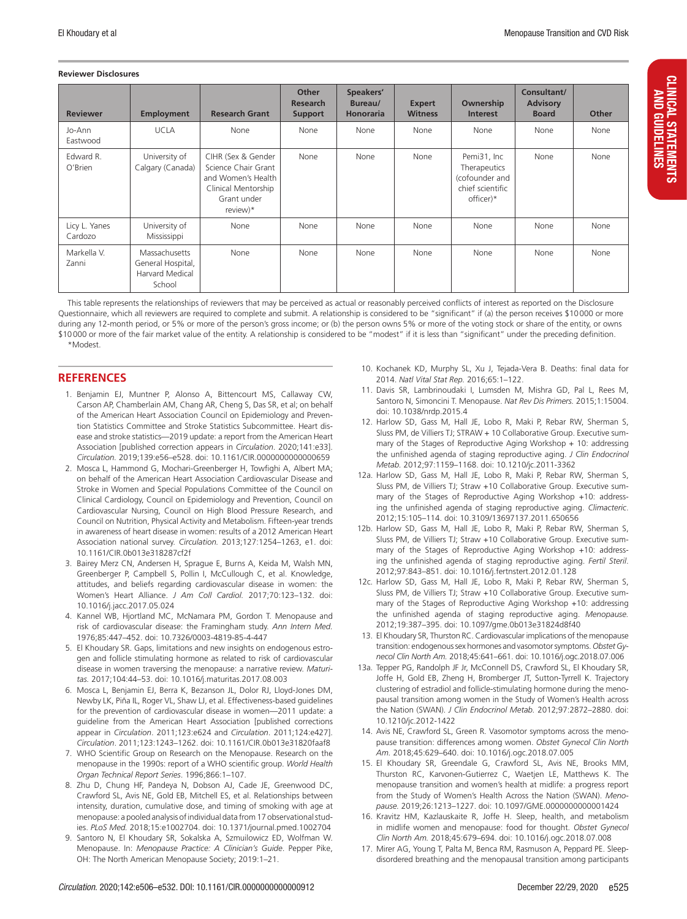**Reviewer Disclosures**

| Reviewer | Employment | Research Grant | Other Research Support | Speakers' Bureau/ Honoraria | Expert Witness | Ownership Interest | Consultant/ Advisory Board | Other |
|---|---|---|---|---|---|---|---|---|
| Jo-Ann Eastwood | UCLA | None | None | None | None | None | None | None |
| Edward R. O'Brien | University of Calgary (Canada) | CIHR (Sex & Gender Science Chair Grant and Women's Health Clinical Mentorship Grant under review)* | None | None | None | Pemi31, Inc Therapeutics (cofounder and chief scientific officer)* | None | None |
| Licy L. Yanes Cardozo | University of Mississippi | None | None | None | None | None | None | None |
| Markella V. Zanni | Massachusetts General Hospital, Harvard Medical School | None | None | None | None | None | None | None |

This table represents the relationships of reviewers that may be perceived as actual or reasonably perceived conflicts of interest as reported on the Disclosure Questionnaire, which all reviewers are required to complete and submit. A relationship is considered to be "significant" if (a) the person receives $10 000 or more during any 12-month period, or 5% or more of the person's gross income; or (b) the person owns 5% or more of the voting stock or share of the entity, or owns $10 000 or more of the fair market value of the entity. A relationship is considered to be "modest" if it is less than "significant" under the preceding definition.

*Modest.

## REFERENCES

1. Benjamin EJ, Muntner P, Alonso A, Bittencourt MS, Callaway CW, Carson AP, Chamberlain AM, Chang AR, Cheng S, Das SR, et al; on behalf of the American Heart Association Council on Epidemiology and Prevention Statistics Committee and Stroke Statistics Subcommittee. Heart disease and stroke statistics—2019 update: a report from the American Heart Association [published correction appears in *Circulation*. 2020;141:e33]. *Circulation.* 2019;139:e56–e528. doi: 10.1161/CIR.0000000000000659
2. Mosca L, Hammond G, Mochari-Greenberger H, Towfighi A, Albert MA; on behalf of the American Heart Association Cardiovascular Disease and Stroke in Women and Special Populations Committee of the Council on Clinical Cardiology, Council on Epidemiology and Prevention, Council on Cardiovascular Nursing, Council on High Blood Pressure Research, and Council on Nutrition, Physical Activity and Metabolism. Fifteen-year trends in awareness of heart disease in women: results of a 2012 American Heart Association national survey. *Circulation.* 2013;127:1254–1263, e1. doi: 10.1161/CIR.0b013e318287cf2f
3. Bairey Merz CN, Andersen H, Sprague E, Burns A, Keida M, Walsh MN, Greenberger P, Campbell S, Pollin I, McCullough C, et al. Knowledge, attitudes, and beliefs regarding cardiovascular disease in women: the Women's Heart Alliance. *J Am Coll Cardiol.* 2017;70:123–132. doi: 10.1016/j.jacc.2017.05.024
4. Kannel WB, Hjortland MC, McNamara PM, Gordon T. Menopause and risk of cardiovascular disease: the Framingham study. *Ann Intern Med.* 1976;85:447–452. doi: 10.7326/0003-4819-85-4-447
5. El Khoudary SR. Gaps, limitations and new insights on endogenous estrogen and follicle stimulating hormone as related to risk of cardiovascular disease in women traversing the menopause: a narrative review. *Maturitas.* 2017;104:44–53. doi: 10.1016/j.maturitas.2017.08.003
6. Mosca L, Benjamin EJ, Berra K, Bezanson JL, Dolor RJ, Lloyd-Jones DM, Newby LK, Piña IL, Roger VL, Shaw LJ, et al. Effectiveness-based guidelines for the prevention of cardiovascular disease in women—2011 update: a guideline from the American Heart Association [published corrections appear in *Circulation*. 2011;123:e624 and *Circulation*. 2011;124:e427]. *Circulation.* 2011;123:1243–1262. doi: 10.1161/CIR.0b013e31820faaf8
7. WHO Scientific Group on Research on the Menopause. Research on the menopause in the 1990s: report of a WHO scientific group. *World Health Organ Technical Report Series.* 1996;866:1–107.
8. Zhu D, Chung HF, Pandeya N, Dobson AJ, Cade JE, Greenwood DC, Crawford SL, Avis NE, Gold EB, Mitchell ES, et al. Relationships between intensity, duration, cumulative dose, and timing of smoking with age at menopause: a pooled analysis of individual data from 17 observational studies. *PLoS Med.* 2018;15:e1002704. doi: 10.1371/journal.pmed.1002704
9. Santoro N, El Khoudary SR, Sokalska A, Szmuilowicz ED, Wolfman W. Menopause. In: *Menopause Practice: A Clinician's Guide*. Pepper Pike, OH: The North American Menopause Society; 2019:1–21.
10. Kochanek KD, Murphy SL, Xu J, Tejada-Vera B. Deaths: final data for 2014. *Natl Vital Stat Rep.* 2016;65:1–122.
11. Davis SR, Lambrinoudaki I, Lumsden M, Mishra GD, Pal L, Rees M, Santoro N, Simoncini T. Menopause. *Nat Rev Dis Primers.* 2015;1:15004. doi: 10.1038/nrdp.2015.4
12. Harlow SD, Gass M, Hall JE, Lobo R, Maki P, Rebar RW, Sherman S, Sluss PM, de Villiers TJ; STRAW + 10 Collaborative Group. Executive summary of the Stages of Reproductive Aging Workshop + 10: addressing the unfinished agenda of staging reproductive aging. *J Clin Endocrinol Metab.* 2012;97:1159–1168. doi: 10.1210/jc.2011-3362

12a. Harlow SD, Gass M, Hall JE, Lobo R, Maki P, Rebar RW, Sherman S, Sluss PM, de Villiers TJ; Straw +10 Collaborative Group. Executive summary of the Stages of Reproductive Aging Workshop +10: addressing the unfinished agenda of staging reproductive aging. *Climacteric.* 2012;15:105–114. doi: 10.3109/13697137.2011.650656

12b. Harlow SD, Gass M, Hall JE, Lobo R, Maki P, Rebar RW, Sherman S, Sluss PM, de Villiers TJ; Straw +10 Collaborative Group. Executive summary of the Stages of Reproductive Aging Workshop +10: addressing the unfinished agenda of staging reproductive aging. *Fertil Steril.* 2012;97:843–851. doi: 10.1016/j.fertnstert.2012.01.128

12c. Harlow SD, Gass M, Hall JE, Lobo R, Maki P, Rebar RW, Sherman S, Sluss PM, de Villiers TJ; Straw +10 Collaborative Group. Executive summary of the Stages of Reproductive Aging Workshop +10: addressing the unfinished agenda of staging reproductive aging. *Menopause.* 2012;19:387–395. doi: 10.1097/gme.0b013e31824d8f40

13. El Khoudary SR, Thurston RC. Cardiovascular implications of the menopause transition: endogenous sex hormones and vasomotor symptoms. *Obstet Gynecol Clin North Am.* 2018;45:641–661. doi: 10.1016/j.ogc.2018.07.006

13a. Tepper PG, Randolph JF Jr, McConnell DS, Crawford SL, El Khoudary SR, Joffe H, Gold EB, Zheng H, Bromberger JT, Sutton-Tyrrell K. Trajectory clustering of estradiol and follicle-stimulating hormone during the menopausal transition among women in the Study of Women's Health across the Nation (SWAN). *J Clin Endocrinol Metab.* 2012;97:2872–2880. doi: 10.1210/jc.2012-1422

14. Avis NE, Crawford SL, Green R. Vasomotor symptoms across the menopause transition: differences among women. *Obstet Gynecol Clin North Am.* 2018;45:629–640. doi: 10.1016/j.ogc.2018.07.005
15. El Khoudary SR, Greendale G, Crawford SL, Avis NE, Brooks MM, Thurston RC, Karvonen-Gutierrez C, Waetjen LE, Matthews K. The menopause transition and women's health at midlife: a progress report from the Study of Women's Health Across the Nation (SWAN). *Menopause.* 2019;26:1213–1227. doi: 10.1097/GME.0000000000001424
16. Kravitz HM, Kazlauskaite R, Joffe H. Sleep, health, and metabolism in midlife women and menopause: food for thought. *Obstet Gynecol Clin North Am.* 2018;45:679–694. doi: 10.1016/j.ogc.2018.07.008
17. Mirer AG, Young T, Palta M, Benca RM, Rasmuson A, Peppard PE. Sleep-disordered breathing and the menopausal transition among participants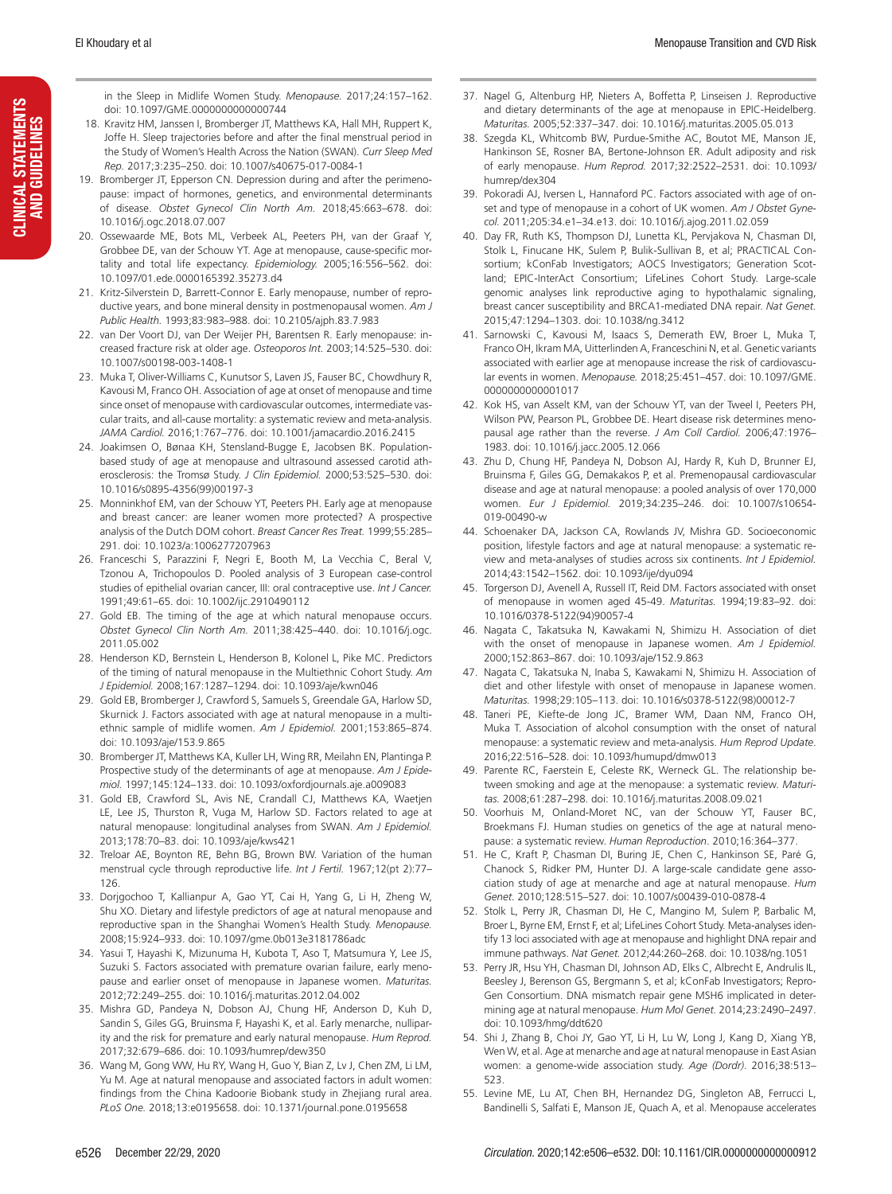in the Sleep in Midlife Women Study. *Menopause.* 2017;24:157–162. doi: 10.1097/GME.0000000000000744

18. Kravitz HM, Janssen I, Bromberger JT, Matthews KA, Hall MH, Ruppert K, Joffe H. Sleep trajectories before and after the final menstrual period in the Study of Women's Health Across the Nation (SWAN). *Curr Sleep Med Rep.* 2017;3:235–250. doi: 10.1007/s40675-017-0084-1
19. Bromberger JT, Epperson CN. Depression during and after the perimenopause: impact of hormones, genetics, and environmental determinants of disease. *Obstet Gynecol Clin North Am.* 2018;45:663–678. doi: 10.1016/j.ogc.2018.07.007
20. Ossewaarde ME, Bots ML, Verbeek AL, Peeters PH, van der Graaf Y, Grobbee DE, van der Schouw YT. Age at menopause, cause-specific mortality and total life expectancy. *Epidemiology.* 2005;16:556–562. doi: 10.1097/01.ede.0000165392.35273.d4
21. Kritz-Silverstein D, Barrett-Connor E. Early menopause, number of reproductive years, and bone mineral density in postmenopausal women. *Am J Public Health.* 1993;83:983–988. doi: 10.2105/ajph.83.7.983
22. van Der Voort DJ, van Der Weijer PH, Barentsen R. Early menopause: increased fracture risk at older age. *Osteoporos Int.* 2003;14:525–530. doi: 10.1007/s00198-003-1408-1
23. Muka T, Oliver-Williams C, Kunutsor S, Laven JS, Fauser BC, Chowdhury R, Kavousi M, Franco OH. Association of age at onset of menopause and time since onset of menopause with cardiovascular outcomes, intermediate vascular traits, and all-cause mortality: a systematic review and meta-analysis. *JAMA Cardiol.* 2016;1:767–776. doi: 10.1001/jamacardio.2016.2415
24. Joakimsen O, Bønaa KH, Stensland-Bugge E, Jacobsen BK. Population-based study of age at menopause and ultrasound assessed carotid atherosclerosis: the Tromsø Study. *J Clin Epidemiol.* 2000;53:525–530. doi: 10.1016/s0895-4356(99)00197-3
25. Monninkhof EM, van der Schouw YT, Peeters PH. Early age at menopause and breast cancer: are leaner women more protected? A prospective analysis of the Dutch DOM cohort. *Breast Cancer Res Treat.* 1999;55:285–291. doi: 10.1023/a:1006277207963
26. Franceschi S, Parazzini F, Negri E, Booth M, La Vecchia C, Beral V, Tzonou A, Trichopoulos D. Pooled analysis of 3 European case-control studies of epithelial ovarian cancer, III: oral contraceptive use. *Int J Cancer.* 1991;49:61–65. doi: 10.1002/ijc.2910490112
27. Gold EB. The timing of the age at which natural menopause occurs. *Obstet Gynecol Clin North Am.* 2011;38:425–440. doi: 10.1016/j.ogc.2011.05.002
28. Henderson KD, Bernstein L, Henderson B, Kolonel L, Pike MC. Predictors of the timing of natural menopause in the Multiethnic Cohort Study. *Am J Epidemiol.* 2008;167:1287–1294. doi: 10.1093/aje/kwn046
29. Gold EB, Bromberger J, Crawford S, Samuels S, Greendale GA, Harlow SD, Skurnick J. Factors associated with age at natural menopause in a multiethnic sample of midlife women. *Am J Epidemiol.* 2001;153:865–874. doi: 10.1093/aje/153.9.865
30. Bromberger JT, Matthews KA, Kuller LH, Wing RR, Meilahn EN, Plantinga P. Prospective study of the determinants of age at menopause. *Am J Epidemiol.* 1997;145:124–133. doi: 10.1093/oxfordjournals.aje.a009083
31. Gold EB, Crawford SL, Avis NE, Crandall CJ, Matthews KA, Waetjen LE, Lee JS, Thurston R, Vuga M, Harlow SD. Factors related to age at natural menopause: longitudinal analyses from SWAN. *Am J Epidemiol.* 2013;178:70–83. doi: 10.1093/aje/kws421
32. Treloar AE, Boynton RE, Behn BG, Brown BW. Variation of the human menstrual cycle through reproductive life. *Int J Fertil.* 1967;12(pt 2):77–126.
33. Dorjgochoo T, Kallianpur A, Gao YT, Cai H, Yang G, Li H, Zheng W, Shu XO. Dietary and lifestyle predictors of age at natural menopause and reproductive span in the Shanghai Women's Health Study. *Menopause.* 2008;15:924–933. doi: 10.1097/gme.0b013e3181786adc
34. Yasui T, Hayashi K, Mizunuma H, Kubota T, Aso T, Matsumura Y, Lee JS, Suzuki S. Factors associated with premature ovarian failure, early menopause and earlier onset of menopause in Japanese women. *Maturitas.* 2012;72:249–255. doi: 10.1016/j.maturitas.2012.04.002
35. Mishra GD, Pandeya N, Dobson AJ, Chung HF, Anderson D, Kuh D, Sandin S, Giles GG, Bruinsma F, Hayashi K, et al. Early menarche, nulliparity and the risk for premature and early natural menopause. *Hum Reprod.* 2017;32:679–686. doi: 10.1093/humrep/dew350
36. Wang M, Gong WW, Hu RY, Wang H, Guo Y, Bian Z, Lv J, Chen ZM, Li LM, Yu M. Age at natural menopause and associated factors in adult women: findings from the China Kadoorie Biobank study in Zhejiang rural area. *PLoS One.* 2018;13:e0195658. doi: 10.1371/journal.pone.0195658
37. Nagel G, Altenburg HP, Nieters A, Boffetta P, Linseisen J. Reproductive and dietary determinants of the age at menopause in EPIC-Heidelberg. *Maturitas.* 2005;52:337–347. doi: 10.1016/j.maturitas.2005.05.013
38. Szegda KL, Whitcomb BW, Purdue-Smithe AC, Boutot ME, Manson JE, Hankinson SE, Rosner BA, Bertone-Johnson ER. Adult adiposity and risk of early menopause. *Hum Reprod.* 2017;32:2522–2531. doi: 10.1093/humrep/dex304
39. Pokoradi AJ, Iversen L, Hannaford PC. Factors associated with age of onset and type of menopause in a cohort of UK women. *Am J Obstet Gynecol.* 2011;205:34.e1–34.e13. doi: 10.1016/j.ajog.2011.02.059
40. Day FR, Ruth KS, Thompson DJ, Lunetta KL, Pervjakova N, Chasman DI, Stolk L, Finucane HK, Sulem P, Bulik-Sullivan B, et al; PRACTICAL Consortium; kConFab Investigators; AOCS Investigators; Generation Scotland; EPIC-InterAct Consortium; LifeLines Cohort Study. Large-scale genomic analyses link reproductive aging to hypothalamic signaling, breast cancer susceptibility and BRCA1-mediated DNA repair. *Nat Genet.* 2015;47:1294–1303. doi: 10.1038/ng.3412
41. Sarnowski C, Kavousi M, Isaacs S, Demerath EW, Broer L, Muka T, Franco OH, Ikram MA, Uitterlinden A, Franceschini N, et al. Genetic variants associated with earlier age at menopause increase the risk of cardiovascular events in women. *Menopause.* 2018;25:451–457. doi: 10.1097/GME.0000000000001017
42. Kok HS, van Asselt KM, van der Schouw YT, van der Tweel I, Peeters PH, Wilson PW, Pearson PL, Grobbee DE. Heart disease risk determines menopausal age rather than the reverse. *J Am Coll Cardiol.* 2006;47:1976–1983. doi: 10.1016/j.jacc.2005.12.066
43. Zhu D, Chung HF, Pandeya N, Dobson AJ, Hardy R, Kuh D, Brunner EJ, Bruinsma F, Giles GG, Demakakos P, et al. Premenopausal cardiovascular disease and age at natural menopause: a pooled analysis of over 170,000 women. *Eur J Epidemiol.* 2019;34:235–246. doi: 10.1007/s10654-019-00490-w
44. Schoenaker DA, Jackson CA, Rowlands JV, Mishra GD. Socioeconomic position, lifestyle factors and age at natural menopause: a systematic review and meta-analyses of studies across six continents. *Int J Epidemiol.* 2014;43:1542–1562. doi: 10.1093/ije/dyu094
45. Torgerson DJ, Avenell A, Russell IT, Reid DM. Factors associated with onset of menopause in women aged 45-49. *Maturitas.* 1994;19:83–92. doi: 10.1016/0378-5122(94)90057-4
46. Nagata C, Takatsuka N, Kawakami N, Shimizu H. Association of diet with the onset of menopause in Japanese women. *Am J Epidemiol.* 2000;152:863–867. doi: 10.1093/aje/152.9.863
47. Nagata C, Takatsuka N, Inaba S, Kawakami N, Shimizu H. Association of diet and other lifestyle with onset of menopause in Japanese women. *Maturitas.* 1998;29:105–113. doi: 10.1016/s0378-5122(98)00012-7
48. Taneri PE, Kiefte-de Jong JC, Bramer WM, Daan NM, Franco OH, Muka T. Association of alcohol consumption with the onset of natural menopause: a systematic review and meta-analysis. *Hum Reprod Update.* 2016;22:516–528. doi: 10.1093/humupd/dmw013
49. Parente RC, Faerstein E, Celeste RK, Werneck GL. The relationship between smoking and age at the menopause: a systematic review. *Maturitas.* 2008;61:287–298. doi: 10.1016/j.maturitas.2008.09.021
50. Voorhuis M, Onland-Moret NC, van der Schouw YT, Fauser BC, Broekmans FJ. Human studies on genetics of the age at natural menopause: a systematic review. *Human Reproduction.* 2010;16:364–377.
51. He C, Kraft P, Chasman DI, Buring JE, Chen C, Hankinson SE, Paré G, Chanock S, Ridker PM, Hunter DJ. A large-scale candidate gene association study of age at menarche and age at natural menopause. *Hum Genet.* 2010;128:515–527. doi: 10.1007/s00439-010-0878-4
52. Stolk L, Perry JR, Chasman DI, He C, Mangino M, Sulem P, Barbalic M, Broer L, Byrne EM, Ernst F, et al; LifeLines Cohort Study. Meta-analyses identify 13 loci associated with age at menopause and highlight DNA repair and immune pathways. *Nat Genet.* 2012;44:260–268. doi: 10.1038/ng.1051
53. Perry JR, Hsu YH, Chasman DI, Johnson AD, Elks C, Albrecht E, Andrulis IL, Beesley J, Berenson GS, Bergmann S, et al; kConFab Investigators; ReproGen Consortium. DNA mismatch repair gene MSH6 implicated in determining age at natural menopause. *Hum Mol Genet.* 2014;23:2490–2497. doi: 10.1093/hmg/ddt620
54. Shi J, Zhang B, Choi JY, Gao YT, Li H, Lu W, Long J, Kang D, Xiang YB, Wen W, et al. Age at menarche and age at natural menopause in East Asian women: a genome-wide association study. *Age (Dordr).* 2016;38:513–523.
55. Levine ME, Lu AT, Chen BH, Hernandez DG, Singleton AB, Ferrucci L, Bandinelli S, Salfati E, Manson JE, Quach A, et al. Menopause accelerates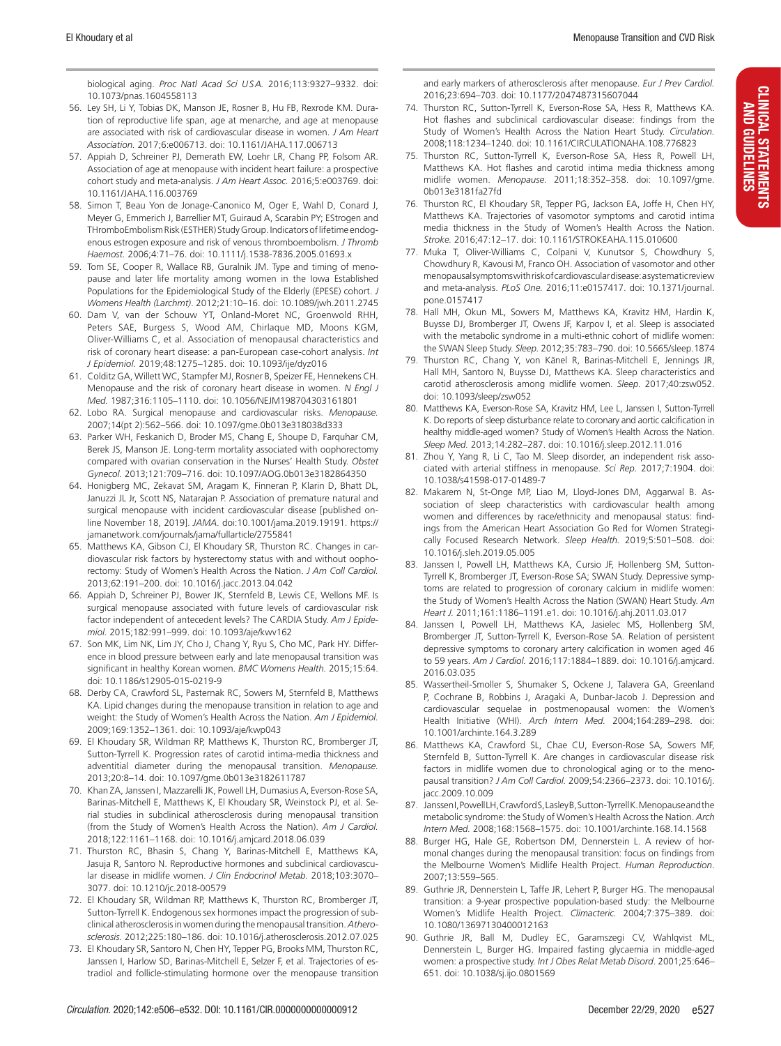biological aging. *Proc Natl Acad Sci USA.* 2016;113:9327–9332. doi: 10.1073/pnas.1604558113

56. Ley SH, Li Y, Tobias DK, Manson JE, Rosner B, Hu FB, Rexrode KM. Duration of reproductive life span, age at menarche, and age at menopause are associated with risk of cardiovascular disease in women. *J Am Heart Association.* 2017;6:e006713. doi: 10.1161/JAHA.117.006713
57. Appiah D, Schreiner PJ, Demerath EW, Loehr LR, Chang PP, Folsom AR. Association of age at menopause with incident heart failure: a prospective cohort study and meta-analysis. *J Am Heart Assoc.* 2016;5:e003769. doi: 10.1161/JAHA.116.003769
58. Simon T, Beau Yon de Jonage-Canonico M, Oger E, Wahl D, Conard J, Meyer G, Emmerich J, Barrellier MT, Guiraud A, Scarabin PY; EStrogen and THromboEmbolism Risk (ESTHER) Study Group. Indicators of lifetime endogenous estrogen exposure and risk of venous thromboembolism. *J Thromb Haemost.* 2006;4:71–76. doi: 10.1111/j.1538-7836.2005.01693.x
59. Tom SE, Cooper R, Wallace RB, Guralnik JM. Type and timing of menopause and later life mortality among women in the Iowa Established Populations for the Epidemiological Study of the Elderly (EPESE) cohort. *J Womens Health (Larchmt).* 2012;21:10–16. doi: 10.1089/jwh.2011.2745
60. Dam V, van der Schouw YT, Onland-Moret NC, Groenwold RHH, Peters SAE, Burgess S, Wood AM, Chirlaque MD, Moons KGM, Oliver-Williams C, et al. Association of menopausal characteristics and risk of coronary heart disease: a pan-European case-cohort analysis. *Int J Epidemiol.* 2019;48:1275–1285. doi: 10.1093/ije/dyz016
61. Colditz GA, Willett WC, Stampfer MJ, Rosner B, Speizer FE, Hennekens CH. Menopause and the risk of coronary heart disease in women. *N Engl J Med.* 1987;316:1105–1110. doi: 10.1056/NEJM198704303161801
62. Lobo RA. Surgical menopause and cardiovascular risks. *Menopause.* 2007;14(pt 2):562–566. doi: 10.1097/gme.0b013e318038d333
63. Parker WH, Feskanich D, Broder MS, Chang E, Shoupe D, Farquhar CM, Berek JS, Manson JE. Long-term mortality associated with oophorectomy compared with ovarian conservation in the Nurses' Health Study. *Obstet Gynecol.* 2013;121:709–716. doi: 10.1097/AOG.0b013e3182864350
64. Honigberg MC, Zekavat SM, Aragam K, Finneran P, Klarin D, Bhatt DL, Januzzi JL Jr, Scott NS, Natarajan P. Association of premature natural and surgical menopause with incident cardiovascular disease [published online November 18, 2019]. *JAMA.* doi:10.1001/jama.2019.19191. https://jamanetwork.com/journals/jama/fullarticle/2755841
65. Matthews KA, Gibson CJ, El Khoudary SR, Thurston RC. Changes in cardiovascular risk factors by hysterectomy status with and without oophorectomy: Study of Women's Health Across the Nation. *J Am Coll Cardiol.* 2013;62:191–200. doi: 10.1016/j.jacc.2013.04.042
66. Appiah D, Schreiner PJ, Bower JK, Sternfeld B, Lewis CE, Wellons MF. Is surgical menopause associated with future levels of cardiovascular risk factor independent of antecedent levels? The CARDIA Study. *Am J Epidemiol.* 2015;182:991–999. doi: 10.1093/aje/kwv162
67. Son MK, Lim NK, Lim JY, Cho J, Chang Y, Ryu S, Cho MC, Park HY. Difference in blood pressure between early and late menopausal transition was significant in healthy Korean women. *BMC Womens Health.* 2015;15:64. doi: 10.1186/s12905-015-0219-9
68. Derby CA, Crawford SL, Pasternak RC, Sowers M, Sternfeld B, Matthews KA. Lipid changes during the menopause transition in relation to age and weight: the Study of Women's Health Across the Nation. *Am J Epidemiol.* 2009;169:1352–1361. doi: 10.1093/aje/kwp043
69. El Khoudary SR, Wildman RP, Matthews K, Thurston RC, Bromberger JT, Sutton-Tyrrell K. Progression rates of carotid intima-media thickness and adventitial diameter during the menopausal transition. *Menopause.* 2013;20:8–14. doi: 10.1097/gme.0b013e3182611787
70. Khan ZA, Janssen I, Mazzarelli JK, Powell LH, Dumasius A, Everson-Rose SA, Barinas-Mitchell E, Matthews K, El Khoudary SR, Weinstock PJ, et al. Serial studies in subclinical atherosclerosis during menopausal transition (from the Study of Women's Health Across the Nation). *Am J Cardiol.* 2018;122:1161–1168. doi: 10.1016/j.amjcard.2018.06.039
71. Thurston RC, Bhasin S, Chang Y, Barinas-Mitchell E, Matthews KA, Jasuja R, Santoro N. Reproductive hormones and subclinical cardiovascular disease in midlife women. *J Clin Endocrinol Metab.* 2018;103:3070–3077. doi: 10.1210/jc.2018-00579
72. El Khoudary SR, Wildman RP, Matthews K, Thurston RC, Bromberger JT, Sutton-Tyrrell K. Endogenous sex hormones impact the progression of subclinical atherosclerosis in women during the menopausal transition. *Atherosclerosis.* 2012;225:180–186. doi: 10.1016/j.atherosclerosis.2012.07.025
73. El Khoudary SR, Santoro N, Chen HY, Tepper PG, Brooks MM, Thurston RC, Janssen I, Harlow SD, Barinas-Mitchell E, Selzer F, et al. Trajectories of estradiol and follicle-stimulating hormone over the menopause transition and early markers of atherosclerosis after menopause. *Eur J Prev Cardiol.* 2016;23:694–703. doi: 10.1177/2047487315607044
74. Thurston RC, Sutton-Tyrrell K, Everson-Rose SA, Hess R, Matthews KA. Hot flashes and subclinical cardiovascular disease: findings from the Study of Women's Health Across the Nation Heart Study. *Circulation.* 2008;118:1234–1240. doi: 10.1161/CIRCULATIONAHA.108.776823
75. Thurston RC, Sutton-Tyrrell K, Everson-Rose SA, Hess R, Powell LH, Matthews KA. Hot flashes and carotid intima media thickness among midlife women. *Menopause.* 2011;18:352–358. doi: 10.1097/gme.0b013e3181fa27fd
76. Thurston RC, El Khoudary SR, Tepper PG, Jackson EA, Joffe H, Chen HY, Matthews KA. Trajectories of vasomotor symptoms and carotid intima media thickness in the Study of Women's Health Across the Nation. *Stroke.* 2016;47:12–17. doi: 10.1161/STROKEAHA.115.010600
77. Muka T, Oliver-Williams C, Colpani V, Kunutsor S, Chowdhury S, Chowdhury R, Kavousi M, Franco OH. Association of vasomotor and other menopausal symptoms with risk of cardiovascular disease: a systematic review and meta-analysis. *PLoS One.* 2016;11:e0157417. doi: 10.1371/journal.pone.0157417
78. Hall MH, Okun ML, Sowers M, Matthews KA, Kravitz HM, Hardin K, Buysse DJ, Bromberger JT, Owens JF, Karpov I, et al. Sleep is associated with the metabolic syndrome in a multi-ethnic cohort of midlife women: the SWAN Sleep Study. *Sleep.* 2012;35:783–790. doi: 10.5665/sleep.1874
79. Thurston RC, Chang Y, von Känel R, Barinas-Mitchell E, Jennings JR, Hall MH, Santoro N, Buysse DJ, Matthews KA. Sleep characteristics and carotid atherosclerosis among midlife women. *Sleep.* 2017;40:zsw052. doi: 10.1093/sleep/zsw052
80. Matthews KA, Everson-Rose SA, Kravitz HM, Lee L, Janssen I, Sutton-Tyrrell K. Do reports of sleep disturbance relate to coronary and aortic calcification in healthy middle-aged women? Study of Women's Health Across the Nation. *Sleep Med.* 2013;14:282–287. doi: 10.1016/j.sleep.2012.11.016
81. Zhou Y, Yang R, Li C, Tao M. Sleep disorder, an independent risk associated with arterial stiffness in menopause. *Sci Rep.* 2017;7:1904. doi: 10.1038/s41598-017-01489-7
82. Makarem N, St-Onge MP, Liao M, Lloyd-Jones DM, Aggarwal B. Association of sleep characteristics with cardiovascular health among women and differences by race/ethnicity and menopausal status: findings from the American Heart Association Go Red for Women Strategically Focused Research Network. *Sleep Health.* 2019;5:501–508. doi: 10.1016/j.sleh.2019.05.005
83. Janssen I, Powell LH, Matthews KA, Cursio JF, Hollenberg SM, Sutton-Tyrrell K, Bromberger JT, Everson-Rose SA; SWAN Study. Depressive symptoms are related to progression of coronary calcium in midlife women: the Study of Women's Health Across the Nation (SWAN) Heart Study. *Am Heart J.* 2011;161:1186–1191.e1. doi: 10.1016/j.ahj.2011.03.017
84. Janssen I, Powell LH, Matthews KA, Jasielec MS, Hollenberg SM, Bromberger JT, Sutton-Tyrrell K, Everson-Rose SA. Relation of persistent depressive symptoms to coronary artery calcification in women aged 46 to 59 years. *Am J Cardiol.* 2016;117:1884–1889. doi: 10.1016/j.amjcard.2016.03.035
85. Wassertheil-Smoller S, Shumaker S, Ockene J, Talavera GA, Greenland P, Cochrane B, Robbins J, Aragaki A, Dunbar-Jacob J. Depression and cardiovascular sequelae in postmenopausal women: the Women's Health Initiative (WHI). *Arch Intern Med.* 2004;164:289–298. doi: 10.1001/archinte.164.3.289
86. Matthews KA, Crawford SL, Chae CU, Everson-Rose SA, Sowers MF, Sternfeld B, Sutton-Tyrrell K. Are changes in cardiovascular disease risk factors in midlife women due to chronological aging or to the menopausal transition? *J Am Coll Cardiol.* 2009;54:2366–2373. doi: 10.1016/j.jacc.2009.10.009
87. Janssen I, Powell LH, Crawford S, Lasley B, Sutton-Tyrrell K. Menopause and the metabolic syndrome: the Study of Women's Health Across the Nation. *Arch Intern Med.* 2008;168:1568–1575. doi: 10.1001/archinte.168.14.1568
88. Burger HG, Hale GE, Robertson DM, Dennerstein L. A review of hormonal changes during the menopausal transition: focus on findings from the Melbourne Women's Midlife Health Project. *Human Reproduction.* 2007;13:559–565.
89. Guthrie JR, Dennerstein L, Taffe JR, Lehert P, Burger HG. The menopausal transition: a 9-year prospective population-based study: the Melbourne Women's Midlife Health Project. *Climacteric.* 2004;7:375–389. doi: 10.1080/13697130400012163
90. Guthrie JR, Ball M, Dudley EC, Garamszegi CV, Wahlqvist ML, Dennerstein L, Burger HG. Impaired fasting glycaemia in middle-aged women: a prospective study. *Int J Obes Relat Metab Disord.* 2001;25:646–651. doi: 10.1038/sj.ijo.0801569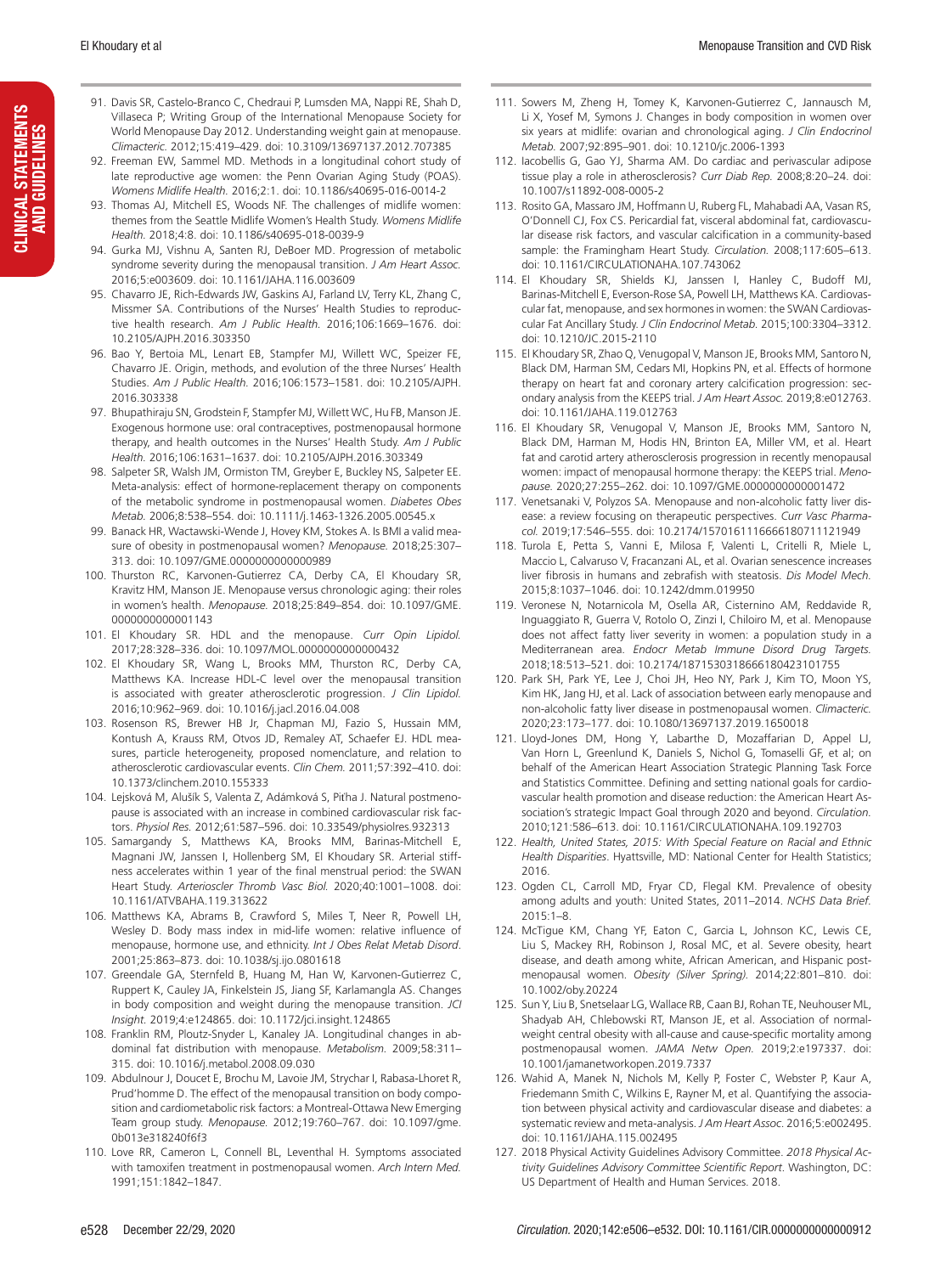91. Davis SR, Castelo-Branco C, Chedraui P, Lumsden MA, Nappi RE, Shah D, Villaseca P; Writing Group of the International Menopause Society for World Menopause Day 2012. Understanding weight gain at menopause. *Climacteric.* 2012;15:419–429. doi: 10.3109/13697137.2012.707385
92. Freeman EW, Sammel MD. Methods in a longitudinal cohort study of late reproductive age women: the Penn Ovarian Aging Study (POAS). *Womens Midlife Health.* 2016;2:1. doi: 10.1186/s40695-016-0014-2
93. Thomas AJ, Mitchell ES, Woods NF. The challenges of midlife women: themes from the Seattle Midlife Women's Health Study. *Womens Midlife Health.* 2018;4:8. doi: 10.1186/s40695-018-0039-9
94. Gurka MJ, Vishnu A, Santen RJ, DeBoer MD. Progression of metabolic syndrome severity during the menopausal transition. *J Am Heart Assoc.* 2016;5:e003609. doi: 10.1161/JAHA.116.003609
95. Chavarro JE, Rich-Edwards JW, Gaskins AJ, Farland LV, Terry KL, Zhang C, Missmer SA. Contributions of the Nurses' Health Studies to reproductive health research. *Am J Public Health.* 2016;106:1669–1676. doi: 10.2105/AJPH.2016.303350
96. Bao Y, Bertoia ML, Lenart EB, Stampfer MJ, Willett WC, Speizer FE, Chavarro JE. Origin, methods, and evolution of the three Nurses' Health Studies. *Am J Public Health.* 2016;106:1573–1581. doi: 10.2105/AJPH.2016.303338
97. Bhupathiraju SN, Grodstein F, Stampfer MJ, Willett WC, Hu FB, Manson JE. Exogenous hormone use: oral contraceptives, postmenopausal hormone therapy, and health outcomes in the Nurses' Health Study. *Am J Public Health.* 2016;106:1631–1637. doi: 10.2105/AJPH.2016.303349
98. Salpeter SR, Walsh JM, Ormiston TM, Greyber E, Buckley NS, Salpeter EE. Meta-analysis: effect of hormone-replacement therapy on components of the metabolic syndrome in postmenopausal women. *Diabetes Obes Metab.* 2006;8:538–554. doi: 10.1111/j.1463-1326.2005.00545.x
99. Banack HR, Wactawski-Wende J, Hovey KM, Stokes A. Is BMI a valid measure of obesity in postmenopausal women? *Menopause.* 2018;25:307–313. doi: 10.1097/GME.0000000000000989
100. Thurston RC, Karvonen-Gutierrez CA, Derby CA, El Khoudary SR, Kravitz HM, Manson JE. Menopause versus chronologic aging: their roles in women's health. *Menopause.* 2018;25:849–854. doi: 10.1097/GME.0000000000001143
101. El Khoudary SR. HDL and the menopause. *Curr Opin Lipidol.* 2017;28:328–336. doi: 10.1097/MOL.0000000000000432
102. El Khoudary SR, Wang L, Brooks MM, Thurston RC, Derby CA, Matthews KA. Increase HDL-C level over the menopausal transition is associated with greater atherosclerotic progression. *J Clin Lipidol.* 2016;10:962–969. doi: 10.1016/j.jacl.2016.04.008
103. Rosenson RS, Brewer HB Jr, Chapman MJ, Fazio S, Hussain MM, Kontush A, Krauss RM, Otvos JD, Remaley AT, Schaefer EJ. HDL measures, particle heterogeneity, proposed nomenclature, and relation to atherosclerotic cardiovascular events. *Clin Chem.* 2011;57:392–410. doi: 10.1373/clinchem.2010.155333
104. Lejsková M, Alušík S, Valenta Z, Adámková S, Piťha J. Natural postmenopause is associated with an increase in combined cardiovascular risk factors. *Physiol Res.* 2012;61:587–596. doi: 10.33549/physiolres.932313
105. Samargandy S, Matthews KA, Brooks MM, Barinas-Mitchell E, Magnani JW, Janssen I, Hollenberg SM, El Khoudary SR. Arterial stiffness accelerates within 1 year of the final menstrual period: the SWAN Heart Study. *Arterioscler Thromb Vasc Biol.* 2020;40:1001–1008. doi: 10.1161/ATVBAHA.119.313622
106. Matthews KA, Abrams B, Crawford S, Miles T, Neer R, Powell LH, Wesley D. Body mass index in mid-life women: relative influence of menopause, hormone use, and ethnicity. *Int J Obes Relat Metab Disord.* 2001;25:863–873. doi: 10.1038/sj.ijo.0801618
107. Greendale GA, Sternfeld B, Huang M, Han W, Karvonen-Gutierrez C, Ruppert K, Cauley JA, Finkelstein JS, Jiang SF, Karlamangla AS. Changes in body composition and weight during the menopause transition. *JCI Insight.* 2019;4:e124865. doi: 10.1172/jci.insight.124865
108. Franklin RM, Ploutz-Snyder L, Kanaley JA. Longitudinal changes in abdominal fat distribution with menopause. *Metabolism.* 2009;58:311–315. doi: 10.1016/j.metabol.2008.09.030
109. Abdulnour J, Doucet E, Brochu M, Lavoie JM, Strychar I, Rabasa-Lhoret R, Prud'homme D. The effect of the menopausal transition on body composition and cardiometabolic risk factors: a Montreal-Ottawa New Emerging Team group study. *Menopause.* 2012;19:760–767. doi: 10.1097/gme.0b013e318240f6f3
110. Love RR, Cameron L, Connell BL, Leventhal H. Symptoms associated with tamoxifen treatment in postmenopausal women. *Arch Intern Med.* 1991;151:1842–1847.
111. Sowers M, Zheng H, Tomey K, Karvonen-Gutierrez C, Jannausch M, Li X, Yosef M, Symons J. Changes in body composition in women over six years at midlife: ovarian and chronological aging. *J Clin Endocrinol Metab.* 2007;92:895–901. doi: 10.1210/jc.2006-1393
112. Iacobellis G, Gao YJ, Sharma AM. Do cardiac and perivascular adipose tissue play a role in atherosclerosis? *Curr Diab Rep.* 2008;8:20–24. doi: 10.1007/s11892-008-0005-2
113. Rosito GA, Massaro JM, Hoffmann U, Ruberg FL, Mahabadi AA, Vasan RS, O'Donnell CJ, Fox CS. Pericardial fat, visceral abdominal fat, cardiovascular disease risk factors, and vascular calcification in a community-based sample: the Framingham Heart Study. *Circulation.* 2008;117:605–613. doi: 10.1161/CIRCULATIONAHA.107.743062
114. El Khoudary SR, Shields KJ, Janssen I, Hanley C, Budoff MJ, Barinas-Mitchell E, Everson-Rose SA, Powell LH, Matthews KA. Cardiovascular fat, menopause, and sex hormones in women: the SWAN Cardiovascular Fat Ancillary Study. *J Clin Endocrinol Metab.* 2015;100:3304–3312. doi: 10.1210/JC.2015-2110
115. El Khoudary SR, Zhao Q, Venugopal V, Manson JE, Brooks MM, Santoro N, Black DM, Harman SM, Cedars MI, Hopkins PN, et al. Effects of hormone therapy on heart fat and coronary artery calcification progression: secondary analysis from the KEEPS trial. *J Am Heart Assoc.* 2019;8:e012763. doi: 10.1161/JAHA.119.012763
116. El Khoudary SR, Venugopal V, Manson JE, Brooks MM, Santoro N, Black DM, Harman M, Hodis HN, Brinton EA, Miller VM, et al. Heart fat and carotid artery atherosclerosis progression in recently menopausal women: impact of menopausal hormone therapy: the KEEPS trial. *Menopause.* 2020;27:255–262. doi: 10.1097/GME.0000000000001472
117. Venetsanaki V, Polyzos SA. Menopause and non-alcoholic fatty liver disease: a review focusing on therapeutic perspectives. *Curr Vasc Pharmacol.* 2019;17:546–555. doi: 10.2174/1570161116666180711121949
118. Turola E, Petta S, Vanni E, Milosa F, Valenti L, Critelli R, Miele L, Maccio L, Calvaruso V, Fracanzani AL, et al. Ovarian senescence increases liver fibrosis in humans and zebrafish with steatosis. *Dis Model Mech.* 2015;8:1037–1046. doi: 10.1242/dmm.019950
119. Veronese N, Notarnicola M, Osella AR, Cisternino AM, Reddavide R, Inguaggiato R, Guerra V, Rotolo O, Zinzi I, Chiloiro M, et al. Menopause does not affect fatty liver severity in women: a population study in a Mediterranean area. *Endocr Metab Immune Disord Drug Targets.* 2018;18:513–521. doi: 10.2174/1871530318666180423101755
120. Park SH, Park YE, Lee J, Choi JH, Heo NY, Park J, Kim TO, Moon YS, Kim HK, Jang HJ, et al. Lack of association between early menopause and non-alcoholic fatty liver disease in postmenopausal women. *Climacteric.* 2020;23:173–177. doi: 10.1080/13697137.2019.1650018
121. Lloyd-Jones DM, Hong Y, Labarthe D, Mozaffarian D, Appel LJ, Van Horn L, Greenlund K, Daniels S, Nichol G, Tomaselli GF, et al; on behalf of the American Heart Association Strategic Planning Task Force and Statistics Committee. Defining and setting national goals for cardiovascular health promotion and disease reduction: the American Heart Association's strategic Impact Goal through 2020 and beyond. *Circulation.* 2010;121:586–613. doi: 10.1161/CIRCULATIONAHA.109.192703
122. *Health, United States, 2015: With Special Feature on Racial and Ethnic Health Disparities*. Hyattsville, MD: National Center for Health Statistics; 2016.
123. Ogden CL, Carroll MD, Fryar CD, Flegal KM. Prevalence of obesity among adults and youth: United States, 2011–2014. *NCHS Data Brief.* 2015:1–8.
124. McTigue KM, Chang YF, Eaton C, Garcia L, Johnson KC, Lewis CE, Liu S, Mackey RH, Robinson J, Rosal MC, et al. Severe obesity, heart disease, and death among white, African American, and Hispanic postmenopausal women. *Obesity (Silver Spring).* 2014;22:801–810. doi: 10.1002/oby.20224
125. Sun Y, Liu B, Snetselaar LG, Wallace RB, Caan BJ, Rohan TE, Neuhouser ML, Shadyab AH, Chlebowski RT, Manson JE, et al. Association of normal-weight central obesity with all-cause and cause-specific mortality among postmenopausal women. *JAMA Netw Open.* 2019;2:e197337. doi: 10.1001/jamanetworkopen.2019.7337
126. Wahid A, Manek N, Nichols M, Kelly P, Foster C, Webster P, Kaur A, Friedemann Smith C, Wilkins E, Rayner M, et al. Quantifying the association between physical activity and cardiovascular disease and diabetes: a systematic review and meta-analysis. *J Am Heart Assoc.* 2016;5:e002495. doi: 10.1161/JAHA.115.002495
127. 2018 Physical Activity Guidelines Advisory Committee. *2018 Physical Activity Guidelines Advisory Committee Scientific Report*. Washington, DC: US Department of Health and Human Services. 2018.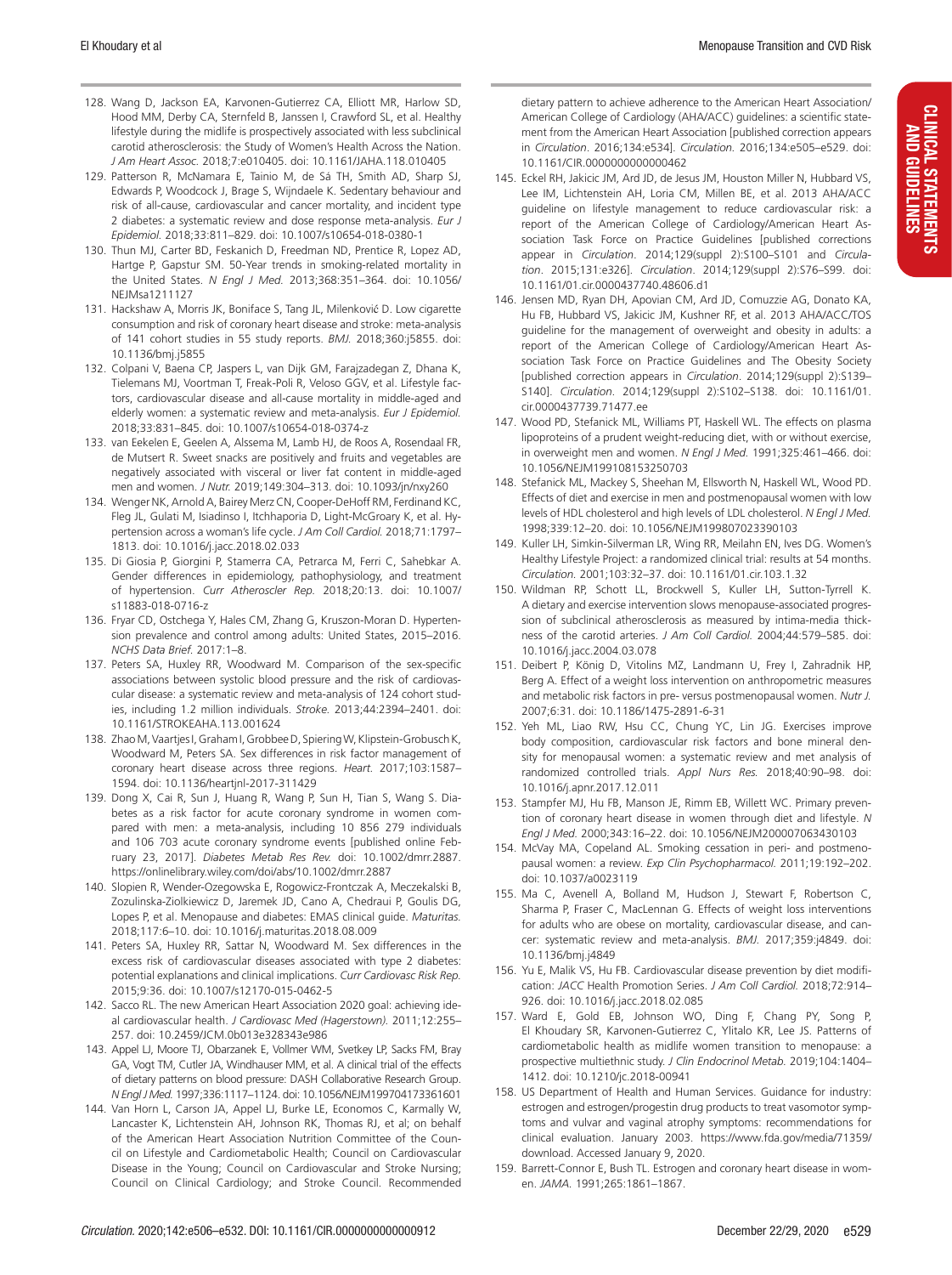128. Wang D, Jackson EA, Karvonen-Gutierrez CA, Elliott MR, Harlow SD, Hood MM, Derby CA, Sternfeld B, Janssen I, Crawford SL, et al. Healthy lifestyle during the midlife is prospectively associated with less subclinical carotid atherosclerosis: the Study of Women's Health Across the Nation. *J Am Heart Assoc.* 2018;7:e010405. doi: 10.1161/JAHA.118.010405
129. Patterson R, McNamara E, Tainio M, de Sá TH, Smith AD, Sharp SJ, Edwards P, Woodcock J, Brage S, Wijndaele K. Sedentary behaviour and risk of all-cause, cardiovascular and cancer mortality, and incident type 2 diabetes: a systematic review and dose response meta-analysis. *Eur J Epidemiol.* 2018;33:811–829. doi: 10.1007/s10654-018-0380-1
130. Thun MJ, Carter BD, Feskanich D, Freedman ND, Prentice R, Lopez AD, Hartge P, Gapstur SM. 50-Year trends in smoking-related mortality in the United States. *N Engl J Med.* 2013;368:351–364. doi: 10.1056/NEJMsa1211127
131. Hackshaw A, Morris JK, Boniface S, Tang JL, Milenković D. Low cigarette consumption and risk of coronary heart disease and stroke: meta-analysis of 141 cohort studies in 55 study reports. *BMJ.* 2018;360:j5855. doi: 10.1136/bmj.j5855
132. Colpani V, Baena CP, Jaspers L, van Dijk GM, Farajzadegan Z, Dhana K, Tielemans MJ, Voortman T, Freak-Poli R, Veloso GGV, et al. Lifestyle factors, cardiovascular disease and all-cause mortality in middle-aged and elderly women: a systematic review and meta-analysis. *Eur J Epidemiol.* 2018;33:831–845. doi: 10.1007/s10654-018-0374-z
133. van Eekelen E, Geelen A, Alssema M, Lamb HJ, de Roos A, Rosendaal FR, de Mutsert R. Sweet snacks are positively and fruits and vegetables are negatively associated with visceral or liver fat content in middle-aged men and women. *J Nutr.* 2019;149:304–313. doi: 10.1093/jn/nxy260
134. Wenger NK, Arnold A, Bairey Merz CN, Cooper-DeHoff RM, Ferdinand KC, Fleg JL, Gulati M, Isiadinso I, Itchhaporia D, Light-McGroary K, et al. Hypertension across a woman's life cycle. *J Am Coll Cardiol.* 2018;71:1797–1813. doi: 10.1016/j.jacc.2018.02.033
135. Di Giosia P, Giorgini P, Stamerra CA, Petrarca M, Ferri C, Sahebkar A. Gender differences in epidemiology, pathophysiology, and treatment of hypertension. *Curr Atheroscler Rep.* 2018;20:13. doi: 10.1007/s11883-018-0716-z
136. Fryar CD, Ostchega Y, Hales CM, Zhang G, Kruszon-Moran D. Hypertension prevalence and control among adults: United States, 2015–2016. *NCHS Data Brief.* 2017:1–8.
137. Peters SA, Huxley RR, Woodward M. Comparison of the sex-specific associations between systolic blood pressure and the risk of cardiovascular disease: a systematic review and meta-analysis of 124 cohort studies, including 1.2 million individuals. *Stroke.* 2013;44:2394–2401. doi: 10.1161/STROKEAHA.113.001624
138. Zhao M, Vaartjes I, Graham I, Grobbee D, Spiering W, Klipstein-Grobusch K, Woodward M, Peters SA. Sex differences in risk factor management of coronary heart disease across three regions. *Heart.* 2017;103:1587–1594. doi: 10.1136/heartjnl-2017-311429
139. Dong X, Cai R, Sun J, Huang R, Wang P, Sun H, Tian S, Wang S. Diabetes as a risk factor for acute coronary syndrome in women compared with men: a meta-analysis, including 10 856 279 individuals and 106 703 acute coronary syndrome events [published online February 23, 2017]. *Diabetes Metab Res Rev.* doi: 10.1002/dmrr.2887. https://onlinelibrary.wiley.com/doi/abs/10.1002/dmrr.2887
140. Slopien R, Wender-Ozegowska E, Rogowicz-Frontczak A, Meczekalski B, Zozulinska-Ziolkiewicz D, Jaremek JD, Cano A, Chedraui P, Goulis DG, Lopes P, et al. Menopause and diabetes: EMAS clinical guide. *Maturitas.* 2018;117:6–10. doi: 10.1016/j.maturitas.2018.08.009
141. Peters SA, Huxley RR, Sattar N, Woodward M. Sex differences in the excess risk of cardiovascular diseases associated with type 2 diabetes: potential explanations and clinical implications. *Curr Cardiovasc Risk Rep.* 2015;9:36. doi: 10.1007/s12170-015-0462-5
142. Sacco RL. The new American Heart Association 2020 goal: achieving ideal cardiovascular health. *J Cardiovasc Med (Hagerstown).* 2011;12:255–257. doi: 10.2459/JCM.0b013e328343e986
143. Appel LJ, Moore TJ, Obarzanek E, Vollmer WM, Svetkey LP, Sacks FM, Bray GA, Vogt TM, Cutler JA, Windhauser MM, et al. A clinical trial of the effects of dietary patterns on blood pressure: DASH Collaborative Research Group. *N Engl J Med.* 1997;336:1117–1124. doi: 10.1056/NEJM199704173361601
144. Van Horn L, Carson JA, Appel LJ, Burke LE, Economos C, Karmally W, Lancaster K, Lichtenstein AH, Johnson RK, Thomas RJ, et al; on behalf of the American Heart Association Nutrition Committee of the Council on Lifestyle and Cardiometabolic Health; Council on Cardiovascular Disease in the Young; Council on Cardiovascular and Stroke Nursing; Council on Clinical Cardiology; and Stroke Council. Recommended dietary pattern to achieve adherence to the American Heart Association/American College of Cardiology (AHA/ACC) guidelines: a scientific statement from the American Heart Association [published correction appears in *Circulation*. 2016;134:e534]. *Circulation.* 2016;134:e505–e529. doi: 10.1161/CIR.0000000000000462
145. Eckel RH, Jakicic JM, Ard JD, de Jesus JM, Houston Miller N, Hubbard VS, Lee IM, Lichtenstein AH, Loria CM, Millen BE, et al. 2013 AHA/ACC guideline on lifestyle management to reduce cardiovascular risk: a report of the American College of Cardiology/American Heart Association Task Force on Practice Guidelines [published corrections appear in *Circulation*. 2014;129(suppl 2):S100–S101 and *Circulation*. 2015;131:e326]. *Circulation.* 2014;129(suppl 2):S76–S99. doi: 10.1161/01.cir.0000437740.48606.d1
146. Jensen MD, Ryan DH, Apovian CM, Ard JD, Comuzzie AG, Donato KA, Hu FB, Hubbard VS, Jakicic JM, Kushner RF, et al. 2013 AHA/ACC/TOS guideline for the management of overweight and obesity in adults: a report of the American College of Cardiology/American Heart Association Task Force on Practice Guidelines and The Obesity Society [published correction appears in *Circulation*. 2014;129(suppl 2):S139–S140]. *Circulation.* 2014;129(suppl 2):S102–S138. doi: 10.1161/01.cir.0000437739.71477.ee
147. Wood PD, Stefanick ML, Williams PT, Haskell WL. The effects on plasma lipoproteins of a prudent weight-reducing diet, with or without exercise, in overweight men and women. *N Engl J Med.* 1991;325:461–466. doi: 10.1056/NEJM199108153250703
148. Stefanick ML, Mackey S, Sheehan M, Ellsworth N, Haskell WL, Wood PD. Effects of diet and exercise in men and postmenopausal women with low levels of HDL cholesterol and high levels of LDL cholesterol. *N Engl J Med.* 1998;339:12–20. doi: 10.1056/NEJM199807023390103
149. Kuller LH, Simkin-Silverman LR, Wing RR, Meilahn EN, Ives DG. Women's Healthy Lifestyle Project: a randomized clinical trial: results at 54 months. *Circulation.* 2001;103:32–37. doi: 10.1161/01.cir.103.1.32
150. Wildman RP, Schott LL, Brockwell S, Kuller LH, Sutton-Tyrrell K. A dietary and exercise intervention slows menopause-associated progression of subclinical atherosclerosis as measured by intima-media thickness of the carotid arteries. *J Am Coll Cardiol.* 2004;44:579–585. doi: 10.1016/j.jacc.2004.03.078
151. Deibert P, König D, Vitolins MZ, Landmann U, Frey I, Zahradnik HP, Berg A. Effect of a weight loss intervention on anthropometric measures and metabolic risk factors in pre- versus postmenopausal women. *Nutr J.* 2007;6:31. doi: 10.1186/1475-2891-6-31
152. Yeh ML, Liao RW, Hsu CC, Chung YC, Lin JG. Exercises improve body composition, cardiovascular risk factors and bone mineral density for menopausal women: a systematic review and met analysis of randomized controlled trials. *Appl Nurs Res.* 2018;40:90–98. doi: 10.1016/j.apnr.2017.12.011
153. Stampfer MJ, Hu FB, Manson JE, Rimm EB, Willett WC. Primary prevention of coronary heart disease in women through diet and lifestyle. *N Engl J Med.* 2000;343:16–22. doi: 10.1056/NEJM200007063430103
154. McVay MA, Copeland AL. Smoking cessation in peri- and postmenopausal women: a review. *Exp Clin Psychopharmacol.* 2011;19:192–202. doi: 10.1037/a0023119
155. Ma C, Avenell A, Bolland M, Hudson J, Stewart F, Robertson C, Sharma P, Fraser C, MacLennan G. Effects of weight loss interventions for adults who are obese on mortality, cardiovascular disease, and cancer: systematic review and meta-analysis. *BMJ.* 2017;359:j4849. doi: 10.1136/bmj.j4849
156. Yu E, Malik VS, Hu FB. Cardiovascular disease prevention by diet modification: *JACC* Health Promotion Series. *J Am Coll Cardiol.* 2018;72:914–926. doi: 10.1016/j.jacc.2018.02.085
157. Ward E, Gold EB, Johnson WO, Ding F, Chang PY, Song P, El Khoudary SR, Karvonen-Gutierrez C, Ylitalo KR, Lee JS. Patterns of cardiometabolic health as midlife women transition to menopause: a prospective multiethnic study. *J Clin Endocrinol Metab.* 2019;104:1404–1412. doi: 10.1210/jc.2018-00941
158. US Department of Health and Human Services. Guidance for industry: estrogen and estrogen/progestin drug products to treat vasomotor symptoms and vulvar and vaginal atrophy symptoms: recommendations for clinical evaluation. January 2003. https://www.fda.gov/media/71359/download. Accessed January 9, 2020.
159. Barrett-Connor E, Bush TL. Estrogen and coronary heart disease in women. *JAMA.* 1991;265:1861–1867.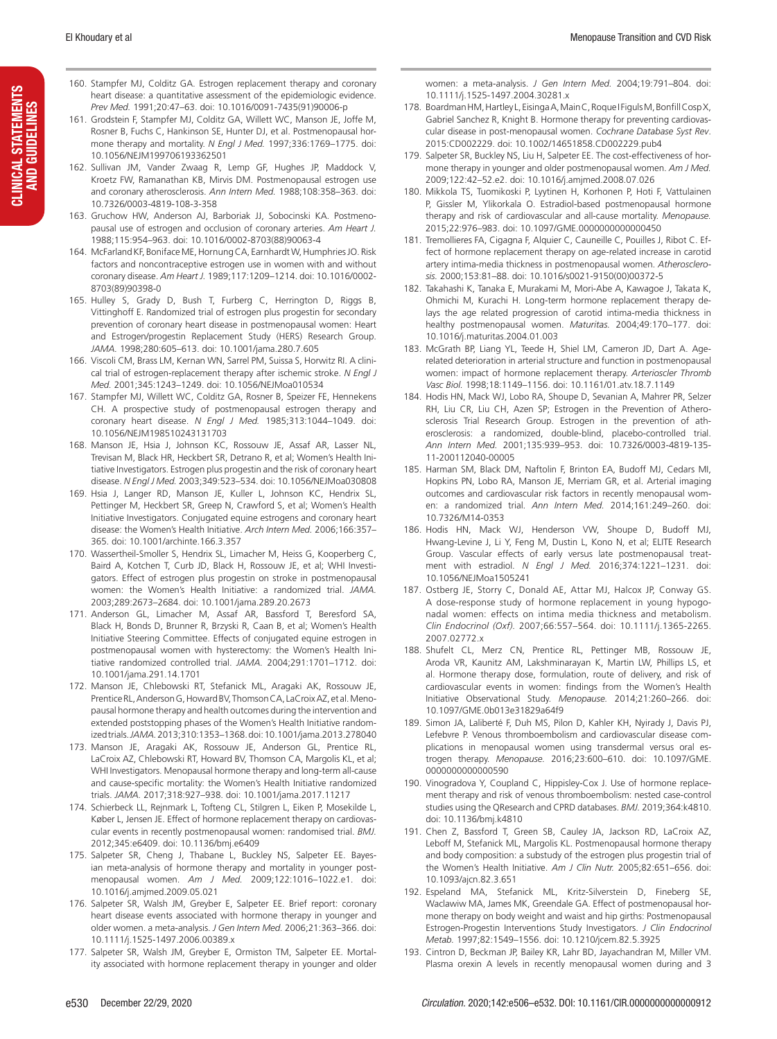160. Stampfer MJ, Colditz GA. Estrogen replacement therapy and coronary heart disease: a quantitative assessment of the epidemiologic evidence. *Prev Med.* 1991;20:47–63. doi: 10.1016/0091-7435(91)90006-p
161. Grodstein F, Stampfer MJ, Colditz GA, Willett WC, Manson JE, Joffe M, Rosner B, Fuchs C, Hankinson SE, Hunter DJ, et al. Postmenopausal hormone therapy and mortality. *N Engl J Med.* 1997;336:1769–1775. doi: 10.1056/NEJM199706193362501
162. Sullivan JM, Vander Zwaag R, Lemp GF, Hughes JP, Maddock V, Kroetz FW, Ramanathan KB, Mirvis DM. Postmenopausal estrogen use and coronary atherosclerosis. *Ann Intern Med.* 1988;108:358–363. doi: 10.7326/0003-4819-108-3-358
163. Gruchow HW, Anderson AJ, Barboriak JJ, Sobocinski KA. Postmenopausal use of estrogen and occlusion of coronary arteries. *Am Heart J.* 1988;115:954–963. doi: 10.1016/0002-8703(88)90063-4
164. McFarland KF, Boniface ME, Hornung CA, Earnhardt W, Humphries JO. Risk factors and noncontraceptive estrogen use in women with and without coronary disease. *Am Heart J.* 1989;117:1209–1214. doi: 10.1016/0002-8703(89)90398-0
165. Hulley S, Grady D, Bush T, Furberg C, Herrington D, Riggs B, Vittinghoff E. Randomized trial of estrogen plus progestin for secondary prevention of coronary heart disease in postmenopausal women: Heart and Estrogen/progestin Replacement Study (HERS) Research Group. *JAMA.* 1998;280:605–613. doi: 10.1001/jama.280.7.605
166. Viscoli CM, Brass LM, Kernan WN, Sarrel PM, Suissa S, Horwitz RI. A clinical trial of estrogen-replacement therapy after ischemic stroke. *N Engl J Med.* 2001;345:1243–1249. doi: 10.1056/NEJMoa010534
167. Stampfer MJ, Willett WC, Colditz GA, Rosner B, Speizer FE, Hennekens CH. A prospective study of postmenopausal estrogen therapy and coronary heart disease. *N Engl J Med.* 1985;313:1044–1049. doi: 10.1056/NEJM198510243131703
168. Manson JE, Hsia J, Johnson KC, Rossouw JE, Assaf AR, Lasser NL, Trevisan M, Black HR, Heckbert SR, Detrano R, et al; Women's Health Initiative Investigators. Estrogen plus progestin and the risk of coronary heart disease. *N Engl J Med.* 2003;349:523–534. doi: 10.1056/NEJMoa030808
169. Hsia J, Langer RD, Manson JE, Kuller L, Johnson KC, Hendrix SL, Pettinger M, Heckbert SR, Greep N, Crawford S, et al; Women's Health Initiative Investigators. Conjugated equine estrogens and coronary heart disease: the Women's Health Initiative. *Arch Intern Med.* 2006;166:357–365. doi: 10.1001/archinte.166.3.357
170. Wassertheil-Smoller S, Hendrix SL, Limacher M, Heiss G, Kooperberg C, Baird A, Kotchen T, Curb JD, Black H, Rossouw JE, et al; WHI Investigators. Effect of estrogen plus progestin on stroke in postmenopausal women: the Women's Health Initiative: a randomized trial. *JAMA.* 2003;289:2673–2684. doi: 10.1001/jama.289.20.2673
171. Anderson GL, Limacher M, Assaf AR, Bassford T, Beresford SA, Black H, Bonds D, Brunner R, Brzyski R, Caan B, et al; Women's Health Initiative Steering Committee. Effects of conjugated equine estrogen in postmenopausal women with hysterectomy: the Women's Health Initiative randomized controlled trial. *JAMA.* 2004;291:1701–1712. doi: 10.1001/jama.291.14.1701
172. Manson JE, Chlebowski RT, Stefanick ML, Aragaki AK, Rossouw JE, Prentice RL, Anderson G, Howard BV, Thomson CA, LaCroix AZ, et al. Menopausal hormone therapy and health outcomes during the intervention and extended poststopping phases of the Women's Health Initiative randomized trials. *JAMA.* 2013;310:1353–1368. doi: 10.1001/jama.2013.278040
173. Manson JE, Aragaki AK, Rossouw JE, Anderson GL, Prentice RL, LaCroix AZ, Chlebowski RT, Howard BV, Thomson CA, Margolis KL, et al; WHI Investigators. Menopausal hormone therapy and long-term all-cause and cause-specific mortality: the Women's Health Initiative randomized trials. *JAMA.* 2017;318:927–938. doi: 10.1001/jama.2017.11217
174. Schierbeck LL, Rejnmark L, Tofteng CL, Stilgren L, Eiken P, Mosekilde L, Køber L, Jensen JE. Effect of hormone replacement therapy on cardiovascular events in recently postmenopausal women: randomised trial. *BMJ.* 2012;345:e6409. doi: 10.1136/bmj.e6409
175. Salpeter SR, Cheng J, Thabane L, Buckley NS, Salpeter EE. Bayesian meta-analysis of hormone therapy and mortality in younger postmenopausal women. *Am J Med.* 2009;122:1016–1022.e1. doi: 10.1016/j.amjmed.2009.05.021
176. Salpeter SR, Walsh JM, Greyber E, Salpeter EE. Brief report: coronary heart disease events associated with hormone therapy in younger and older women. a meta-analysis. *J Gen Intern Med.* 2006;21:363–366. doi: 10.1111/j.1525-1497.2006.00389.x
177. Salpeter SR, Walsh JM, Greyber E, Ormiston TM, Salpeter EE. Mortality associated with hormone replacement therapy in younger and older women: a meta-analysis. *J Gen Intern Med.* 2004;19:791–804. doi: 10.1111/j.1525-1497.2004.30281.x
178. Boardman HM, Hartley L, Eisinga A, Main C, Roque I Figuls M, Bonfill Cosp X, Gabriel Sanchez R, Knight B. Hormone therapy for preventing cardiovascular disease in post-menopausal women. *Cochrane Database Syst Rev*. 2015:CD002229. doi: 10.1002/14651858.CD002229.pub4
179. Salpeter SR, Buckley NS, Liu H, Salpeter EE. The cost-effectiveness of hormone therapy in younger and older postmenopausal women. *Am J Med.* 2009;122:42–52.e2. doi: 10.1016/j.amjmed.2008.07.026
180. Mikkola TS, Tuomikoski P, Lyytinen H, Korhonen P, Hoti F, Vattulainen P, Gissler M, Ylikorkala O. Estradiol-based postmenopausal hormone therapy and risk of cardiovascular and all-cause mortality. *Menopause.* 2015;22:976–983. doi: 10.1097/GME.0000000000000450
181. Tremollieres FA, Cigagna F, Alquier C, Cauneille C, Pouilles J, Ribot C. Effect of hormone replacement therapy on age-related increase in carotid artery intima-media thickness in postmenopausal women. *Atherosclerosis.* 2000;153:81–88. doi: 10.1016/s0021-9150(00)00372-5
182. Takahashi K, Tanaka E, Murakami M, Mori-Abe A, Kawagoe J, Takata K, Ohmichi M, Kurachi H. Long-term hormone replacement therapy delays the age related progression of carotid intima-media thickness in healthy postmenopausal women. *Maturitas.* 2004;49:170–177. doi: 10.1016/j.maturitas.2004.01.003
183. McGrath BP, Liang YL, Teede H, Shiel LM, Cameron JD, Dart A. Age-related deterioration in arterial structure and function in postmenopausal women: impact of hormone replacement therapy. *Arterioscler Thromb Vasc Biol.* 1998;18:1149–1156. doi: 10.1161/01.atv.18.7.1149
184. Hodis HN, Mack WJ, Lobo RA, Shoupe D, Sevanian A, Mahrer PR, Selzer RH, Liu CR, Liu CH, Azen SP; Estrogen in the Prevention of Atherosclerosis Trial Research Group. Estrogen in the prevention of atherosclerosis: a randomized, double-blind, placebo-controlled trial. *Ann Intern Med.* 2001;135:939–953. doi: 10.7326/0003-4819-135-11-200112040-00005
185. Harman SM, Black DM, Naftolin F, Brinton EA, Budoff MJ, Cedars MI, Hopkins PN, Lobo RA, Manson JE, Merriam GR, et al. Arterial imaging outcomes and cardiovascular risk factors in recently menopausal women: a randomized trial. *Ann Intern Med.* 2014;161:249–260. doi: 10.7326/M14-0353
186. Hodis HN, Mack WJ, Henderson VW, Shoupe D, Budoff MJ, Hwang-Levine J, Li Y, Feng M, Dustin L, Kono N, et al; ELITE Research Group. Vascular effects of early versus late postmenopausal treatment with estradiol. *N Engl J Med.* 2016;374:1221–1231. doi: 10.1056/NEJMoa1505241
187. Ostberg JE, Storry C, Donald AE, Attar MJ, Halcox JP, Conway GS. A dose-response study of hormone replacement in young hypogonadal women: effects on intima media thickness and metabolism. *Clin Endocrinol (Oxf).* 2007;66:557–564. doi: 10.1111/j.1365-2265.2007.02772.x
188. Shufelt CL, Merz CN, Prentice RL, Pettinger MB, Rossouw JE, Aroda VR, Kaunitz AM, Lakshminarayan K, Martin LW, Phillips LS, et al. Hormone therapy dose, formulation, route of delivery, and risk of cardiovascular events in women: findings from the Women's Health Initiative Observational Study. *Menopause.* 2014;21:260–266. doi: 10.1097/GME.0b013e31829a64f9
189. Simon JA, Laliberté F, Duh MS, Pilon D, Kahler KH, Nyirady J, Davis PJ, Lefebvre P. Venous thromboembolism and cardiovascular disease complications in menopausal women using transdermal versus oral estrogen therapy. *Menopause.* 2016;23:600–610. doi: 10.1097/GME.0000000000000590
190. Vinogradova Y, Coupland C, Hippisley-Cox J. Use of hormone replacement therapy and risk of venous thromboembolism: nested case-control studies using the QResearch and CPRD databases. *BMJ.* 2019;364:k4810. doi: 10.1136/bmj.k4810
191. Chen Z, Bassford T, Green SB, Cauley JA, Jackson RD, LaCroix AZ, Leboff M, Stefanick ML, Margolis KL. Postmenopausal hormone therapy and body composition: a substudy of the estrogen plus progestin trial of the Women's Health Initiative. *Am J Clin Nutr.* 2005;82:651–656. doi: 10.1093/ajcn.82.3.651
192. Espeland MA, Stefanick ML, Kritz-Silverstein D, Fineberg SE, Waclawiw MA, James MK, Greendale GA. Effect of postmenopausal hormone therapy on body weight and waist and hip girths: Postmenopausal Estrogen-Progestin Interventions Study Investigators. *J Clin Endocrinol Metab.* 1997;82:1549–1556. doi: 10.1210/jcem.82.5.3925
193. Cintron D, Beckman JP, Bailey KR, Lahr BD, Jayachandran M, Miller VM. Plasma orexin A levels in recently menopausal women during and 3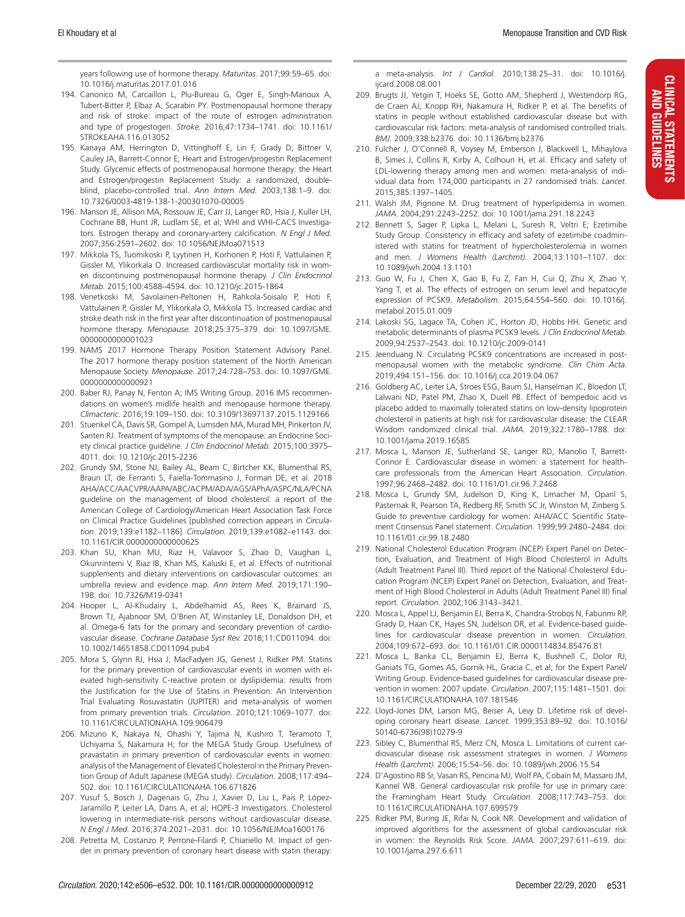years following use of hormone therapy. *Maturitas.* 2017;99:59–65. doi: 10.1016/j.maturitas.2017.01.016

194. Canonico M, Carcaillon L, Plu-Bureau G, Oger E, Singh-Manoux A, Tubert-Bitter P, Elbaz A, Scarabin PY. Postmenopausal hormone therapy and risk of stroke: impact of the route of estrogen administration and type of progestogen. *Stroke.* 2016;47:1734–1741. doi: 10.1161/STROKEAHA.116.013052
195. Kanaya AM, Herrington D, Vittinghoff E, Lin F, Grady D, Bittner V, Cauley JA, Barrett-Connor E; Heart and Estrogen/progestin Replacement Study. Glycemic effects of postmenopausal hormone therapy: the Heart and Estrogen/progestin Replacement Study: a randomized, double-blind, placebo-controlled trial. *Ann Intern Med.* 2003;138:1–9. doi: 10.7326/0003-4819-138-1-200301070-00005
196. Manson JE, Allison MA, Rossouw JE, Carr JJ, Langer RD, Hsia J, Kuller LH, Cochrane BB, Hunt JR, Ludlam SE, et al; WHI and WHI-CACS Investigators. Estrogen therapy and coronary-artery calcification. *N Engl J Med.* 2007;356:2591–2602. doi: 10.1056/NEJMoa071513
197. Mikkola TS, Tuomikoski P, Lyytinen H, Korhonen P, Hoti F, Vattulainen P, Gissler M, Ylikorkala O. Increased cardiovascular mortality risk in women discontinuing postmenopausal hormone therapy. *J Clin Endocrinol Metab.* 2015;100:4588–4594. doi: 10.1210/jc.2015-1864
198. Venetkoski M, Savolainen-Peltonen H, Rahkola-Soisalo P, Hoti F, Vattulainen P, Gissler M, Ylikorkala O, Mikkola TS. Increased cardiac and stroke death risk in the first year after discontinuation of postmenopausal hormone therapy. *Menopause.* 2018;25:375–379. doi: 10.1097/GME.0000000000001023
199. NAMS 2017 Hormone Therapy Position Statement Advisory Panel. The 2017 hormone therapy position statement of the North American Menopause Society. *Menopause.* 2017;24:728–753. doi: 10.1097/GME.0000000000000921
200. Baber RJ, Panay N, Fenton A; IMS Writing Group. 2016 IMS recommendations on women's midlife health and menopause hormone therapy. *Climacteric.* 2016;19:109–150. doi: 10.3109/13697137.2015.1129166
201. Stuenkel CA, Davis SR, Gompel A, Lumsden MA, Murad MH, Pinkerton JV, Santen RJ. Treatment of symptoms of the menopause: an Endocrine Society clinical practice guideline. *J Clin Endocrinol Metab.* 2015;100:3975–4011. doi: 10.1210/jc.2015-2236
202. Grundy SM, Stone NJ, Bailey AL, Beam C, Birtcher KK, Blumenthal RS, Braun LT, de Ferranti S, Faiella-Tommasino J, Forman DE, et al. 2018 AHA/ACC/AACVPR/AAPA/ABC/ACPM/ADA/AGS/APhA/ASPC/NLA/PCNA guideline on the management of blood cholesterol: a report of the American College of Cardiology/American Heart Association Task Force on Clinical Practice Guidelines [published correction appears in *Circulation*. 2019;139:e1182–1186]. *Circulation.* 2019;139:e1082–e1143. doi: 10.1161/CIR.0000000000000625
203. Khan SU, Khan MU, Riaz H, Valavoor S, Zhao D, Vaughan L, Okunrintemi V, Riaz IB, Khan MS, Kaluski E, et al. Effects of nutritional supplements and dietary interventions on cardiovascular outcomes: an umbrella review and evidence map. *Ann Intern Med.* 2019;171:190–198. doi: 10.7326/M19-0341
204. Hooper L, Al-Khudairy L, Abdelhamid AS, Rees K, Brainard JS, Brown TJ, Ajabnoor SM, O'Brien AT, Winstanley LE, Donaldson DH, et al. Omega-6 fats for the primary and secondary prevention of cardiovascular disease. *Cochrane Database Syst Rev.* 2018;11:CD011094. doi: 10.1002/14651858.CD011094.pub4
205. Mora S, Glynn RJ, Hsia J, MacFadyen JG, Genest J, Ridker PM. Statins for the primary prevention of cardiovascular events in women with elevated high-sensitivity C-reactive protein or dyslipidemia: results from the Justification for the Use of Statins in Prevention: An Intervention Trial Evaluating Rosuvastatin (JUPITER) and meta-analysis of women from primary prevention trials. *Circulation.* 2010;121:1069–1077. doi: 10.1161/CIRCULATIONAHA.109.906479
206. Mizuno K, Nakaya N, Ohashi Y, Tajima N, Kushiro T, Teramoto T, Uchiyama S, Nakamura H; for the MEGA Study Group. Usefulness of pravastatin in primary prevention of cardiovascular events in women: analysis of the Management of Elevated Cholesterol in the Primary Prevention Group of Adult Japanese (MEGA study). *Circulation.* 2008;117:494–502. doi: 10.1161/CIRCULATIONAHA.106.671826
207. Yusuf S, Bosch J, Dagenais G, Zhu J, Xavier D, Liu L, Pais P, López-Jaramillo P, Leiter LA, Dans A, et al; HOPE-3 Investigators. Cholesterol lowering in intermediate-risk persons without cardiovascular disease. *N Engl J Med.* 2016;374:2021–2031. doi: 10.1056/NEJMoa1600176
208. Petretta M, Costanzo P, Perrone-Filardi P, Chiariello M. Impact of gender in primary prevention of coronary heart disease with statin therapy: a meta-analysis. *Int J Cardiol.* 2010;138:25–31. doi: 10.1016/j.ijcard.2008.08.001
209. Brugts JJ, Yetgin T, Hoeks SE, Gotto AM, Shepherd J, Westendorp RG, de Craen AJ, Knopp RH, Nakamura H, Ridker P, et al. The benefits of statins in people without established cardiovascular disease but with cardiovascular risk factors: meta-analysis of randomised controlled trials. *BMJ.* 2009;338:b2376. doi: 10.1136/bmj.b2376
210. Fulcher J, O'Connell R, Voysey M, Emberson J, Blackwell L, Mihaylova B, Simes J, Collins R, Kirby A, Colhoun H, et al. Efficacy and safety of LDL-lowering therapy among men and women: meta-analysis of individual data from 174,000 participants in 27 randomised trials. *Lancet.* 2015;385:1397–1405.
211. Walsh JM, Pignone M. Drug treatment of hyperlipidemia in women. *JAMA.* 2004;291:2243–2252. doi: 10.1001/jama.291.18.2243
212. Bennett S, Sager P, Lipka L, Melani L, Suresh R, Veltri E; Ezetimibe Study Group. Consistency in efficacy and safety of ezetimibe coadministered with statins for treatment of hypercholesterolemia in women and men. *J Womens Health (Larchmt).* 2004;13:1101–1107. doi: 10.1089/jwh.2004.13.1101
213. Guo W, Fu J, Chen X, Gao B, Fu Z, Fan H, Cui Q, Zhu X, Zhao Y, Yang T, et al. The effects of estrogen on serum level and hepatocyte expression of PCSK9. *Metabolism.* 2015;64:554–560. doi: 10.1016/j.metabol.2015.01.009
214. Lakoski SG, Lagace TA, Cohen JC, Horton JD, Hobbs HH. Genetic and metabolic determinants of plasma PCSK9 levels. *J Clin Endocrinol Metab.* 2009;94:2537–2543. doi: 10.1210/jc.2009-0141
215. Jeenduang N. Circulating PCSK9 concentrations are increased in postmenopausal women with the metabolic syndrome. *Clin Chim Acta.* 2019;494:151–156. doi: 10.1016/j.cca.2019.04.067
216. Goldberg AC, Leiter LA, Stroes ESG, Baum SJ, Hanselman JC, Bloedon LT, Lalwani ND, Patel PM, Zhao X, Duell PB. Effect of bempedoic acid vs placebo added to maximally tolerated statins on low-density lipoprotein cholesterol in patients at high risk for cardiovascular disease: the CLEAR Wisdom randomized clinical trial. *JAMA.* 2019;322:1780–1788. doi: 10.1001/jama.2019.16585
217. Mosca L, Manson JE, Sutherland SE, Langer RD, Manolio T, Barrett-Connor E. Cardiovascular disease in women: a statement for healthcare professionals from the American Heart Association. *Circulation.* 1997;96:2468–2482. doi: 10.1161/01.cir.96.7.2468
218. Mosca L, Grundy SM, Judelson D, King K, Limacher M, Oparil S, Pasternak R, Pearson TA, Redberg RF, Smith SC Jr, Winston M, Zinberg S. Guide to preventive cardiology for women: AHA/ACC Scientific Statement Consensus Panel statement. *Circulation.* 1999;99:2480–2484. doi: 10.1161/01.cir.99.18.2480
219. National Cholesterol Education Program (NCEP) Expert Panel on Detection, Evaluation, and Treatment of High Blood Cholesterol in Adults (Adult Treatment Panel III). Third report of the National Cholesterol Education Program (NCEP) Expert Panel on Detection, Evaluation, and Treatment of High Blood Cholesterol in Adults (Adult Treatment Panel III) final report. *Circulation.* 2002;106:3143–3421.
220. Mosca L, Appel LJ, Benjamin EJ, Berra K, Chandra-Strobos N, Fabunmi RP, Grady D, Haan CK, Hayes SN, Judelson DR, et al. Evidence-based guidelines for cardiovascular disease prevention in women. *Circulation.* 2004;109:672–693. doi: 10.1161/01.CIR.0000114834.85476.81
221. Mosca L, Banka CL, Benjamin EJ, Berra K, Bushnell C, Dolor RJ, Ganiats TG, Gomes AS, Gornik HL, Gracia C, et al; for the Expert Panel/Writing Group. Evidence-based guidelines for cardiovascular disease prevention in women: 2007 update. *Circulation.* 2007;115:1481–1501. doi: 10.1161/CIRCULATIONAHA.107.181546
222. Lloyd-Jones DM, Larson MG, Beiser A, Levy D. Lifetime risk of developing coronary heart disease. *Lancet.* 1999;353:89–92. doi: 10.1016/S0140-6736(98)10279-9
223. Sibley C, Blumenthal RS, Merz CN, Mosca L. Limitations of current cardiovascular disease risk assessment strategies in women. *J Womens Health (Larchmt).* 2006;15:54–56. doi: 10.1089/jwh.2006.15.54
224. D'Agostino RB Sr, Vasan RS, Pencina MJ, Wolf PA, Cobain M, Massaro JM, Kannel WB. General cardiovascular risk profile for use in primary care: the Framingham Heart Study. *Circulation.* 2008;117:743–753. doi: 10.1161/CIRCULATIONAHA.107.699579
225. Ridker PM, Buring JE, Rifai N, Cook NR. Development and validation of improved algorithms for the assessment of global cardiovascular risk in women: the Reynolds Risk Score. *JAMA.* 2007;297:611–619. doi: 10.1001/jama.297.6.611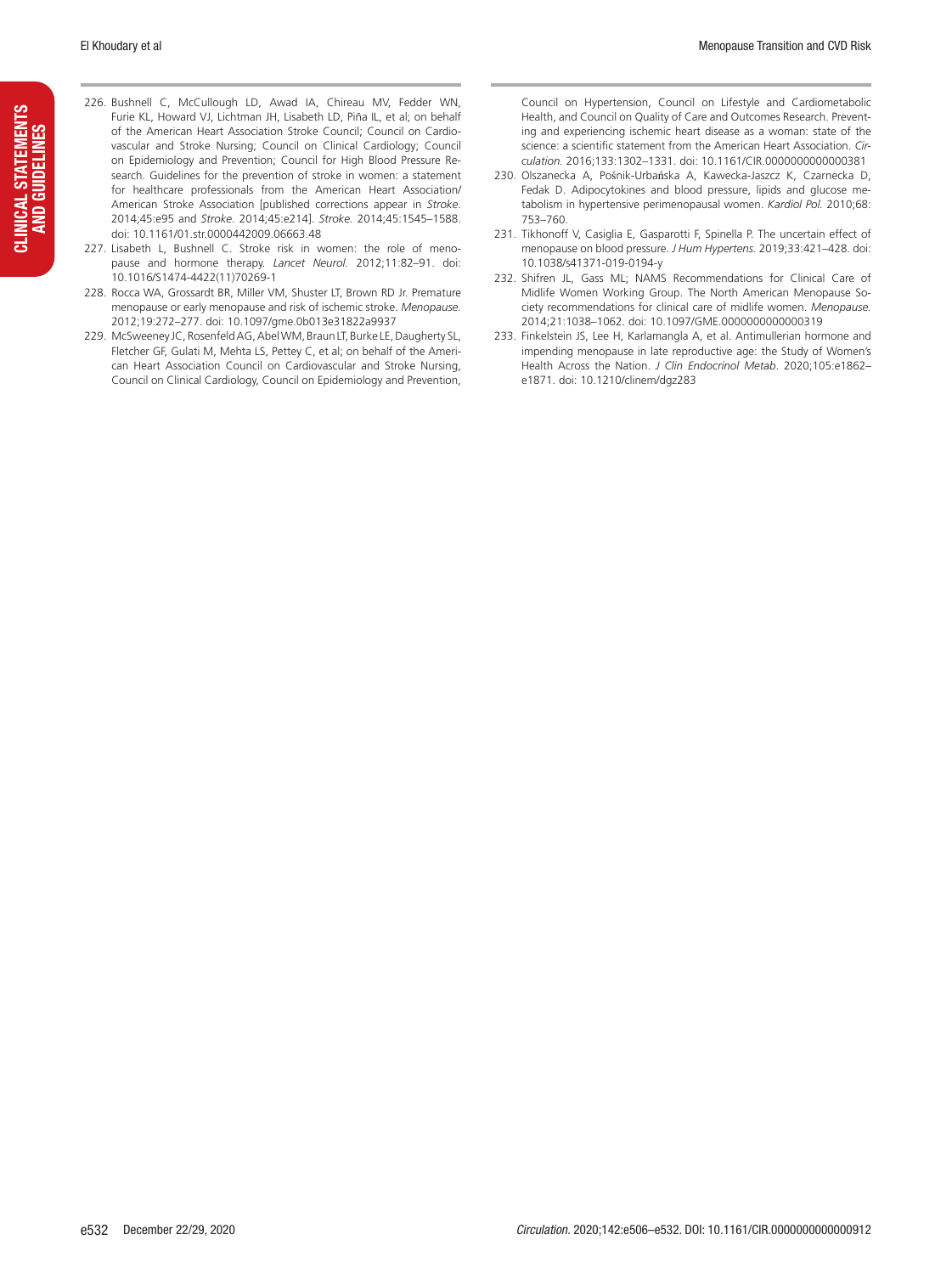226. Bushnell C, McCullough LD, Awad IA, Chireau MV, Fedder WN, Furie KL, Howard VJ, Lichtman JH, Lisabeth LD, Piña IL, et al; on behalf of the American Heart Association Stroke Council; Council on Cardiovascular and Stroke Nursing; Council on Clinical Cardiology; Council on Epidemiology and Prevention; Council for High Blood Pressure Research. Guidelines for the prevention of stroke in women: a statement for healthcare professionals from the American Heart Association/American Stroke Association [published corrections appear in *Stroke*. 2014;45:e95 and *Stroke*. 2014;45:e214]. *Stroke*. 2014;45:1545–1588. doi: 10.1161/01.str.0000442009.06663.48
227. Lisabeth L, Bushnell C. Stroke risk in women: the role of menopause and hormone therapy. *Lancet Neurol*. 2012;11:82–91. doi: 10.1016/S1474-4422(11)70269-1
228. Rocca WA, Grossardt BR, Miller VM, Shuster LT, Brown RD Jr. Premature menopause or early menopause and risk of ischemic stroke. *Menopause*. 2012;19:272–277. doi: 10.1097/gme.0b013e31822a9937
229. McSweeney JC, Rosenfeld AG, Abel WM, Braun LT, Burke LE, Daugherty SL, Fletcher GF, Gulati M, Mehta LS, Pettey C, et al; on behalf of the American Heart Association Council on Cardiovascular and Stroke Nursing, Council on Clinical Cardiology, Council on Epidemiology and Prevention, Council on Hypertension, Council on Lifestyle and Cardiometabolic Health, and Council on Quality of Care and Outcomes Research. Preventing and experiencing ischemic heart disease as a woman: state of the science: a scientific statement from the American Heart Association. *Circulation*. 2016;133:1302–1331. doi: 10.1161/CIR.0000000000000381
230. Olszanecka A, Pośnik-Urbańska A, Kawecka-Jaszcz K, Czarnecka D, Fedak D. Adipocytokines and blood pressure, lipids and glucose metabolism in hypertensive perimenopausal women. *Kardiol Pol*. 2010;68:753–760.
231. Tikhonoff V, Casiglia E, Gasparotti F, Spinella P. The uncertain effect of menopause on blood pressure. *J Hum Hypertens*. 2019;33:421–428. doi: 10.1038/s41371-019-0194-y
232. Shifren JL, Gass ML; NAMS Recommendations for Clinical Care of Midlife Women Working Group. The North American Menopause Society recommendations for clinical care of midlife women. *Menopause*. 2014;21:1038–1062. doi: 10.1097/GME.0000000000000319
233. Finkelstein JS, Lee H, Karlamangla A, et al. Antimullerian hormone and impending menopause in late reproductive age: the Study of Women's Health Across the Nation. *J Clin Endocrinol Metab*. 2020;105:e1862–e1871. doi: 10.1210/clinem/dgz283